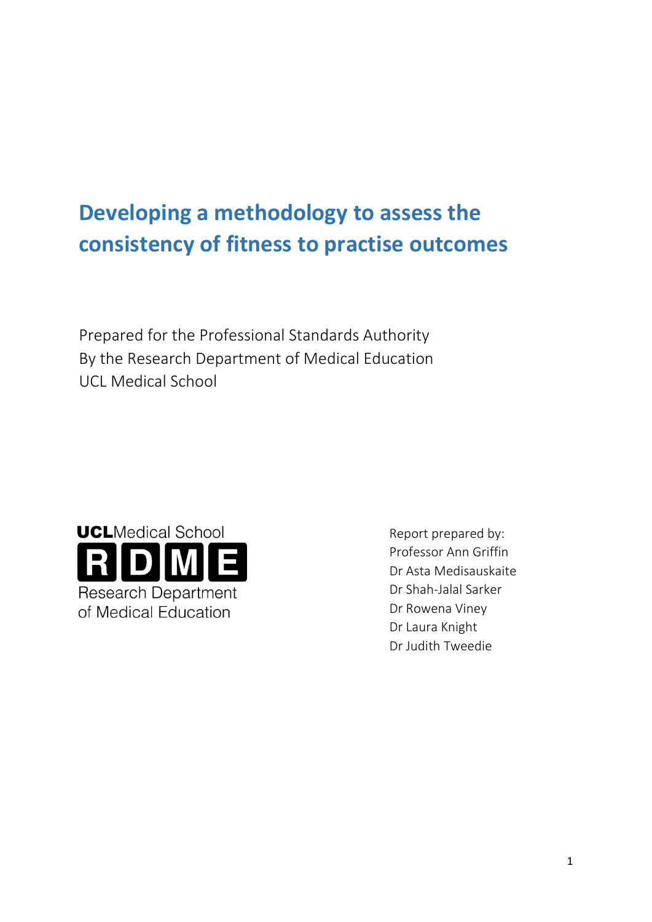# Developing a methodology to assess the consistency of fitness to practise outcomes

Prepared for the Professional Standards Authority
By the Research Department of Medical Education
UCL Medical School

UCL Medical School
RDME
Research Department of Medical Education

Report prepared by:
Professor Ann Griffin
Dr Asta Medisauskaite
Dr Shah-Jalal Sarker
Dr Rowena Viney
Dr Laura Knight
Dr Judith Tweedie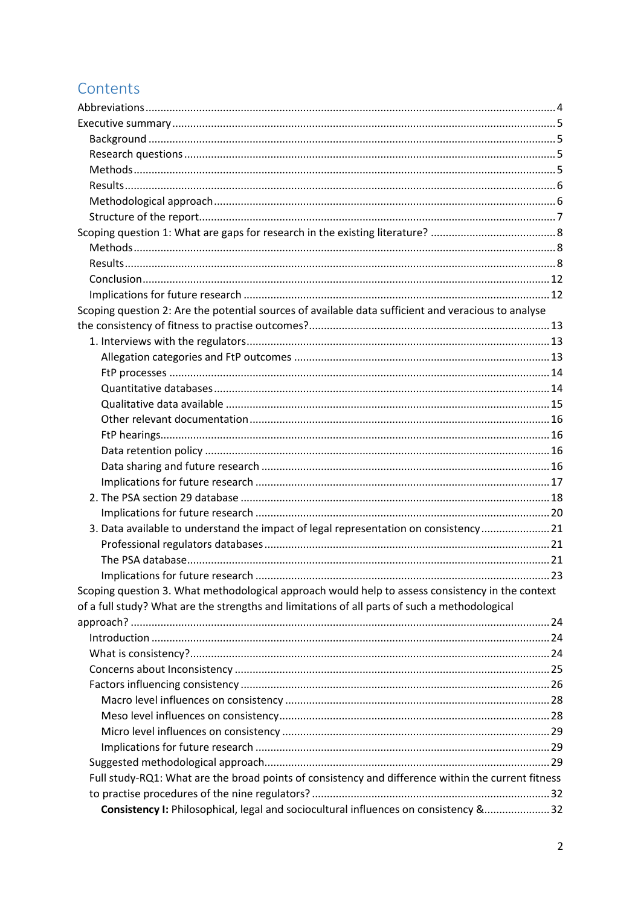# Contents

Abbreviations ... 4
Executive summary ... 5
- Background ... 5
- Research questions ... 5
- Methods ... 5
- Results ... 6
- Methodological approach ... 6
- Structure of the report ... 7

Scoping question 1: What are gaps for research in the existing literature? ... 8
- Methods ... 8
- Results ... 8
- Conclusion ... 12
- Implications for future research ... 12

Scoping question 2: Are the potential sources of available data sufficient and veracious to analyse the consistency of fitness to practise outcomes? ... 13
- 1. Interviews with the regulators ... 13
  - Allegation categories and FtP outcomes ... 13
  - FtP processes ... 14
  - Quantitative databases ... 14
  - Qualitative data available ... 15
  - Other relevant documentation ... 16
  - FtP hearings ... 16
  - Data retention policy ... 16
  - Data sharing and future research ... 16
  - Implications for future research ... 17
- 2. The PSA section 29 database ... 18
  - Implications for future research ... 20
- 3. Data available to understand the impact of legal representation on consistency ... 21
  - Professional regulators databases ... 21
  - The PSA database ... 21
  - Implications for future research ... 23

Scoping question 3. What methodological approach would help to assess consistency in the context of a full study? What are the strengths and limitations of all parts of such a methodological approach? ... 24
- Introduction ... 24
- What is consistency? ... 24
- Concerns about Inconsistency ... 25
- Factors influencing consistency ... 26
  - Macro level influences on consistency ... 28
  - Meso level influences on consistency ... 28
  - Micro level influences on consistency ... 29
  - Implications for future research ... 29
- Suggested methodological approach ... 29
- Full study-RQ1: What are the broad points of consistency and difference within the current fitness to practise procedures of the nine regulators? ... 32
  - **Consistency I:** Philosophical, legal and sociocultural influences on consistency & ... 32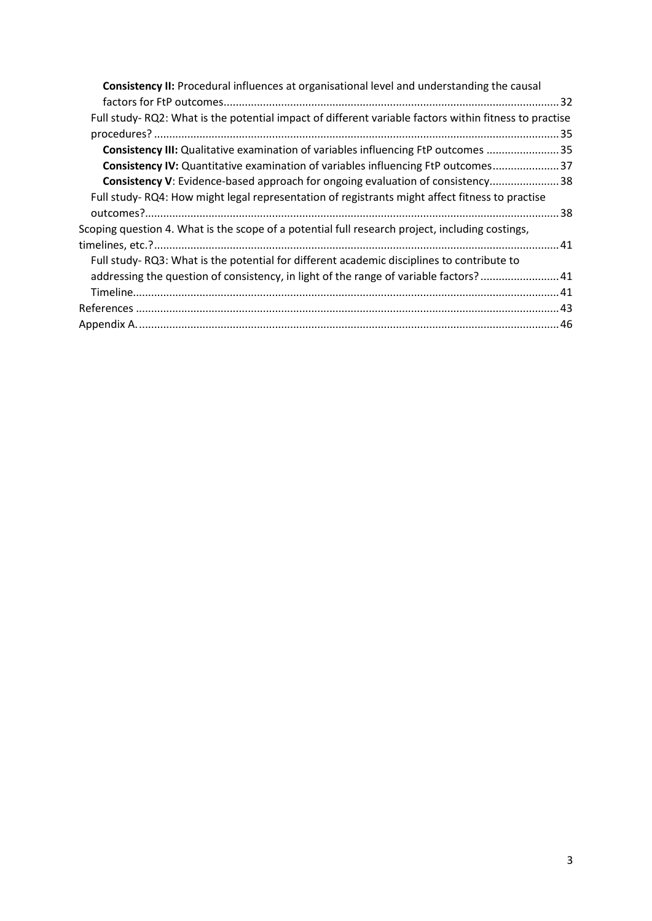**Consistency II:** Procedural influences at organisational level and understanding the causal factors for FtP outcomes ........ 32

Full study- RQ2: What is the potential impact of different variable factors within fitness to practise procedures? ........ 35

**Consistency III:** Qualitative examination of variables influencing FtP outcomes ........ 35

**Consistency IV:** Quantitative examination of variables influencing FtP outcomes ........ 37

**Consistency V**: Evidence-based approach for ongoing evaluation of consistency ........ 38

Full study- RQ4: How might legal representation of registrants might affect fitness to practise outcomes? ........ 38

Scoping question 4. What is the scope of a potential full research project, including costings, timelines, etc.? ........ 41

Full study- RQ3: What is the potential for different academic disciplines to contribute to addressing the question of consistency, in light of the range of variable factors? ........ 41

Timeline ........ 41

References ........ 43

Appendix A. ........ 46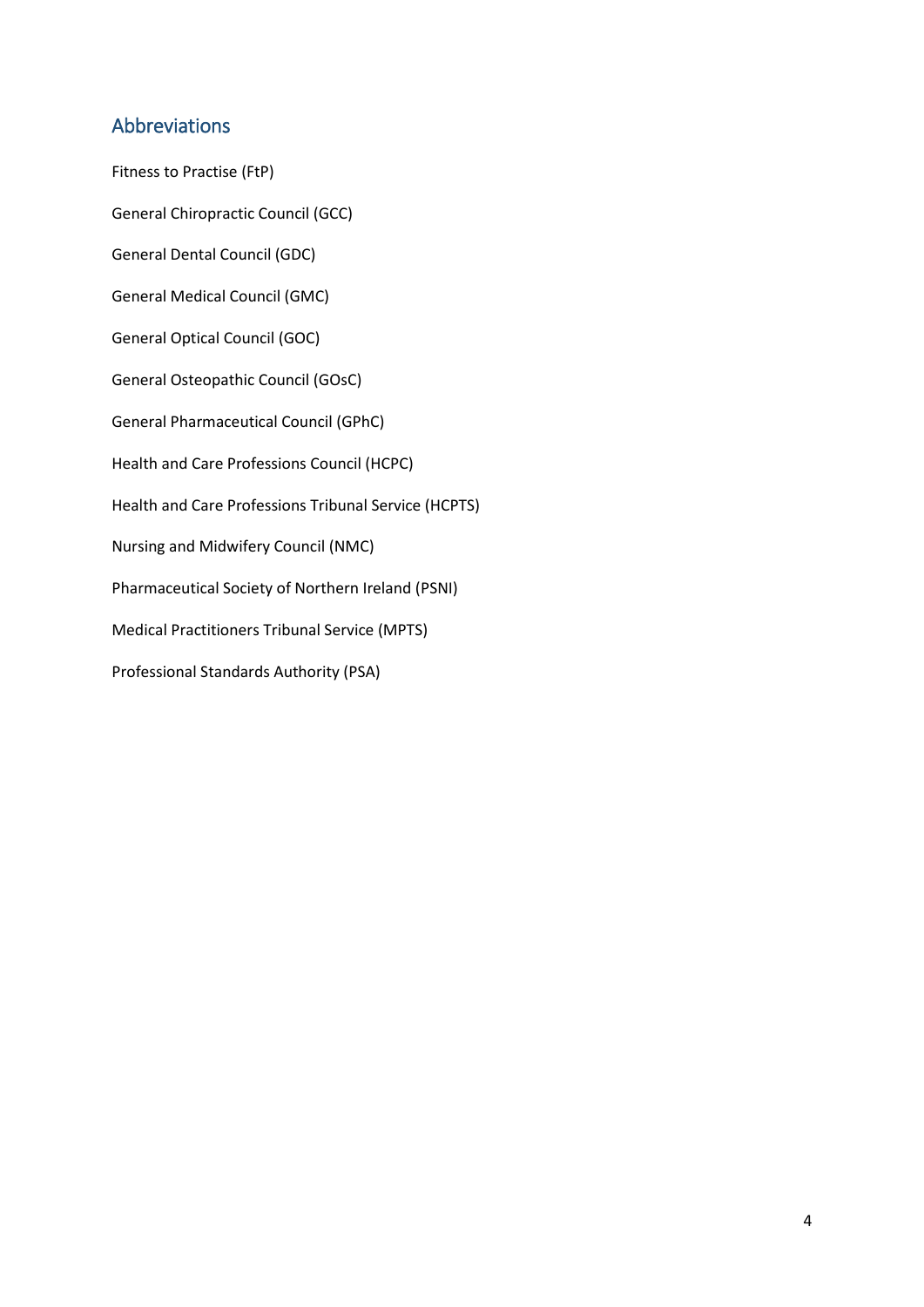## Abbreviations

Fitness to Practise (FtP)

General Chiropractic Council (GCC)

General Dental Council (GDC)

General Medical Council (GMC)

General Optical Council (GOC)

General Osteopathic Council (GOsC)

General Pharmaceutical Council (GPhC)

Health and Care Professions Council (HCPC)

Health and Care Professions Tribunal Service (HCPTS)

Nursing and Midwifery Council (NMC)

Pharmaceutical Society of Northern Ireland (PSNI)

Medical Practitioners Tribunal Service (MPTS)

Professional Standards Authority (PSA)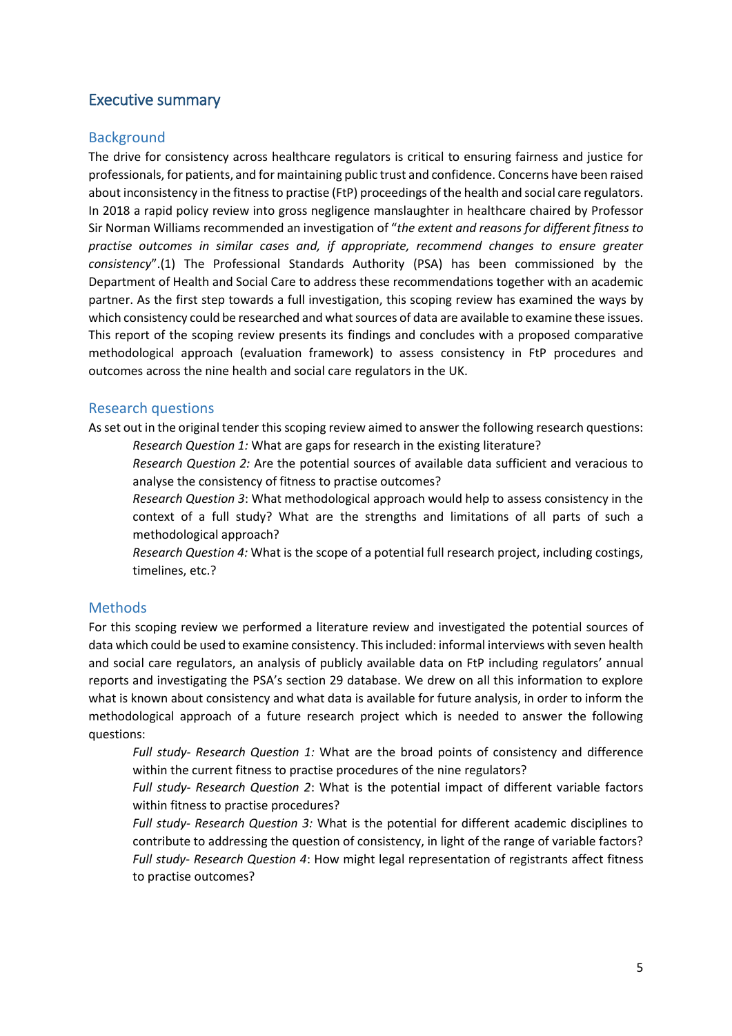## Executive summary

### Background

The drive for consistency across healthcare regulators is critical to ensuring fairness and justice for professionals, for patients, and for maintaining public trust and confidence. Concerns have been raised about inconsistency in the fitness to practise (FtP) proceedings of the health and social care regulators. In 2018 a rapid policy review into gross negligence manslaughter in healthcare chaired by Professor Sir Norman Williams recommended an investigation of "*the extent and reasons for different fitness to practise outcomes in similar cases and, if appropriate, recommend changes to ensure greater consistency*".(1) The Professional Standards Authority (PSA) has been commissioned by the Department of Health and Social Care to address these recommendations together with an academic partner. As the first step towards a full investigation, this scoping review has examined the ways by which consistency could be researched and what sources of data are available to examine these issues. This report of the scoping review presents its findings and concludes with a proposed comparative methodological approach (evaluation framework) to assess consistency in FtP procedures and outcomes across the nine health and social care regulators in the UK.

### Research questions

As set out in the original tender this scoping review aimed to answer the following research questions:

> *Research Question 1:* What are gaps for research in the existing literature?
>
> *Research Question 2:* Are the potential sources of available data sufficient and veracious to analyse the consistency of fitness to practise outcomes?
>
> *Research Question 3*: What methodological approach would help to assess consistency in the context of a full study? What are the strengths and limitations of all parts of such a methodological approach?
>
> *Research Question 4:* What is the scope of a potential full research project, including costings, timelines, etc.?

### Methods

For this scoping review we performed a literature review and investigated the potential sources of data which could be used to examine consistency. This included: informal interviews with seven health and social care regulators, an analysis of publicly available data on FtP including regulators' annual reports and investigating the PSA's section 29 database. We drew on all this information to explore what is known about consistency and what data is available for future analysis, in order to inform the methodological approach of a future research project which is needed to answer the following questions:

> *Full study- Research Question 1:* What are the broad points of consistency and difference within the current fitness to practise procedures of the nine regulators?
>
> *Full study- Research Question 2*: What is the potential impact of different variable factors within fitness to practise procedures?
>
> *Full study- Research Question 3:* What is the potential for different academic disciplines to contribute to addressing the question of consistency, in light of the range of variable factors?
>
> *Full study- Research Question 4*: How might legal representation of registrants affect fitness to practise outcomes?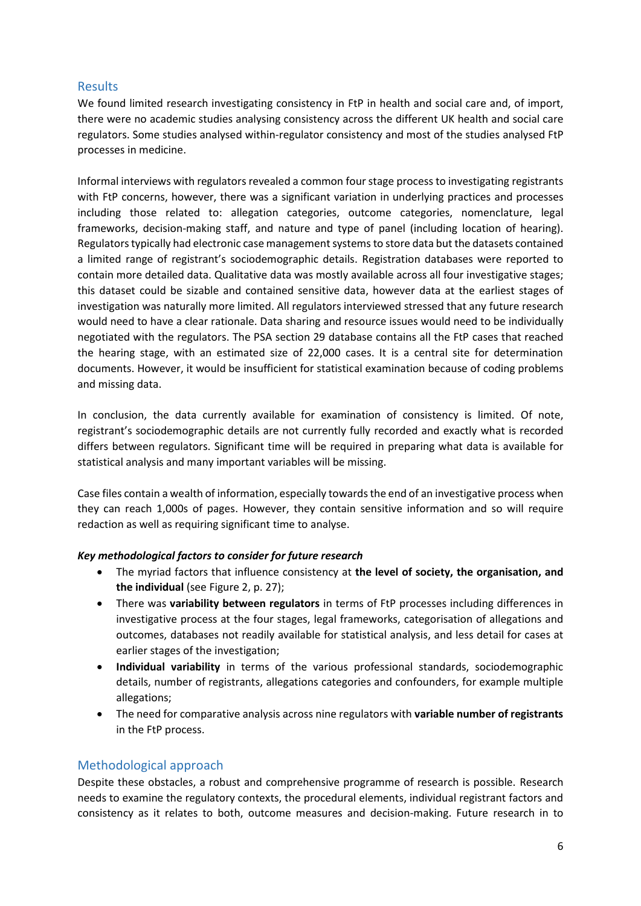## Results

We found limited research investigating consistency in FtP in health and social care and, of import, there were no academic studies analysing consistency across the different UK health and social care regulators. Some studies analysed within-regulator consistency and most of the studies analysed FtP processes in medicine.

Informal interviews with regulators revealed a common four stage process to investigating registrants with FtP concerns, however, there was a significant variation in underlying practices and processes including those related to: allegation categories, outcome categories, nomenclature, legal frameworks, decision-making staff, and nature and type of panel (including location of hearing). Regulators typically had electronic case management systems to store data but the datasets contained a limited range of registrant's sociodemographic details. Registration databases were reported to contain more detailed data. Qualitative data was mostly available across all four investigative stages; this dataset could be sizable and contained sensitive data, however data at the earliest stages of investigation was naturally more limited. All regulators interviewed stressed that any future research would need to have a clear rationale. Data sharing and resource issues would need to be individually negotiated with the regulators. The PSA section 29 database contains all the FtP cases that reached the hearing stage, with an estimated size of 22,000 cases. It is a central site for determination documents. However, it would be insufficient for statistical examination because of coding problems and missing data.

In conclusion, the data currently available for examination of consistency is limited. Of note, registrant's sociodemographic details are not currently fully recorded and exactly what is recorded differs between regulators. Significant time will be required in preparing what data is available for statistical analysis and many important variables will be missing.

Case files contain a wealth of information, especially towards the end of an investigative process when they can reach 1,000s of pages. However, they contain sensitive information and so will require redaction as well as requiring significant time to analyse.

***Key methodological factors to consider for future research***

- The myriad factors that influence consistency at **the level of society, the organisation, and the individual** (see Figure 2, p. 27);
- There was **variability between regulators** in terms of FtP processes including differences in investigative process at the four stages, legal frameworks, categorisation of allegations and outcomes, databases not readily available for statistical analysis, and less detail for cases at earlier stages of the investigation;
- **Individual variability** in terms of the various professional standards, sociodemographic details, number of registrants, allegations categories and confounders, for example multiple allegations;
- The need for comparative analysis across nine regulators with **variable number of registrants** in the FtP process.

## Methodological approach

Despite these obstacles, a robust and comprehensive programme of research is possible. Research needs to examine the regulatory contexts, the procedural elements, individual registrant factors and consistency as it relates to both, outcome measures and decision-making. Future research in to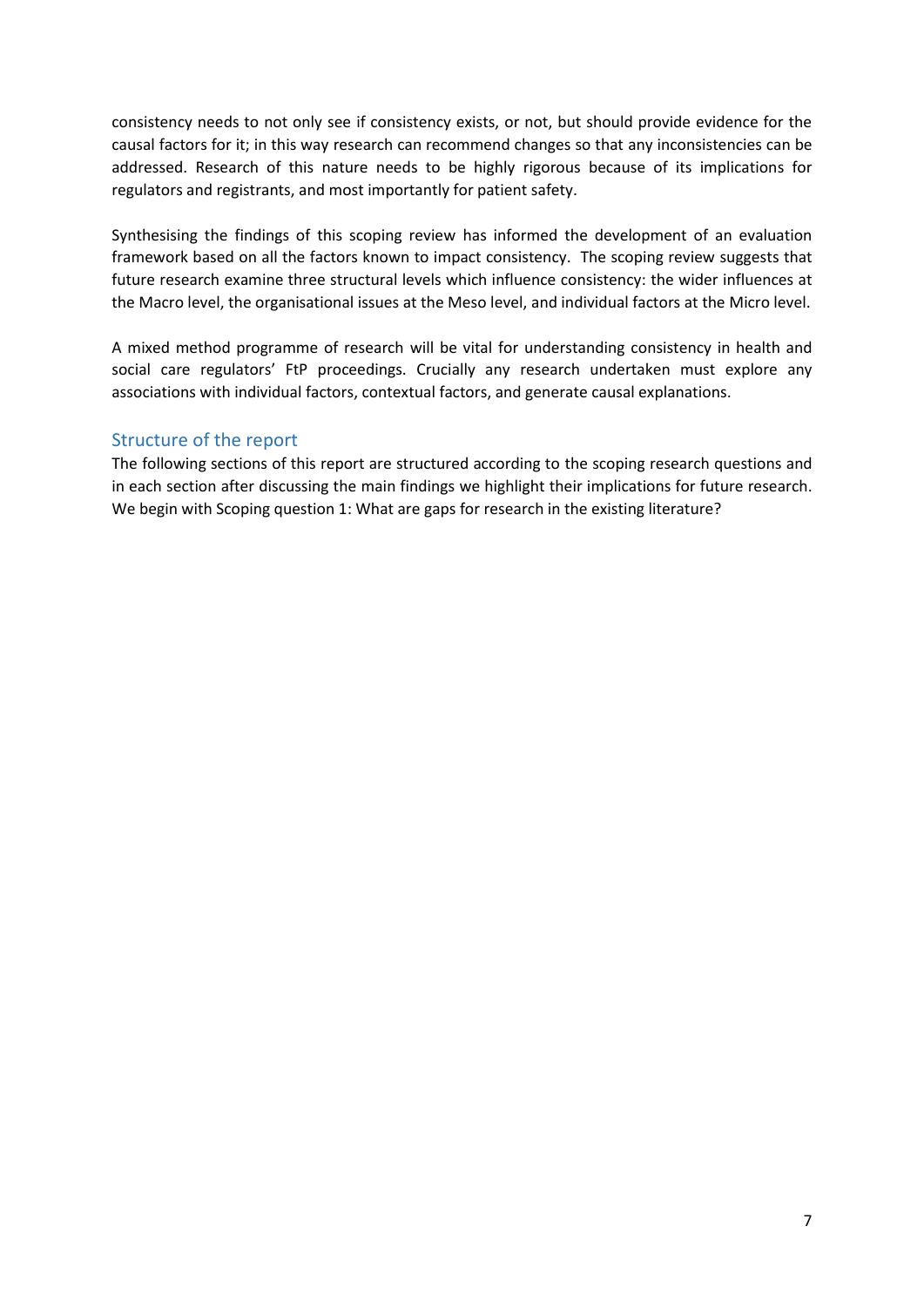consistency needs to not only see if consistency exists, or not, but should provide evidence for the causal factors for it; in this way research can recommend changes so that any inconsistencies can be addressed. Research of this nature needs to be highly rigorous because of its implications for regulators and registrants, and most importantly for patient safety.

Synthesising the findings of this scoping review has informed the development of an evaluation framework based on all the factors known to impact consistency. The scoping review suggests that future research examine three structural levels which influence consistency: the wider influences at the Macro level, the organisational issues at the Meso level, and individual factors at the Micro level.

A mixed method programme of research will be vital for understanding consistency in health and social care regulators' FtP proceedings. Crucially any research undertaken must explore any associations with individual factors, contextual factors, and generate causal explanations.

## Structure of the report

The following sections of this report are structured according to the scoping research questions and in each section after discussing the main findings we highlight their implications for future research. We begin with Scoping question 1: What are gaps for research in the existing literature?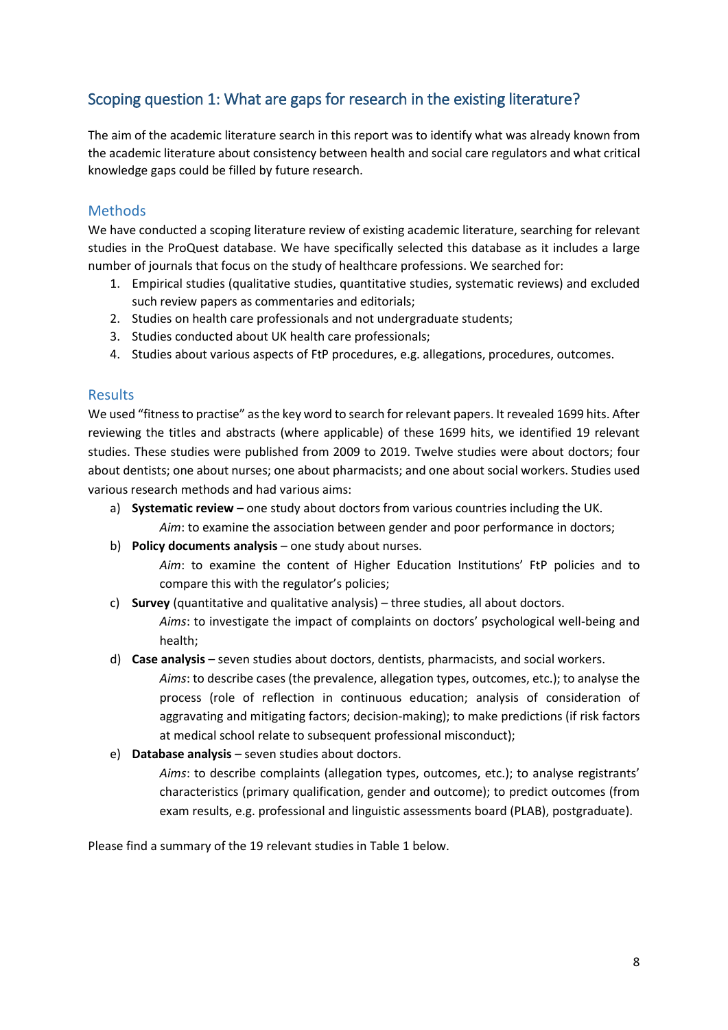## Scoping question 1: What are gaps for research in the existing literature?

The aim of the academic literature search in this report was to identify what was already known from the academic literature about consistency between health and social care regulators and what critical knowledge gaps could be filled by future research.

### Methods

We have conducted a scoping literature review of existing academic literature, searching for relevant studies in the ProQuest database. We have specifically selected this database as it includes a large number of journals that focus on the study of healthcare professions. We searched for:

1. Empirical studies (qualitative studies, quantitative studies, systematic reviews) and excluded such review papers as commentaries and editorials;
2. Studies on health care professionals and not undergraduate students;
3. Studies conducted about UK health care professionals;
4. Studies about various aspects of FtP procedures, e.g. allegations, procedures, outcomes.

### Results

We used "fitness to practise" as the key word to search for relevant papers. It revealed 1699 hits. After reviewing the titles and abstracts (where applicable) of these 1699 hits, we identified 19 relevant studies. These studies were published from 2009 to 2019. Twelve studies were about doctors; four about dentists; one about nurses; one about pharmacists; and one about social workers. Studies used various research methods and had various aims:

a) **Systematic review** – one study about doctors from various countries including the UK.
   *Aim*: to examine the association between gender and poor performance in doctors;
b) **Policy documents analysis** – one study about nurses.
   *Aim*: to examine the content of Higher Education Institutions' FtP policies and to compare this with the regulator's policies;
c) **Survey** (quantitative and qualitative analysis) – three studies, all about doctors.
   *Aims*: to investigate the impact of complaints on doctors' psychological well-being and health;
d) **Case analysis** – seven studies about doctors, dentists, pharmacists, and social workers.
   *Aims*: to describe cases (the prevalence, allegation types, outcomes, etc.); to analyse the process (role of reflection in continuous education; analysis of consideration of aggravating and mitigating factors; decision-making); to make predictions (if risk factors at medical school relate to subsequent professional misconduct);
e) **Database analysis** – seven studies about doctors.
   *Aims*: to describe complaints (allegation types, outcomes, etc.); to analyse registrants' characteristics (primary qualification, gender and outcome); to predict outcomes (from exam results, e.g. professional and linguistic assessments board (PLAB), postgraduate).

Please find a summary of the 19 relevant studies in Table 1 below.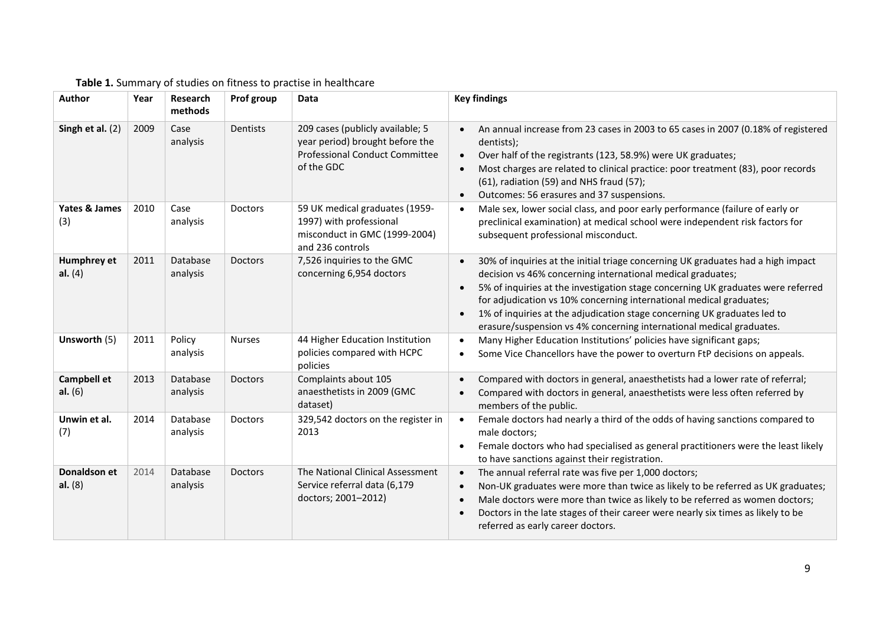**Table 1.** Summary of studies on fitness to practise in healthcare

| Author | Year | Research methods | Prof group | Data | Key findings |
|---|---|---|---|---|---|
| **Singh et al.** (2) | 2009 | Case analysis | Dentists | 209 cases (publicly available; 5 year period) brought before the Professional Conduct Committee of the GDC | • An annual increase from 23 cases in 2003 to 65 cases in 2007 (0.18% of registered dentists);<br>• Over half of the registrants (123, 58.9%) were UK graduates;<br>• Most charges are related to clinical practice: poor treatment (83), poor records (61), radiation (59) and NHS fraud (57);<br>• Outcomes: 56 erasures and 37 suspensions. |
| **Yates & James** (3) | 2010 | Case analysis | Doctors | 59 UK medical graduates (1959-1997) with professional misconduct in GMC (1999-2004) and 236 controls | • Male sex, lower social class, and poor early performance (failure of early or preclinical examination) at medical school were independent risk factors for subsequent professional misconduct. |
| **Humphrey et al.** (4) | 2011 | Database analysis | Doctors | 7,526 inquiries to the GMC concerning 6,954 doctors | • 30% of inquiries at the initial triage concerning UK graduates had a high impact decision vs 46% concerning international medical graduates;<br>• 5% of inquiries at the investigation stage concerning UK graduates were referred for adjudication vs 10% concerning international medical graduates;<br>• 1% of inquiries at the adjudication stage concerning UK graduates led to erasure/suspension vs 4% concerning international medical graduates. |
| **Unsworth** (5) | 2011 | Policy analysis | Nurses | 44 Higher Education Institution policies compared with HCPC policies | • Many Higher Education Institutions' policies have significant gaps;<br>• Some Vice Chancellors have the power to overturn FtP decisions on appeals. |
| **Campbell et al.** (6) | 2013 | Database analysis | Doctors | Complaints about 105 anaesthetists in 2009 (GMC dataset) | • Compared with doctors in general, anaesthetists had a lower rate of referral;<br>• Compared with doctors in general, anaesthetists were less often referred by members of the public. |
| **Unwin et al.** (7) | 2014 | Database analysis | Doctors | 329,542 doctors on the register in 2013 | • Female doctors had nearly a third of the odds of having sanctions compared to male doctors;<br>• Female doctors who had specialised as general practitioners were the least likely to have sanctions against their registration. |
| **Donaldson et al.** (8) | 2014 | Database analysis | Doctors | The National Clinical Assessment Service referral data (6,179 doctors; 2001–2012) | • The annual referral rate was five per 1,000 doctors;<br>• Non-UK graduates were more than twice as likely to be referred as UK graduates;<br>• Male doctors were more than twice as likely to be referred as women doctors;<br>• Doctors in the late stages of their career were nearly six times as likely to be referred as early career doctors. |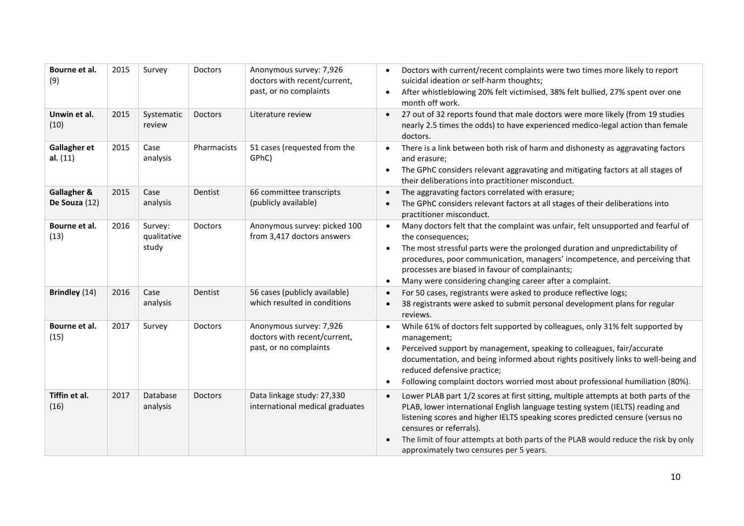| **Bourne et al.** (9) | 2015 | Survey | Doctors | Anonymous survey: 7,926 doctors with recent/current, past, or no complaints | • Doctors with current/recent complaints were two times more likely to report suicidal ideation or self-harm thoughts;<br>• After whistleblowing 20% felt victimised, 38% felt bullied, 27% spent over one month off work. |
|---|---|---|---|---|---|
| **Unwin et al.** (10) | 2015 | Systematic review | Doctors | Literature review | • 27 out of 32 reports found that male doctors were more likely (from 19 studies nearly 2.5 times the odds) to have experienced medico-legal action than female doctors. |
| **Gallagher et al.** (11) | 2015 | Case analysis | Pharmacists | 51 cases (requested from the GPhC) | • There is a link between both risk of harm and dishonesty as aggravating factors and erasure;<br>• The GPhC considers relevant aggravating and mitigating factors at all stages of their deliberations into practitioner misconduct. |
| **Gallagher & De Souza** (12) | 2015 | Case analysis | Dentist | 66 committee transcripts (publicly available) | • The aggravating factors correlated with erasure;<br>• The GPhC considers relevant factors at all stages of their deliberations into practitioner misconduct. |
| **Bourne et al.** (13) | 2016 | Survey: qualitative study | Doctors | Anonymous survey: picked 100 from 3,417 doctors answers | • Many doctors felt that the complaint was unfair, felt unsupported and fearful of the consequences;<br>• The most stressful parts were the prolonged duration and unpredictability of procedures, poor communication, managers' incompetence, and perceiving that processes are biased in favour of complainants;<br>• Many were considering changing career after a complaint. |
| **Brindley** (14) | 2016 | Case analysis | Dentist | 56 cases (publicly available) which resulted in conditions | • For 50 cases, registrants were asked to produce reflective logs;<br>• 38 registrants were asked to submit personal development plans for regular reviews. |
| **Bourne et al.** (15) | 2017 | Survey | Doctors | Anonymous survey: 7,926 doctors with recent/current, past, or no complaints | • While 61% of doctors felt supported by colleagues, only 31% felt supported by management;<br>• Perceived support by management, speaking to colleagues, fair/accurate documentation, and being informed about rights positively links to well-being and reduced defensive practice;<br>• Following complaint doctors worried most about professional humiliation (80%). |
| **Tiffin et al.** (16) | 2017 | Database analysis | Doctors | Data linkage study: 27,330 international medical graduates | • Lower PLAB part 1/2 scores at first sitting, multiple attempts at both parts of the PLAB, lower international English language testing system (IELTS) reading and listening scores and higher IELTS speaking scores predicted censure (versus no censures or referrals).<br>• The limit of four attempts at both parts of the PLAB would reduce the risk by only approximately two censures per 5 years. |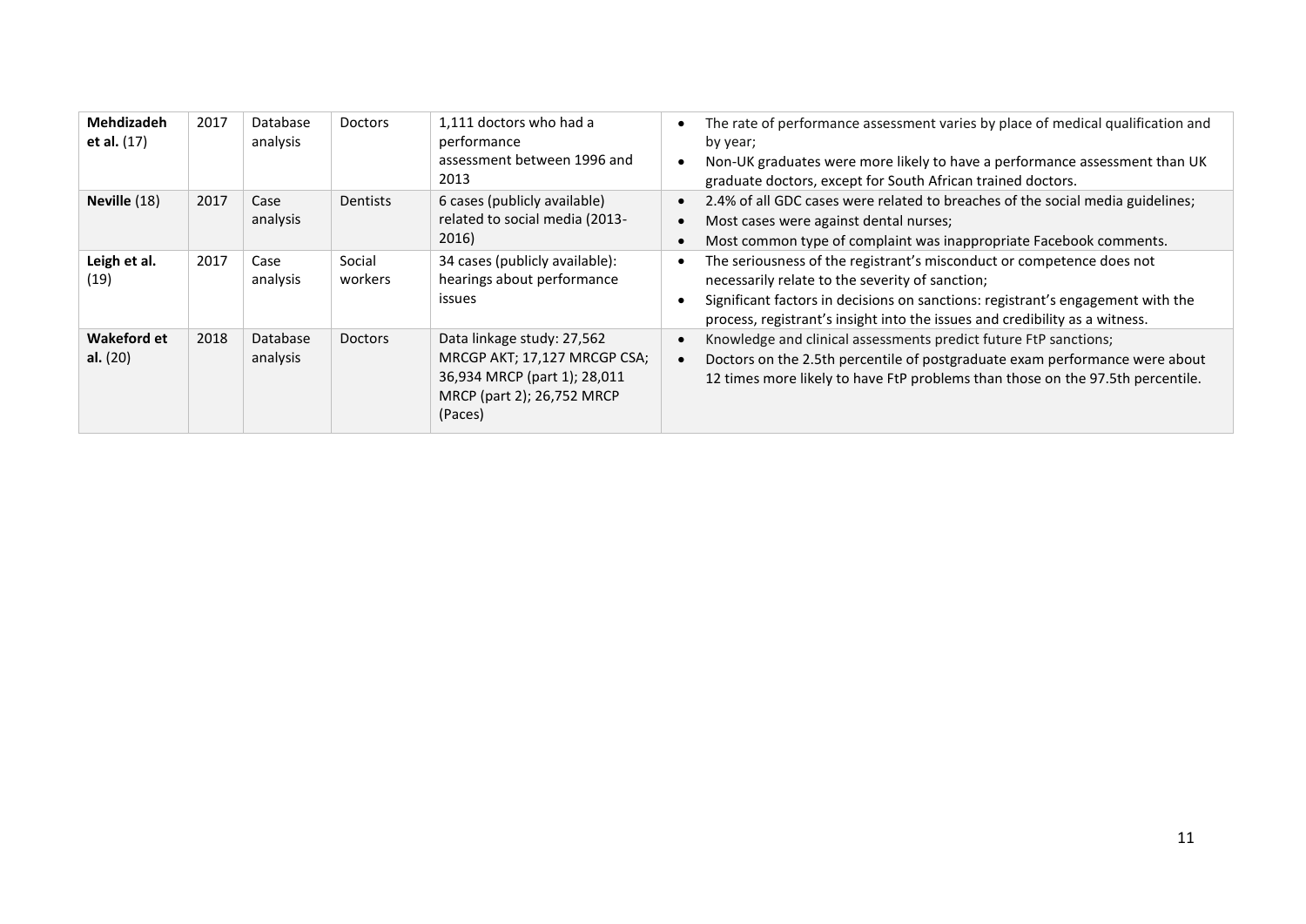| **Mehdizadeh et al.** (17) | 2017 | Database analysis | Doctors | 1,111 doctors who had a performance assessment between 1996 and 2013 | • The rate of performance assessment varies by place of medical qualification and by year;<br>• Non-UK graduates were more likely to have a performance assessment than UK graduate doctors, except for South African trained doctors. |
|---|---|---|---|---|---|
| **Neville** (18) | 2017 | Case analysis | Dentists | 6 cases (publicly available) related to social media (2013-2016) | • 2.4% of all GDC cases were related to breaches of the social media guidelines;<br>• Most cases were against dental nurses;<br>• Most common type of complaint was inappropriate Facebook comments. |
| **Leigh et al.** (19) | 2017 | Case analysis | Social workers | 34 cases (publicly available): hearings about performance issues | • The seriousness of the registrant's misconduct or competence does not necessarily relate to the severity of sanction;<br>• Significant factors in decisions on sanctions: registrant's engagement with the process, registrant's insight into the issues and credibility as a witness. |
| **Wakeford et al.** (20) | 2018 | Database analysis | Doctors | Data linkage study: 27,562 MRCGP AKT; 17,127 MRCGP CSA; 36,934 MRCP (part 1); 28,011 MRCP (part 2); 26,752 MRCP (Paces) | • Knowledge and clinical assessments predict future FtP sanctions;<br>• Doctors on the 2.5th percentile of postgraduate exam performance were about 12 times more likely to have FtP problems than those on the 97.5th percentile. |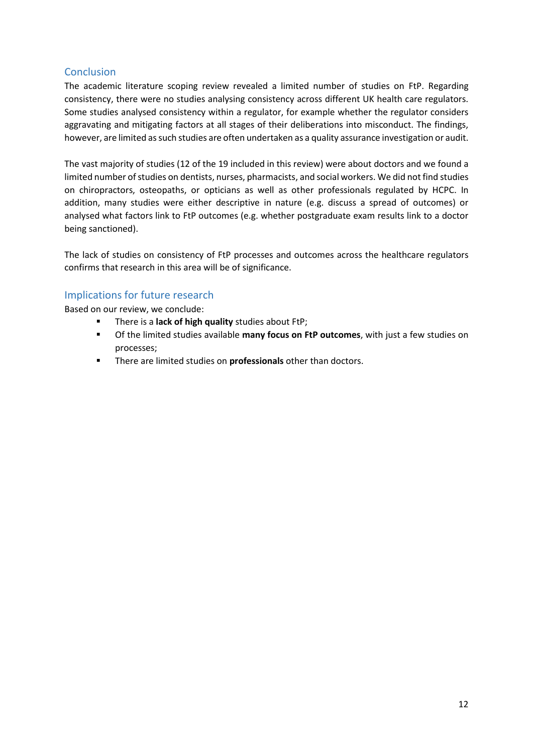## Conclusion

The academic literature scoping review revealed a limited number of studies on FtP. Regarding consistency, there were no studies analysing consistency across different UK health care regulators. Some studies analysed consistency within a regulator, for example whether the regulator considers aggravating and mitigating factors at all stages of their deliberations into misconduct. The findings, however, are limited as such studies are often undertaken as a quality assurance investigation or audit.

The vast majority of studies (12 of the 19 included in this review) were about doctors and we found a limited number of studies on dentists, nurses, pharmacists, and social workers. We did not find studies on chiropractors, osteopaths, or opticians as well as other professionals regulated by HCPC. In addition, many studies were either descriptive in nature (e.g. discuss a spread of outcomes) or analysed what factors link to FtP outcomes (e.g. whether postgraduate exam results link to a doctor being sanctioned).

The lack of studies on consistency of FtP processes and outcomes across the healthcare regulators confirms that research in this area will be of significance.

## Implications for future research

Based on our review, we conclude:

- There is a **lack of high quality** studies about FtP;
- Of the limited studies available **many focus on FtP outcomes**, with just a few studies on processes;
- There are limited studies on **professionals** other than doctors.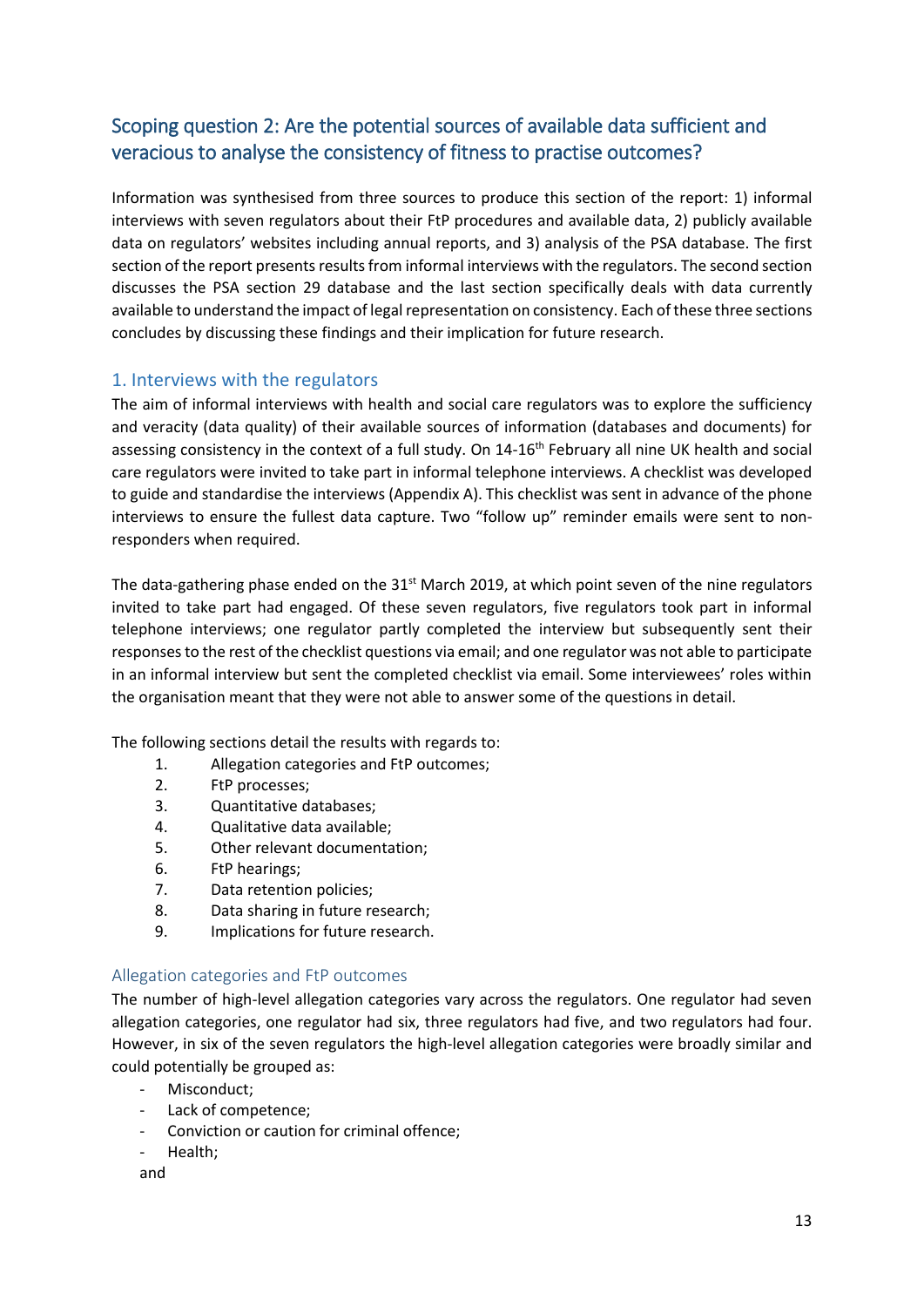## Scoping question 2: Are the potential sources of available data sufficient and veracious to analyse the consistency of fitness to practise outcomes?

Information was synthesised from three sources to produce this section of the report: 1) informal interviews with seven regulators about their FtP procedures and available data, 2) publicly available data on regulators' websites including annual reports, and 3) analysis of the PSA database. The first section of the report presents results from informal interviews with the regulators. The second section discusses the PSA section 29 database and the last section specifically deals with data currently available to understand the impact of legal representation on consistency. Each of these three sections concludes by discussing these findings and their implication for future research.

### 1. Interviews with the regulators

The aim of informal interviews with health and social care regulators was to explore the sufficiency and veracity (data quality) of their available sources of information (databases and documents) for assessing consistency in the context of a full study. On 14-16th February all nine UK health and social care regulators were invited to take part in informal telephone interviews. A checklist was developed to guide and standardise the interviews (Appendix A). This checklist was sent in advance of the phone interviews to ensure the fullest data capture. Two "follow up" reminder emails were sent to non-responders when required.

The data-gathering phase ended on the 31st March 2019, at which point seven of the nine regulators invited to take part had engaged. Of these seven regulators, five regulators took part in informal telephone interviews; one regulator partly completed the interview but subsequently sent their responses to the rest of the checklist questions via email; and one regulator was not able to participate in an informal interview but sent the completed checklist via email. Some interviewees' roles within the organisation meant that they were not able to answer some of the questions in detail.

The following sections detail the results with regards to:

1. Allegation categories and FtP outcomes;
2. FtP processes;
3. Quantitative databases;
4. Qualitative data available;
5. Other relevant documentation;
6. FtP hearings;
7. Data retention policies;
8. Data sharing in future research;
9. Implications for future research.

#### Allegation categories and FtP outcomes

The number of high-level allegation categories vary across the regulators. One regulator had seven allegation categories, one regulator had six, three regulators had five, and two regulators had four. However, in six of the seven regulators the high-level allegation categories were broadly similar and could potentially be grouped as:

- Misconduct;
- Lack of competence;
- Conviction or caution for criminal offence;
- Health;

and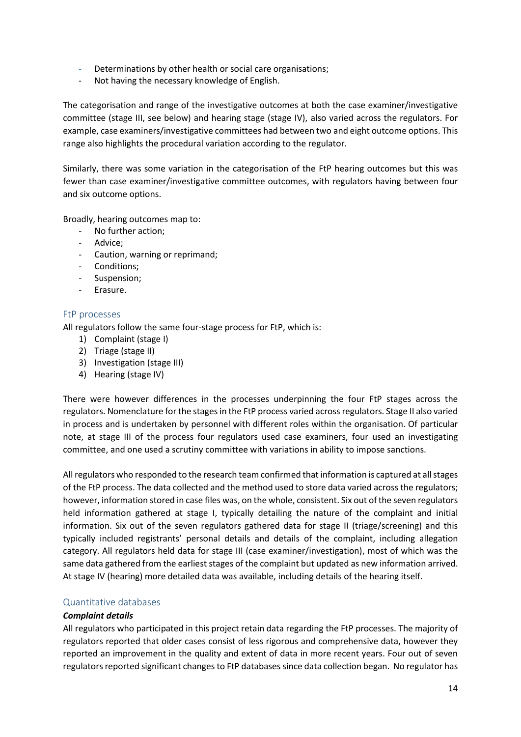- Determinations by other health or social care organisations;
- Not having the necessary knowledge of English.

The categorisation and range of the investigative outcomes at both the case examiner/investigative committee (stage III, see below) and hearing stage (stage IV), also varied across the regulators. For example, case examiners/investigative committees had between two and eight outcome options. This range also highlights the procedural variation according to the regulator.

Similarly, there was some variation in the categorisation of the FtP hearing outcomes but this was fewer than case examiner/investigative committee outcomes, with regulators having between four and six outcome options.

Broadly, hearing outcomes map to:

- No further action;
- Advice;
- Caution, warning or reprimand;
- Conditions;
- Suspension;
- Erasure.

## FtP processes

All regulators follow the same four-stage process for FtP, which is:

1) Complaint (stage I)
2) Triage (stage II)
3) Investigation (stage III)
4) Hearing (stage IV)

There were however differences in the processes underpinning the four FtP stages across the regulators. Nomenclature for the stages in the FtP process varied across regulators. Stage II also varied in process and is undertaken by personnel with different roles within the organisation. Of particular note, at stage III of the process four regulators used case examiners, four used an investigating committee, and one used a scrutiny committee with variations in ability to impose sanctions.

All regulators who responded to the research team confirmed that information is captured at all stages of the FtP process. The data collected and the method used to store data varied across the regulators; however, information stored in case files was, on the whole, consistent. Six out of the seven regulators held information gathered at stage I, typically detailing the nature of the complaint and initial information. Six out of the seven regulators gathered data for stage II (triage/screening) and this typically included registrants' personal details and details of the complaint, including allegation category. All regulators held data for stage III (case examiner/investigation), most of which was the same data gathered from the earliest stages of the complaint but updated as new information arrived. At stage IV (hearing) more detailed data was available, including details of the hearing itself.

## Quantitative databases

***Complaint details***

All regulators who participated in this project retain data regarding the FtP processes. The majority of regulators reported that older cases consist of less rigorous and comprehensive data, however they reported an improvement in the quality and extent of data in more recent years. Four out of seven regulators reported significant changes to FtP databases since data collection began. No regulator has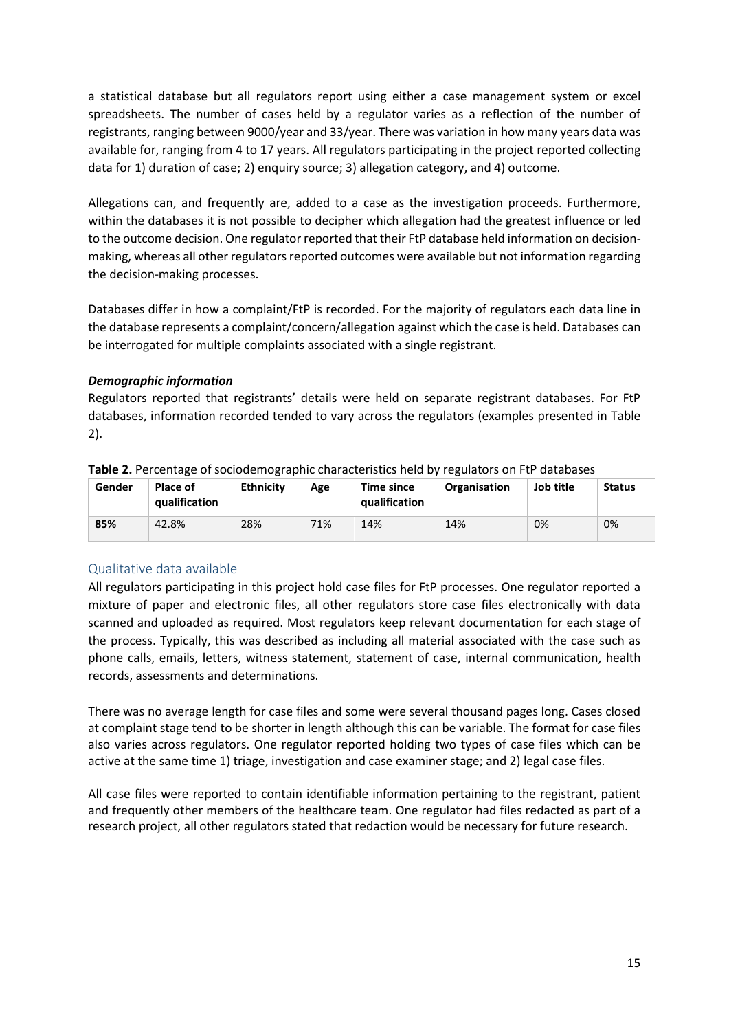a statistical database but all regulators report using either a case management system or excel spreadsheets. The number of cases held by a regulator varies as a reflection of the number of registrants, ranging between 9000/year and 33/year. There was variation in how many years data was available for, ranging from 4 to 17 years. All regulators participating in the project reported collecting data for 1) duration of case; 2) enquiry source; 3) allegation category, and 4) outcome.

Allegations can, and frequently are, added to a case as the investigation proceeds. Furthermore, within the databases it is not possible to decipher which allegation had the greatest influence or led to the outcome decision. One regulator reported that their FtP database held information on decision-making, whereas all other regulators reported outcomes were available but not information regarding the decision-making processes.

Databases differ in how a complaint/FtP is recorded. For the majority of regulators each data line in the database represents a complaint/concern/allegation against which the case is held. Databases can be interrogated for multiple complaints associated with a single registrant.

### *Demographic information*

Regulators reported that registrants' details were held on separate registrant databases. For FtP databases, information recorded tended to vary across the regulators (examples presented in Table 2).

**Table 2.** Percentage of sociodemographic characteristics held by regulators on FtP databases

| Gender | Place of qualification | Ethnicity | Age | Time since qualification | Organisation | Job title | Status |
|---|---|---|---|---|---|---|---|
| **85%** | 42.8% | 28% | 71% | 14% | 14% | 0% | 0% |

## Qualitative data available

All regulators participating in this project hold case files for FtP processes. One regulator reported a mixture of paper and electronic files, all other regulators store case files electronically with data scanned and uploaded as required. Most regulators keep relevant documentation for each stage of the process. Typically, this was described as including all material associated with the case such as phone calls, emails, letters, witness statement, statement of case, internal communication, health records, assessments and determinations.

There was no average length for case files and some were several thousand pages long. Cases closed at complaint stage tend to be shorter in length although this can be variable. The format for case files also varies across regulators. One regulator reported holding two types of case files which can be active at the same time 1) triage, investigation and case examiner stage; and 2) legal case files.

All case files were reported to contain identifiable information pertaining to the registrant, patient and frequently other members of the healthcare team. One regulator had files redacted as part of a research project, all other regulators stated that redaction would be necessary for future research.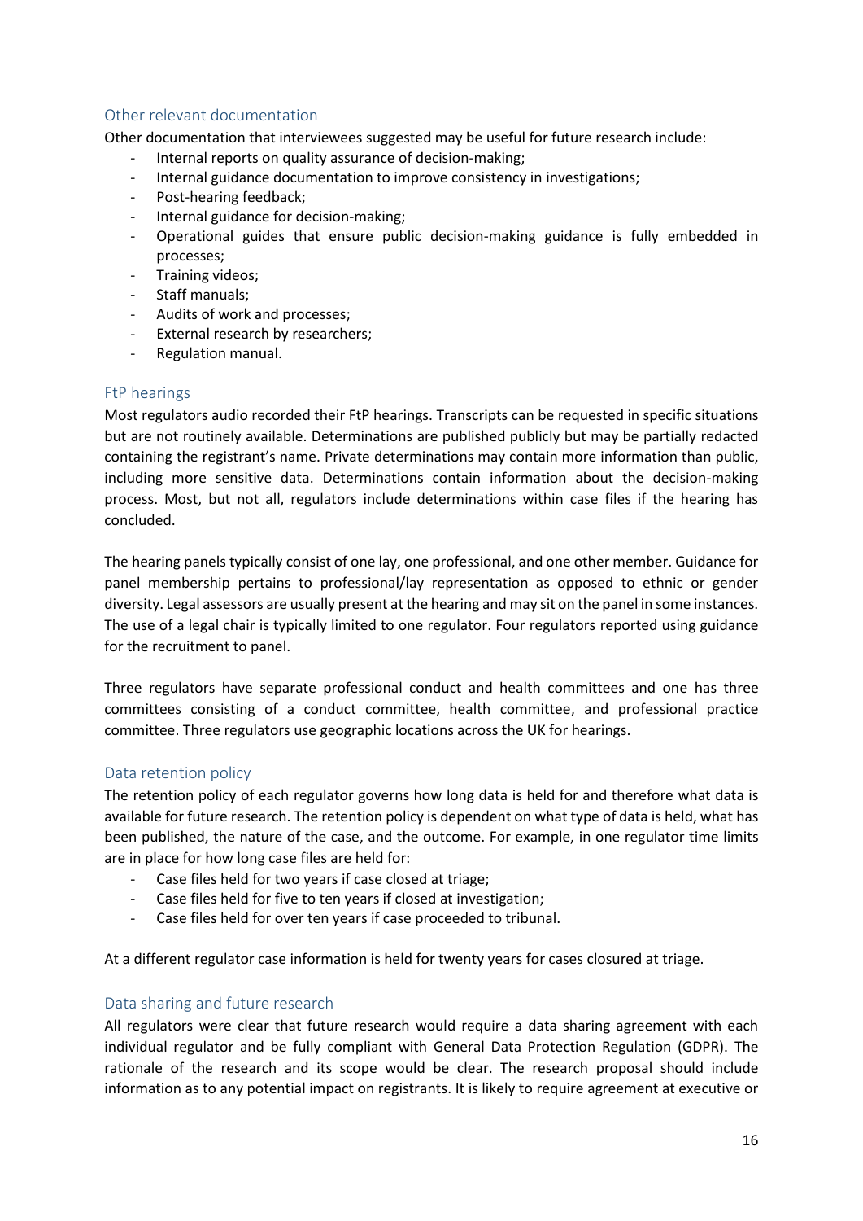## Other relevant documentation

Other documentation that interviewees suggested may be useful for future research include:

- Internal reports on quality assurance of decision-making;
- Internal guidance documentation to improve consistency in investigations;
- Post-hearing feedback;
- Internal guidance for decision-making;
- Operational guides that ensure public decision-making guidance is fully embedded in processes;
- Training videos;
- Staff manuals;
- Audits of work and processes;
- External research by researchers;
- Regulation manual.

## FtP hearings

Most regulators audio recorded their FtP hearings. Transcripts can be requested in specific situations but are not routinely available. Determinations are published publicly but may be partially redacted containing the registrant's name. Private determinations may contain more information than public, including more sensitive data. Determinations contain information about the decision-making process. Most, but not all, regulators include determinations within case files if the hearing has concluded.

The hearing panels typically consist of one lay, one professional, and one other member. Guidance for panel membership pertains to professional/lay representation as opposed to ethnic or gender diversity. Legal assessors are usually present at the hearing and may sit on the panel in some instances. The use of a legal chair is typically limited to one regulator. Four regulators reported using guidance for the recruitment to panel.

Three regulators have separate professional conduct and health committees and one has three committees consisting of a conduct committee, health committee, and professional practice committee. Three regulators use geographic locations across the UK for hearings.

## Data retention policy

The retention policy of each regulator governs how long data is held for and therefore what data is available for future research. The retention policy is dependent on what type of data is held, what has been published, the nature of the case, and the outcome. For example, in one regulator time limits are in place for how long case files are held for:

- Case files held for two years if case closed at triage;
- Case files held for five to ten years if closed at investigation;
- Case files held for over ten years if case proceeded to tribunal.

At a different regulator case information is held for twenty years for cases closured at triage.

## Data sharing and future research

All regulators were clear that future research would require a data sharing agreement with each individual regulator and be fully compliant with General Data Protection Regulation (GDPR). The rationale of the research and its scope would be clear. The research proposal should include information as to any potential impact on registrants. It is likely to require agreement at executive or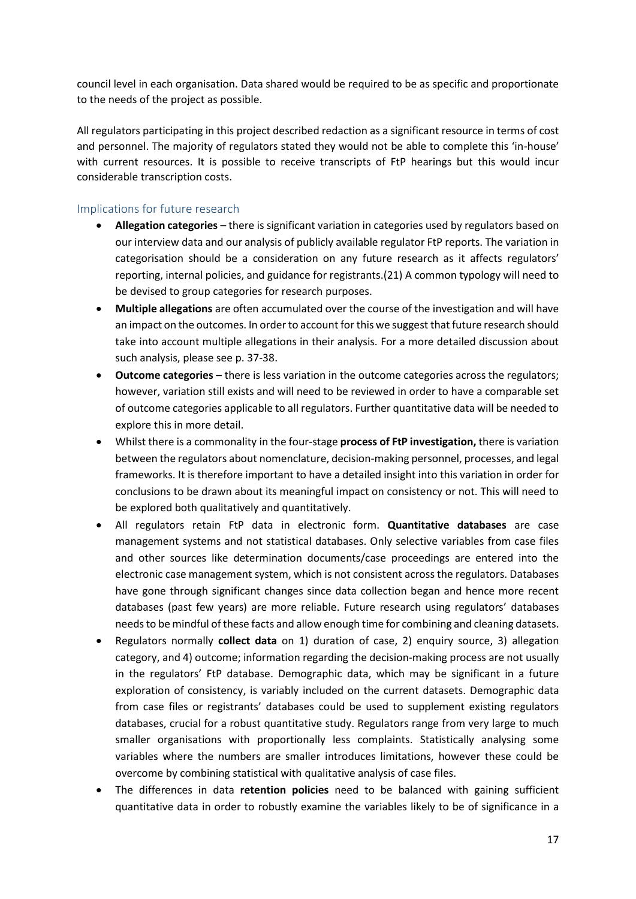council level in each organisation. Data shared would be required to be as specific and proportionate to the needs of the project as possible.

All regulators participating in this project described redaction as a significant resource in terms of cost and personnel. The majority of regulators stated they would not be able to complete this 'in-house' with current resources. It is possible to receive transcripts of FtP hearings but this would incur considerable transcription costs.

## Implications for future research

- **Allegation categories** – there is significant variation in categories used by regulators based on our interview data and our analysis of publicly available regulator FtP reports. The variation in categorisation should be a consideration on any future research as it affects regulators' reporting, internal policies, and guidance for registrants.(21) A common typology will need to be devised to group categories for research purposes.
- **Multiple allegations** are often accumulated over the course of the investigation and will have an impact on the outcomes. In order to account for this we suggest that future research should take into account multiple allegations in their analysis. For a more detailed discussion about such analysis, please see p. 37-38.
- **Outcome categories** – there is less variation in the outcome categories across the regulators; however, variation still exists and will need to be reviewed in order to have a comparable set of outcome categories applicable to all regulators. Further quantitative data will be needed to explore this in more detail.
- Whilst there is a commonality in the four-stage **process of FtP investigation,** there is variation between the regulators about nomenclature, decision-making personnel, processes, and legal frameworks. It is therefore important to have a detailed insight into this variation in order for conclusions to be drawn about its meaningful impact on consistency or not. This will need to be explored both qualitatively and quantitatively.
- All regulators retain FtP data in electronic form. **Quantitative databases** are case management systems and not statistical databases. Only selective variables from case files and other sources like determination documents/case proceedings are entered into the electronic case management system, which is not consistent across the regulators. Databases have gone through significant changes since data collection began and hence more recent databases (past few years) are more reliable. Future research using regulators' databases needs to be mindful of these facts and allow enough time for combining and cleaning datasets.
- Regulators normally **collect data** on 1) duration of case, 2) enquiry source, 3) allegation category, and 4) outcome; information regarding the decision-making process are not usually in the regulators' FtP database. Demographic data, which may be significant in a future exploration of consistency, is variably included on the current datasets. Demographic data from case files or registrants' databases could be used to supplement existing regulators databases, crucial for a robust quantitative study. Regulators range from very large to much smaller organisations with proportionally less complaints. Statistically analysing some variables where the numbers are smaller introduces limitations, however these could be overcome by combining statistical with qualitative analysis of case files.
- The differences in data **retention policies** need to be balanced with gaining sufficient quantitative data in order to robustly examine the variables likely to be of significance in a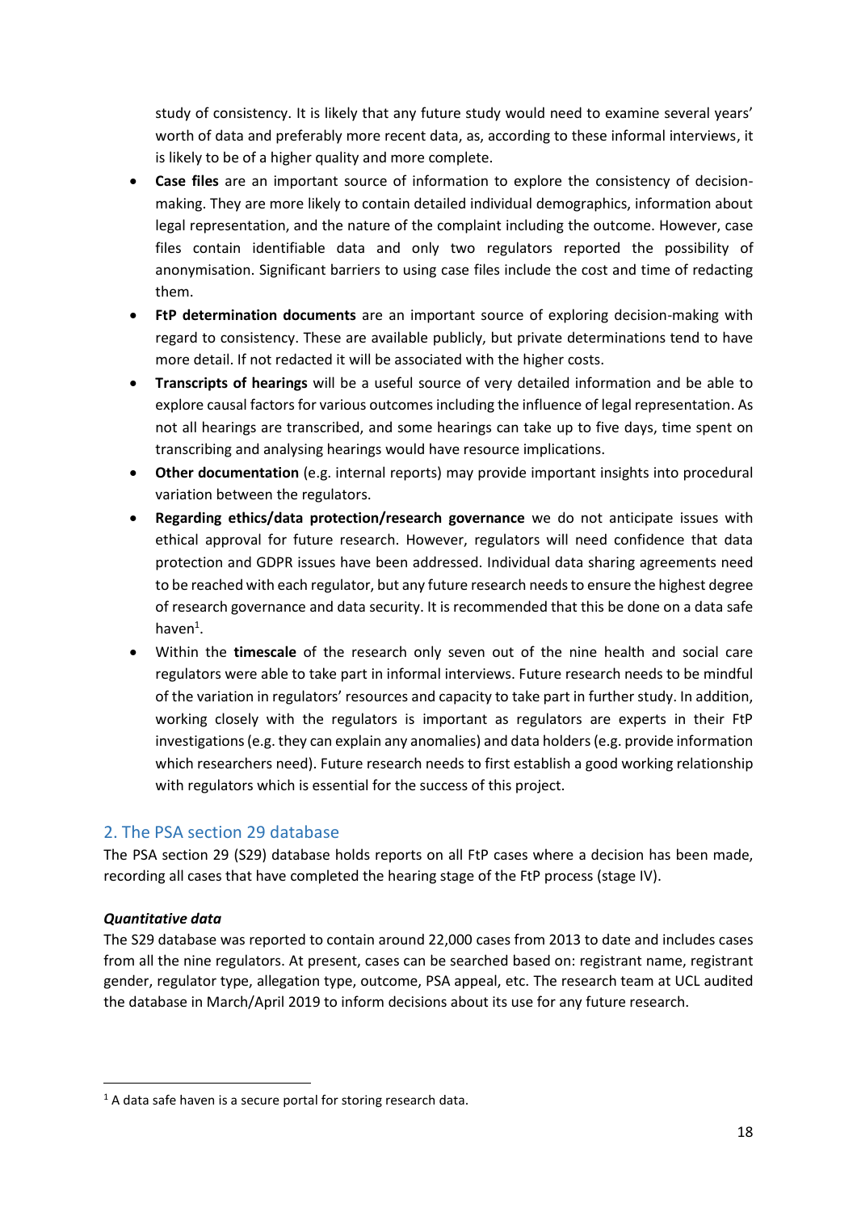study of consistency. It is likely that any future study would need to examine several years' worth of data and preferably more recent data, as, according to these informal interviews, it is likely to be of a higher quality and more complete.

- **Case files** are an important source of information to explore the consistency of decision-making. They are more likely to contain detailed individual demographics, information about legal representation, and the nature of the complaint including the outcome. However, case files contain identifiable data and only two regulators reported the possibility of anonymisation. Significant barriers to using case files include the cost and time of redacting them.
- **FtP determination documents** are an important source of exploring decision-making with regard to consistency. These are available publicly, but private determinations tend to have more detail. If not redacted it will be associated with the higher costs.
- **Transcripts of hearings** will be a useful source of very detailed information and be able to explore causal factors for various outcomes including the influence of legal representation. As not all hearings are transcribed, and some hearings can take up to five days, time spent on transcribing and analysing hearings would have resource implications.
- **Other documentation** (e.g. internal reports) may provide important insights into procedural variation between the regulators.
- **Regarding ethics/data protection/research governance** we do not anticipate issues with ethical approval for future research. However, regulators will need confidence that data protection and GDPR issues have been addressed. Individual data sharing agreements need to be reached with each regulator, but any future research needs to ensure the highest degree of research governance and data security. It is recommended that this be done on a data safe haven[1].
- Within the **timescale** of the research only seven out of the nine health and social care regulators were able to take part in informal interviews. Future research needs to be mindful of the variation in regulators' resources and capacity to take part in further study. In addition, working closely with the regulators is important as regulators are experts in their FtP investigations (e.g. they can explain any anomalies) and data holders (e.g. provide information which researchers need). Future research needs to first establish a good working relationship with regulators which is essential for the success of this project.

## 2. The PSA section 29 database

The PSA section 29 (S29) database holds reports on all FtP cases where a decision has been made, recording all cases that have completed the hearing stage of the FtP process (stage IV).

### *Quantitative data*

The S29 database was reported to contain around 22,000 cases from 2013 to date and includes cases from all the nine regulators. At present, cases can be searched based on: registrant name, registrant gender, regulator type, allegation type, outcome, PSA appeal, etc. The research team at UCL audited the database in March/April 2019 to inform decisions about its use for any future research.

[1] A data safe haven is a secure portal for storing research data.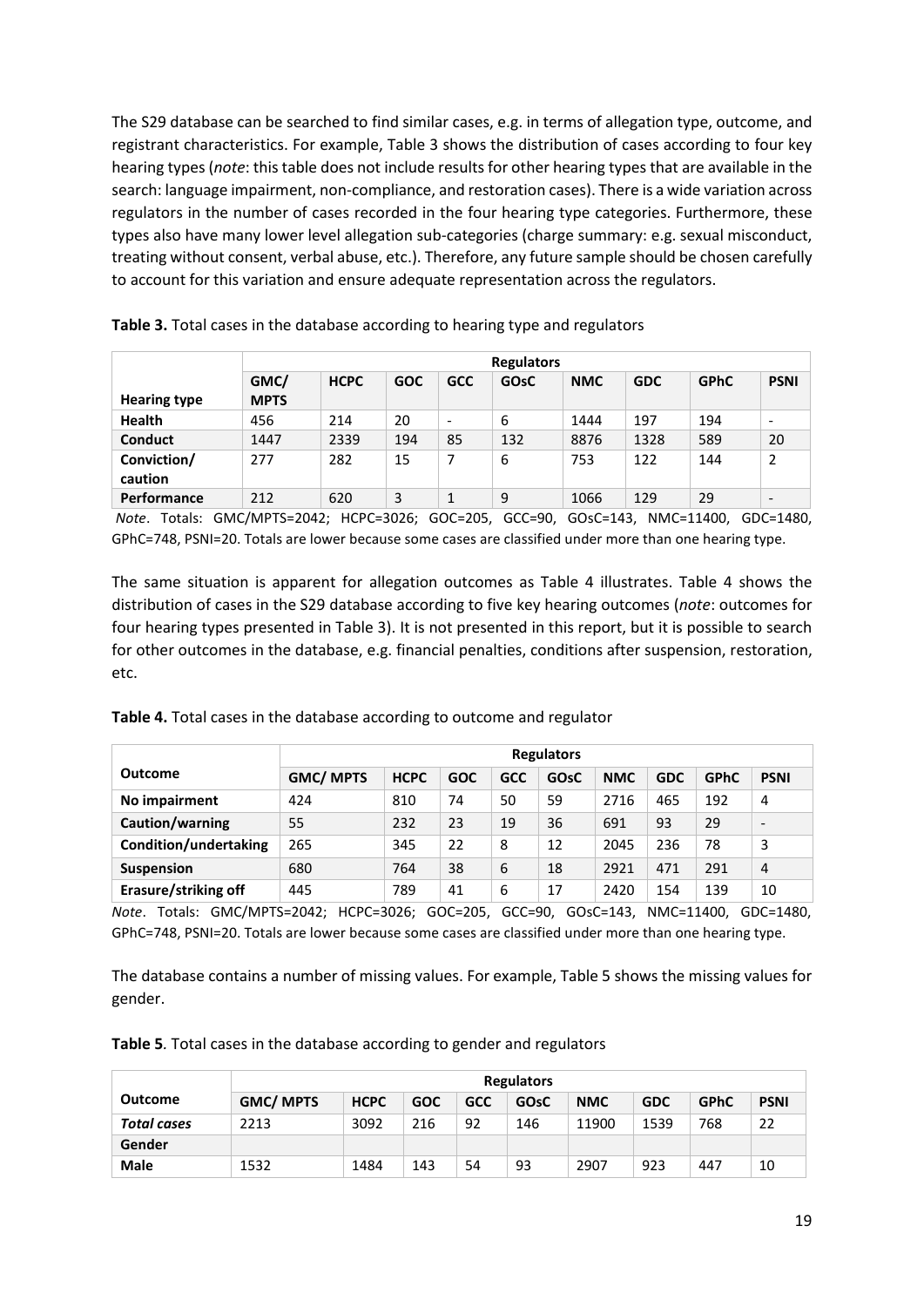The S29 database can be searched to find similar cases, e.g. in terms of allegation type, outcome, and registrant characteristics. For example, Table 3 shows the distribution of cases according to four key hearing types (*note*: this table does not include results for other hearing types that are available in the search: language impairment, non-compliance, and restoration cases). There is a wide variation across regulators in the number of cases recorded in the four hearing type categories. Furthermore, these types also have many lower level allegation sub-categories (charge summary: e.g. sexual misconduct, treating without consent, verbal abuse, etc.). Therefore, any future sample should be chosen carefully to account for this variation and ensure adequate representation across the regulators.

**Table 3.** Total cases in the database according to hearing type and regulators

| | **Regulators** | | | | | | | | |
|---|---|---|---|---|---|---|---|---|---|
| **Hearing type** | **GMC/ MPTS** | **HCPC** | **GOC** | **GCC** | **GOsC** | **NMC** | **GDC** | **GPhC** | **PSNI** |
| **Health** | 456 | 214 | 20 | - | 6 | 1444 | 197 | 194 | - |
| **Conduct** | 1447 | 2339 | 194 | 85 | 132 | 8876 | 1328 | 589 | 20 |
| **Conviction/ caution** | 277 | 282 | 15 | 7 | 6 | 753 | 122 | 144 | 2 |
| **Performance** | 212 | 620 | 3 | 1 | 9 | 1066 | 129 | 29 | - |

*Note*. Totals: GMC/MPTS=2042; HCPC=3026; GOC=205, GCC=90, GOsC=143, NMC=11400, GDC=1480, GPhC=748, PSNI=20. Totals are lower because some cases are classified under more than one hearing type.

The same situation is apparent for allegation outcomes as Table 4 illustrates. Table 4 shows the distribution of cases in the S29 database according to five key hearing outcomes (*note*: outcomes for four hearing types presented in Table 3). It is not presented in this report, but it is possible to search for other outcomes in the database, e.g. financial penalties, conditions after suspension, restoration, etc.

**Table 4.** Total cases in the database according to outcome and regulator

| | **Regulators** | | | | | | | | |
|---|---|---|---|---|---|---|---|---|---|
| **Outcome** | **GMC/ MPTS** | **HCPC** | **GOC** | **GCC** | **GOsC** | **NMC** | **GDC** | **GPhC** | **PSNI** |
| **No impairment** | 424 | 810 | 74 | 50 | 59 | 2716 | 465 | 192 | 4 |
| **Caution/warning** | 55 | 232 | 23 | 19 | 36 | 691 | 93 | 29 | - |
| **Condition/undertaking** | 265 | 345 | 22 | 8 | 12 | 2045 | 236 | 78 | 3 |
| **Suspension** | 680 | 764 | 38 | 6 | 18 | 2921 | 471 | 291 | 4 |
| **Erasure/striking off** | 445 | 789 | 41 | 6 | 17 | 2420 | 154 | 139 | 10 |

*Note*. Totals: GMC/MPTS=2042; HCPC=3026; GOC=205, GCC=90, GOsC=143, NMC=11400, GDC=1480, GPhC=748, PSNI=20. Totals are lower because some cases are classified under more than one hearing type.

The database contains a number of missing values. For example, Table 5 shows the missing values for gender.

**Table 5***.* Total cases in the database according to gender and regulators

| | **Regulators** | | | | | | | | |
|---|---|---|---|---|---|---|---|---|---|
| **Outcome** | **GMC/ MPTS** | **HCPC** | **GOC** | **GCC** | **GOsC** | **NMC** | **GDC** | **GPhC** | **PSNI** |
| ***Total cases*** | 2213 | 3092 | 216 | 92 | 146 | 11900 | 1539 | 768 | 22 |
| **Gender** | | | | | | | | | |
| **Male** | 1532 | 1484 | 143 | 54 | 93 | 2907 | 923 | 447 | 10 |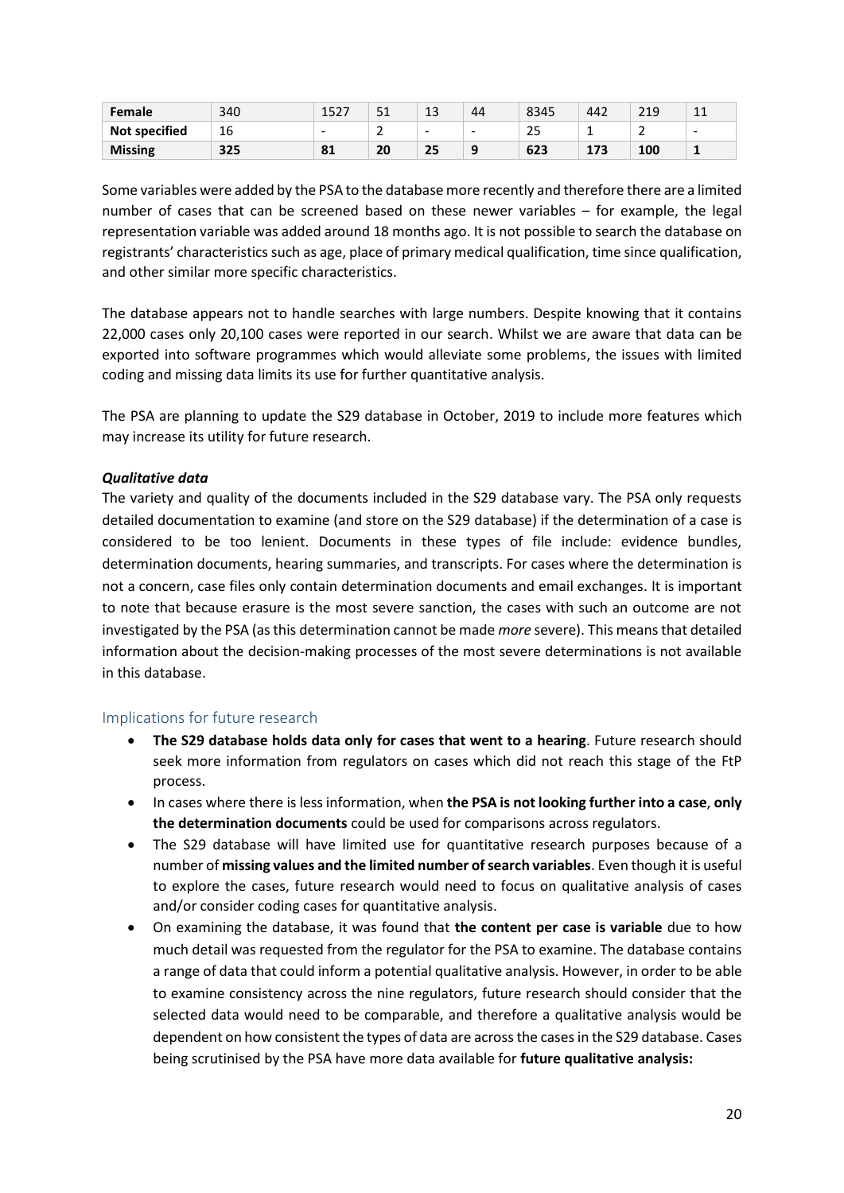| | | | | | | | | | |
|---|---|---|---|---|---|---|---|---|---|
| **Female** | 340 | 1527 | 51 | 13 | 44 | 8345 | 442 | 219 | 11 |
| **Not specified** | 16 | - | 2 | - | - | 25 | 1 | 2 | - |
| **Missing** | **325** | **81** | **20** | **25** | **9** | **623** | **173** | **100** | **1** |

Some variables were added by the PSA to the database more recently and therefore there are a limited number of cases that can be screened based on these newer variables – for example, the legal representation variable was added around 18 months ago. It is not possible to search the database on registrants' characteristics such as age, place of primary medical qualification, time since qualification, and other similar more specific characteristics.

The database appears not to handle searches with large numbers. Despite knowing that it contains 22,000 cases only 20,100 cases were reported in our search. Whilst we are aware that data can be exported into software programmes which would alleviate some problems, the issues with limited coding and missing data limits its use for further quantitative analysis.

The PSA are planning to update the S29 database in October, 2019 to include more features which may increase its utility for future research.

***Qualitative data***

The variety and quality of the documents included in the S29 database vary. The PSA only requests detailed documentation to examine (and store on the S29 database) if the determination of a case is considered to be too lenient. Documents in these types of file include: evidence bundles, determination documents, hearing summaries, and transcripts. For cases where the determination is not a concern, case files only contain determination documents and email exchanges. It is important to note that because erasure is the most severe sanction, the cases with such an outcome are not investigated by the PSA (as this determination cannot be made *more* severe). This means that detailed information about the decision-making processes of the most severe determinations is not available in this database.

## Implications for future research

- **The S29 database holds data only for cases that went to a hearing**. Future research should seek more information from regulators on cases which did not reach this stage of the FtP process.
- In cases where there is less information, when **the PSA is not looking further into a case**, **only the determination documents** could be used for comparisons across regulators.
- The S29 database will have limited use for quantitative research purposes because of a number of **missing values and the limited number of search variables**. Even though it is useful to explore the cases, future research would need to focus on qualitative analysis of cases and/or consider coding cases for quantitative analysis.
- On examining the database, it was found that **the content per case is variable** due to how much detail was requested from the regulator for the PSA to examine. The database contains a range of data that could inform a potential qualitative analysis. However, in order to be able to examine consistency across the nine regulators, future research should consider that the selected data would need to be comparable, and therefore a qualitative analysis would be dependent on how consistent the types of data are across the cases in the S29 database. Cases being scrutinised by the PSA have more data available for **future qualitative analysis:**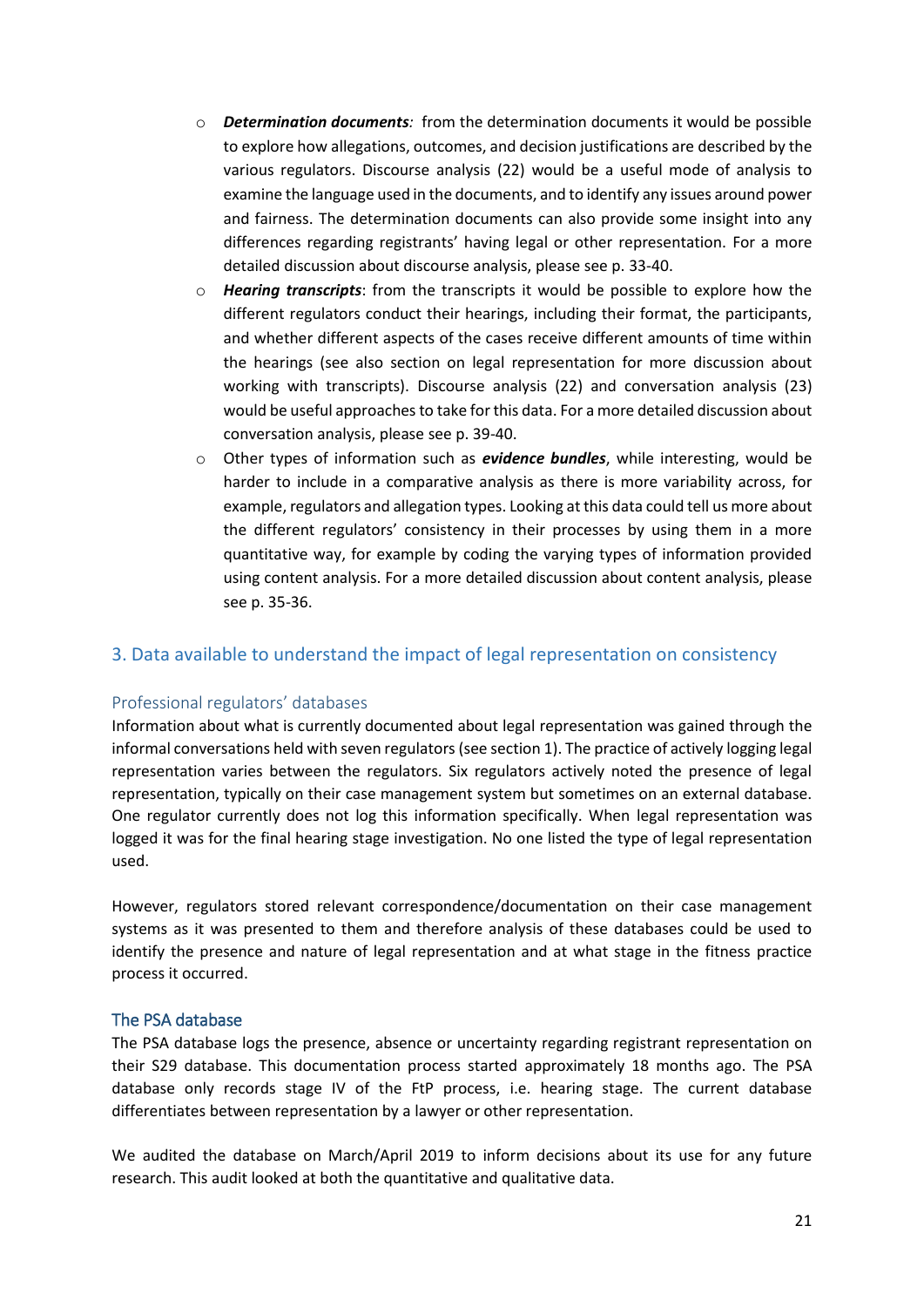- ***Determination documents**:* from the determination documents it would be possible to explore how allegations, outcomes, and decision justifications are described by the various regulators. Discourse analysis (22) would be a useful mode of analysis to examine the language used in the documents, and to identify any issues around power and fairness. The determination documents can also provide some insight into any differences regarding registrants' having legal or other representation. For a more detailed discussion about discourse analysis, please see p. 33-40.
- ***Hearing transcripts***: from the transcripts it would be possible to explore how the different regulators conduct their hearings, including their format, the participants, and whether different aspects of the cases receive different amounts of time within the hearings (see also section on legal representation for more discussion about working with transcripts). Discourse analysis (22) and conversation analysis (23) would be useful approaches to take for this data. For a more detailed discussion about conversation analysis, please see p. 39-40.
- Other types of information such as ***evidence bundles***, while interesting, would be harder to include in a comparative analysis as there is more variability across, for example, regulators and allegation types. Looking at this data could tell us more about the different regulators' consistency in their processes by using them in a more quantitative way, for example by coding the varying types of information provided using content analysis. For a more detailed discussion about content analysis, please see p. 35-36.

## 3. Data available to understand the impact of legal representation on consistency

### Professional regulators' databases

Information about what is currently documented about legal representation was gained through the informal conversations held with seven regulators (see section 1). The practice of actively logging legal representation varies between the regulators. Six regulators actively noted the presence of legal representation, typically on their case management system but sometimes on an external database. One regulator currently does not log this information specifically. When legal representation was logged it was for the final hearing stage investigation. No one listed the type of legal representation used.

However, regulators stored relevant correspondence/documentation on their case management systems as it was presented to them and therefore analysis of these databases could be used to identify the presence and nature of legal representation and at what stage in the fitness practice process it occurred.

### The PSA database

The PSA database logs the presence, absence or uncertainty regarding registrant representation on their S29 database. This documentation process started approximately 18 months ago. The PSA database only records stage IV of the FtP process, i.e. hearing stage. The current database differentiates between representation by a lawyer or other representation.

We audited the database on March/April 2019 to inform decisions about its use for any future research. This audit looked at both the quantitative and qualitative data.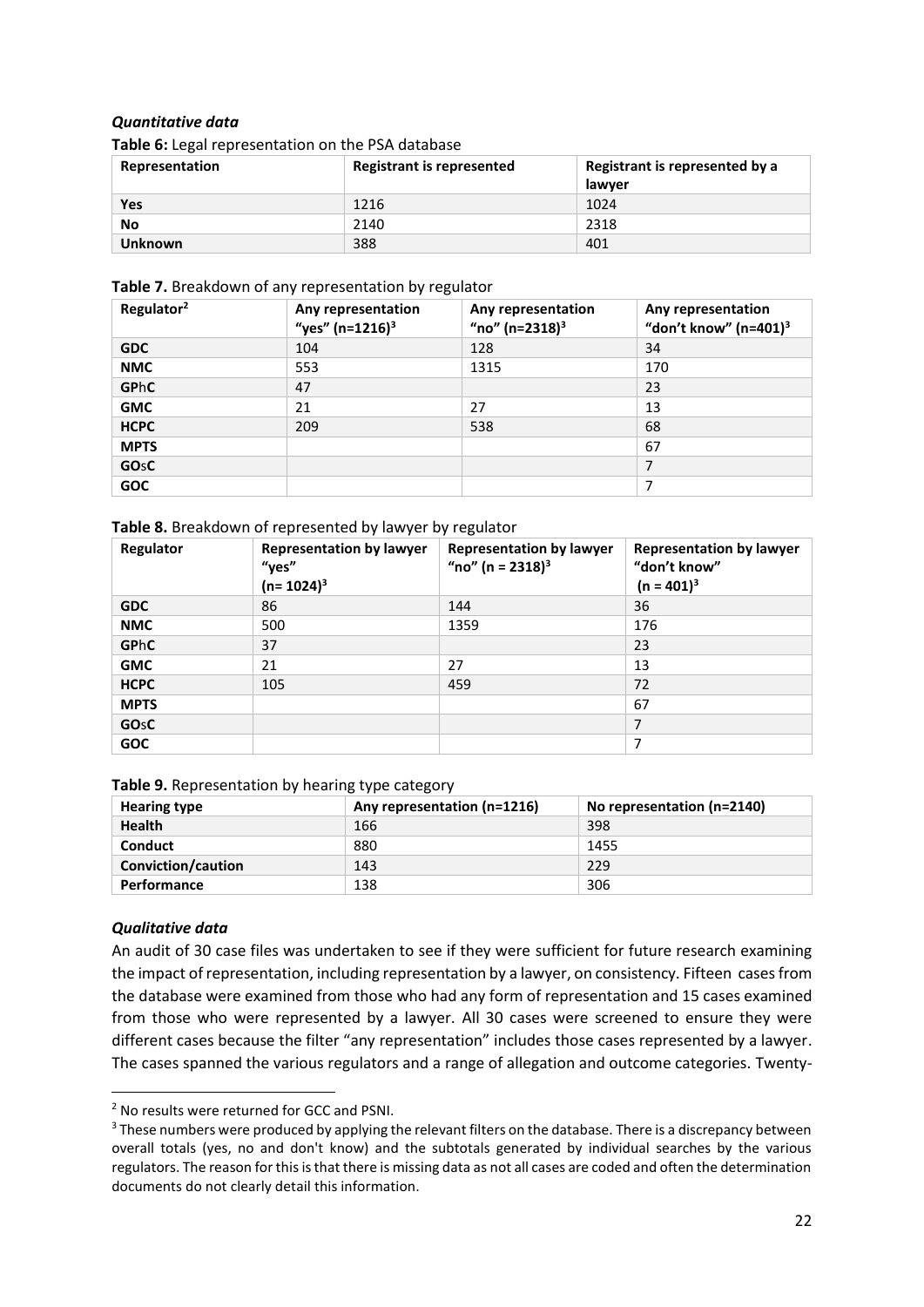### *Quantitative data*

**Table 6:** Legal representation on the PSA database

| Representation | Registrant is represented | Registrant is represented by a lawyer |
|---|---|---|
| **Yes** | 1216 | 1024 |
| **No** | 2140 | 2318 |
| **Unknown** | 388 | 401 |

**Table 7.** Breakdown of any representation by regulator

| Regulator[2] | Any representation "yes" (n=1216)[3] | Any representation "no" (n=2318)[3] | Any representation "don't know" (n=401)[3] |
|---|---|---|---|
| **GDC** | 104 | 128 | 34 |
| **NMC** | 553 | 1315 | 170 |
| **GPhC** | 47 | | 23 |
| **GMC** | 21 | 27 | 13 |
| **HCPC** | 209 | 538 | 68 |
| **MPTS** | | | 67 |
| **GOsC** | | | 7 |
| **GOC** | | | 7 |

**Table 8.** Breakdown of represented by lawyer by regulator

| Regulator | Representation by lawyer "yes" (n= 1024)[3] | Representation by lawyer "no" (n = 2318)[3] | Representation by lawyer "don't know" (n = 401)[3] |
|---|---|---|---|
| **GDC** | 86 | 144 | 36 |
| **NMC** | 500 | 1359 | 176 |
| **GPhC** | 37 | | 23 |
| **GMC** | 21 | 27 | 13 |
| **HCPC** | 105 | 459 | 72 |
| **MPTS** | | | 67 |
| **GOsC** | | | 7 |
| **GOC** | | | 7 |

**Table 9.** Representation by hearing type category

| Hearing type | Any representation (n=1216) | No representation (n=2140) |
|---|---|---|
| **Health** | 166 | 398 |
| **Conduct** | 880 | 1455 |
| **Conviction/caution** | 143 | 229 |
| **Performance** | 138 | 306 |

### *Qualitative data*

An audit of 30 case files was undertaken to see if they were sufficient for future research examining the impact of representation, including representation by a lawyer, on consistency. Fifteen cases from the database were examined from those who had any form of representation and 15 cases examined from those who were represented by a lawyer. All 30 cases were screened to ensure they were different cases because the filter "any representation" includes those cases represented by a lawyer. The cases spanned the various regulators and a range of allegation and outcome categories. Twenty-

[2] No results were returned for GCC and PSNI.

[3] These numbers were produced by applying the relevant filters on the database. There is a discrepancy between overall totals (yes, no and don't know) and the subtotals generated by individual searches by the various regulators. The reason for this is that there is missing data as not all cases are coded and often the determination documents do not clearly detail this information.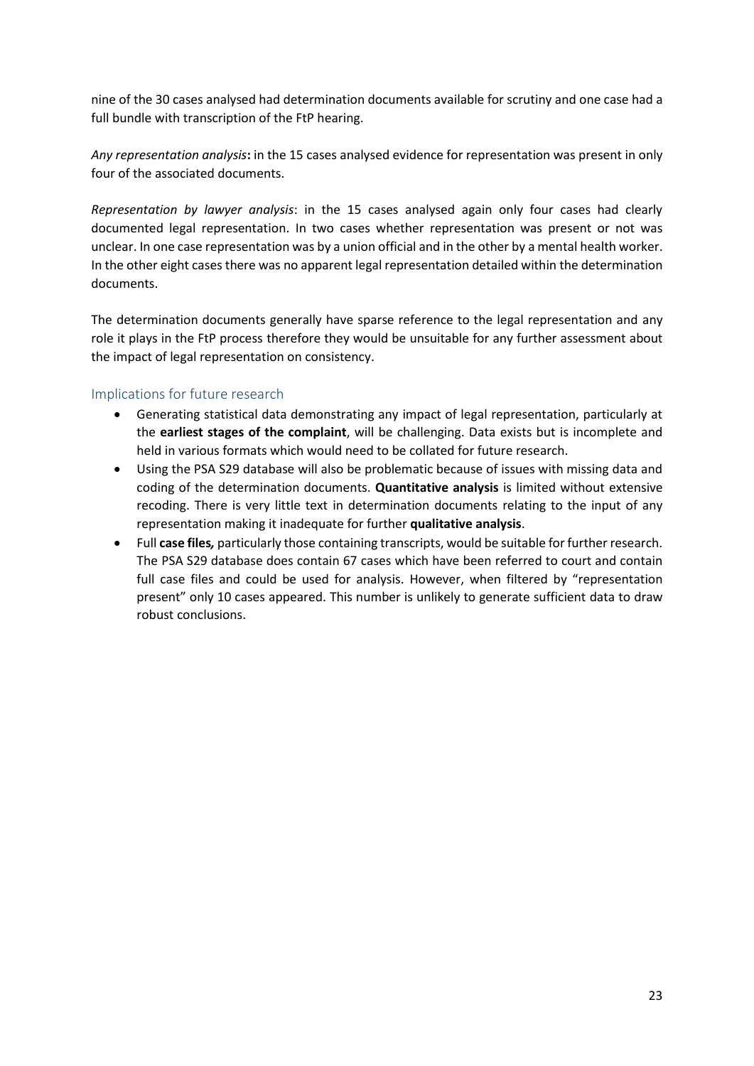nine of the 30 cases analysed had determination documents available for scrutiny and one case had a full bundle with transcription of the FtP hearing.

*Any representation analysis***:** in the 15 cases analysed evidence for representation was present in only four of the associated documents.

*Representation by lawyer analysis*: in the 15 cases analysed again only four cases had clearly documented legal representation. In two cases whether representation was present or not was unclear. In one case representation was by a union official and in the other by a mental health worker. In the other eight cases there was no apparent legal representation detailed within the determination documents.

The determination documents generally have sparse reference to the legal representation and any role it plays in the FtP process therefore they would be unsuitable for any further assessment about the impact of legal representation on consistency.

### Implications for future research

- Generating statistical data demonstrating any impact of legal representation, particularly at the **earliest stages of the complaint**, will be challenging. Data exists but is incomplete and held in various formats which would need to be collated for future research.
- Using the PSA S29 database will also be problematic because of issues with missing data and coding of the determination documents. **Quantitative analysis** is limited without extensive recoding. There is very little text in determination documents relating to the input of any representation making it inadequate for further **qualitative analysis**.
- Full **case files,** particularly those containing transcripts, would be suitable for further research. The PSA S29 database does contain 67 cases which have been referred to court and contain full case files and could be used for analysis. However, when filtered by "representation present" only 10 cases appeared. This number is unlikely to generate sufficient data to draw robust conclusions.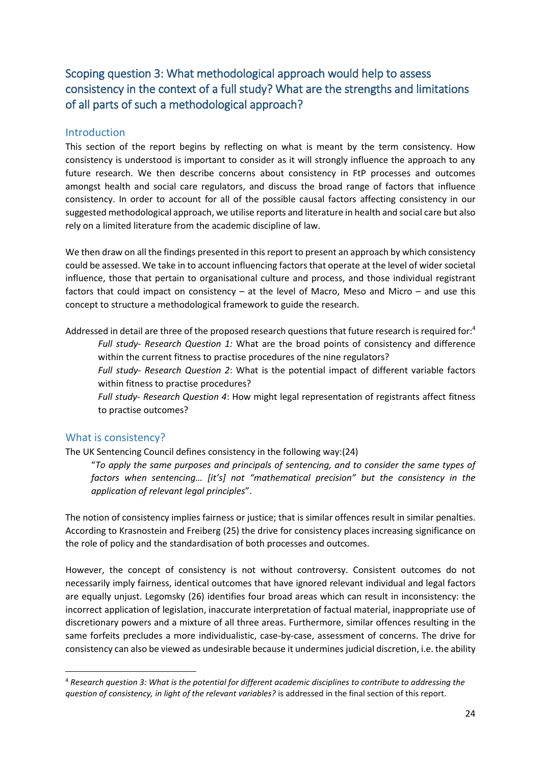## Scoping question 3: What methodological approach would help to assess consistency in the context of a full study? What are the strengths and limitations of all parts of such a methodological approach?

### Introduction

This section of the report begins by reflecting on what is meant by the term consistency. How consistency is understood is important to consider as it will strongly influence the approach to any future research. We then describe concerns about consistency in FtP processes and outcomes amongst health and social care regulators, and discuss the broad range of factors that influence consistency. In order to account for all of the possible causal factors affecting consistency in our suggested methodological approach, we utilise reports and literature in health and social care but also rely on a limited literature from the academic discipline of law.

We then draw on all the findings presented in this report to present an approach by which consistency could be assessed. We take in to account influencing factors that operate at the level of wider societal influence, those that pertain to organisational culture and process, and those individual registrant factors that could impact on consistency – at the level of Macro, Meso and Micro – and use this concept to structure a methodological framework to guide the research.

Addressed in detail are three of the proposed research questions that future research is required for:[4]

> *Full study- Research Question 1:* What are the broad points of consistency and difference within the current fitness to practise procedures of the nine regulators?
>
> *Full study- Research Question 2*: What is the potential impact of different variable factors within fitness to practise procedures?
>
> *Full study- Research Question 4*: How might legal representation of registrants affect fitness to practise outcomes?

### What is consistency?

The UK Sentencing Council defines consistency in the following way:(24)

> "*To apply the same purposes and principals of sentencing, and to consider the same types of factors when sentencing… [it's] not "mathematical precision" but the consistency in the application of relevant legal principles*".

The notion of consistency implies fairness or justice; that is similar offences result in similar penalties. According to Krasnostein and Freiberg (25) the drive for consistency places increasing significance on the role of policy and the standardisation of both processes and outcomes.

However, the concept of consistency is not without controversy. Consistent outcomes do not necessarily imply fairness, identical outcomes that have ignored relevant individual and legal factors are equally unjust. Legomsky (26) identifies four broad areas which can result in inconsistency: the incorrect application of legislation, inaccurate interpretation of factual material, inappropriate use of discretionary powers and a mixture of all three areas. Furthermore, similar offences resulting in the same forfeits precludes a more individualistic, case-by-case, assessment of concerns. The drive for consistency can also be viewed as undesirable because it undermines judicial discretion, i.e. the ability

---

[4] *Research question 3: What is the potential for different academic disciplines to contribute to addressing the question of consistency, in light of the relevant variables?* is addressed in the final section of this report.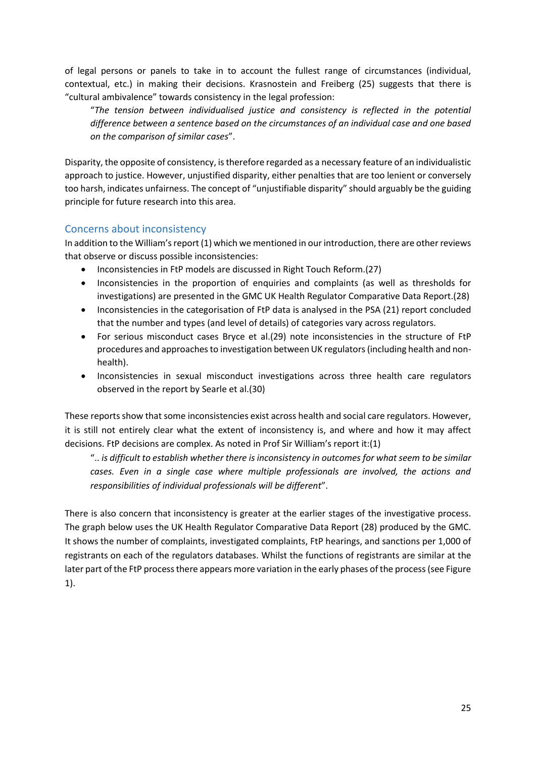of legal persons or panels to take in to account the fullest range of circumstances (individual, contextual, etc.) in making their decisions. Krasnostein and Freiberg (25) suggests that there is "cultural ambivalence" towards consistency in the legal profession:

> "*The tension between individualised justice and consistency is reflected in the potential difference between a sentence based on the circumstances of an individual case and one based on the comparison of similar cases*".

Disparity, the opposite of consistency, is therefore regarded as a necessary feature of an individualistic approach to justice. However, unjustified disparity, either penalties that are too lenient or conversely too harsh, indicates unfairness. The concept of "unjustifiable disparity" should arguably be the guiding principle for future research into this area.

## Concerns about inconsistency

In addition to the William's report (1) which we mentioned in our introduction, there are other reviews that observe or discuss possible inconsistencies:

- Inconsistencies in FtP models are discussed in Right Touch Reform.(27)
- Inconsistencies in the proportion of enquiries and complaints (as well as thresholds for investigations) are presented in the GMC UK Health Regulator Comparative Data Report.(28)
- Inconsistencies in the categorisation of FtP data is analysed in the PSA (21) report concluded that the number and types (and level of details) of categories vary across regulators.
- For serious misconduct cases Bryce et al.(29) note inconsistencies in the structure of FtP procedures and approaches to investigation between UK regulators (including health and non-health).
- Inconsistencies in sexual misconduct investigations across three health care regulators observed in the report by Searle et al.(30)

These reports show that some inconsistencies exist across health and social care regulators. However, it is still not entirely clear what the extent of inconsistency is, and where and how it may affect decisions. FtP decisions are complex. As noted in Prof Sir William's report it:(1)

> ".. *is difficult to establish whether there is inconsistency in outcomes for what seem to be similar cases. Even in a single case where multiple professionals are involved, the actions and responsibilities of individual professionals will be different*".

There is also concern that inconsistency is greater at the earlier stages of the investigative process. The graph below uses the UK Health Regulator Comparative Data Report (28) produced by the GMC. It shows the number of complaints, investigated complaints, FtP hearings, and sanctions per 1,000 of registrants on each of the regulators databases. Whilst the functions of registrants are similar at the later part of the FtP process there appears more variation in the early phases of the process (see Figure 1).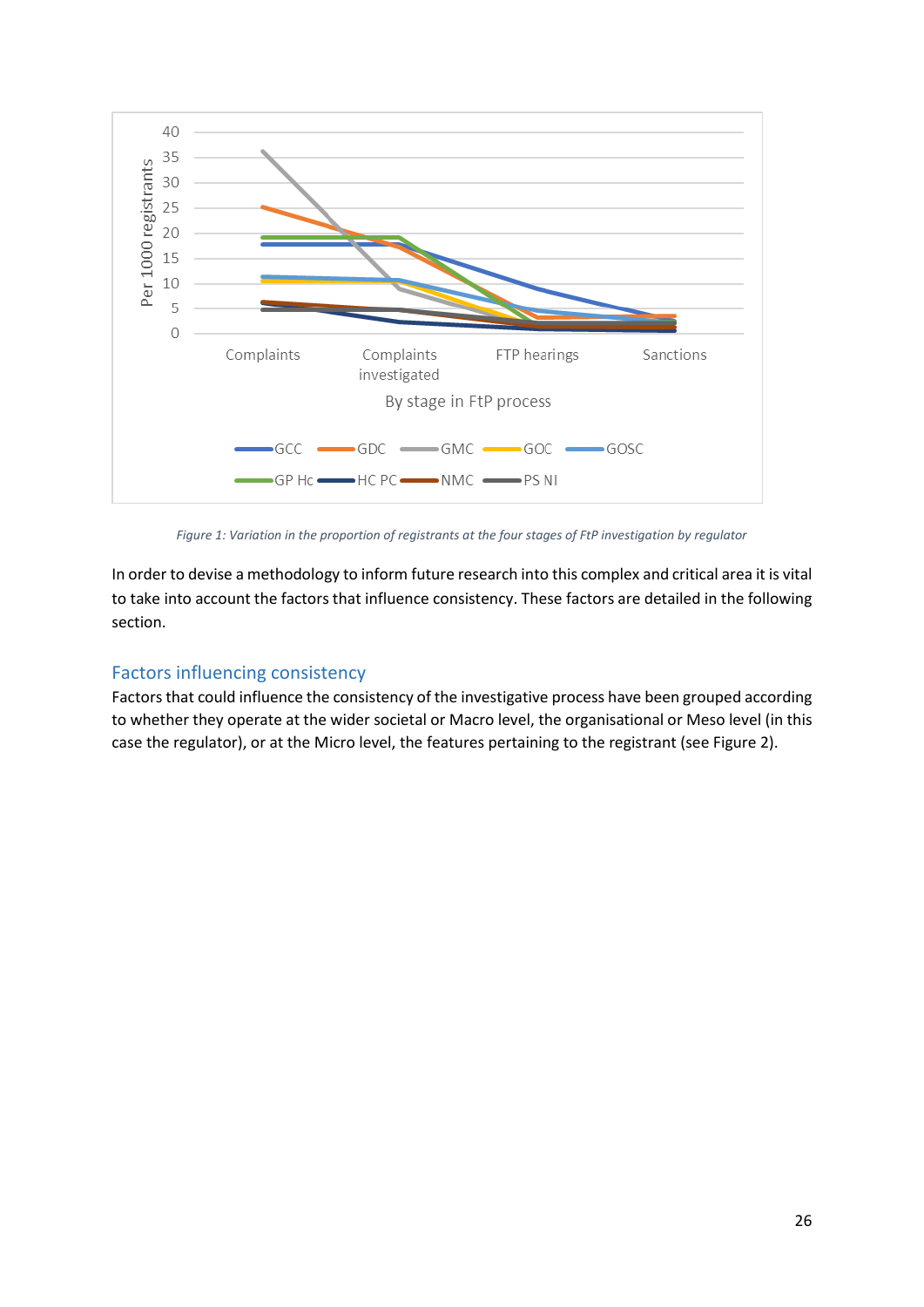Figure 1: Variation in the proportion of registrants at the four stages of FtP investigation by regulator

In order to devise a methodology to inform future research into this complex and critical area it is vital to take into account the factors that influence consistency. These factors are detailed in the following section.

## Factors influencing consistency

Factors that could influence the consistency of the investigative process have been grouped according to whether they operate at the wider societal or Macro level, the organisational or Meso level (in this case the regulator), or at the Micro level, the features pertaining to the registrant (see Figure 2).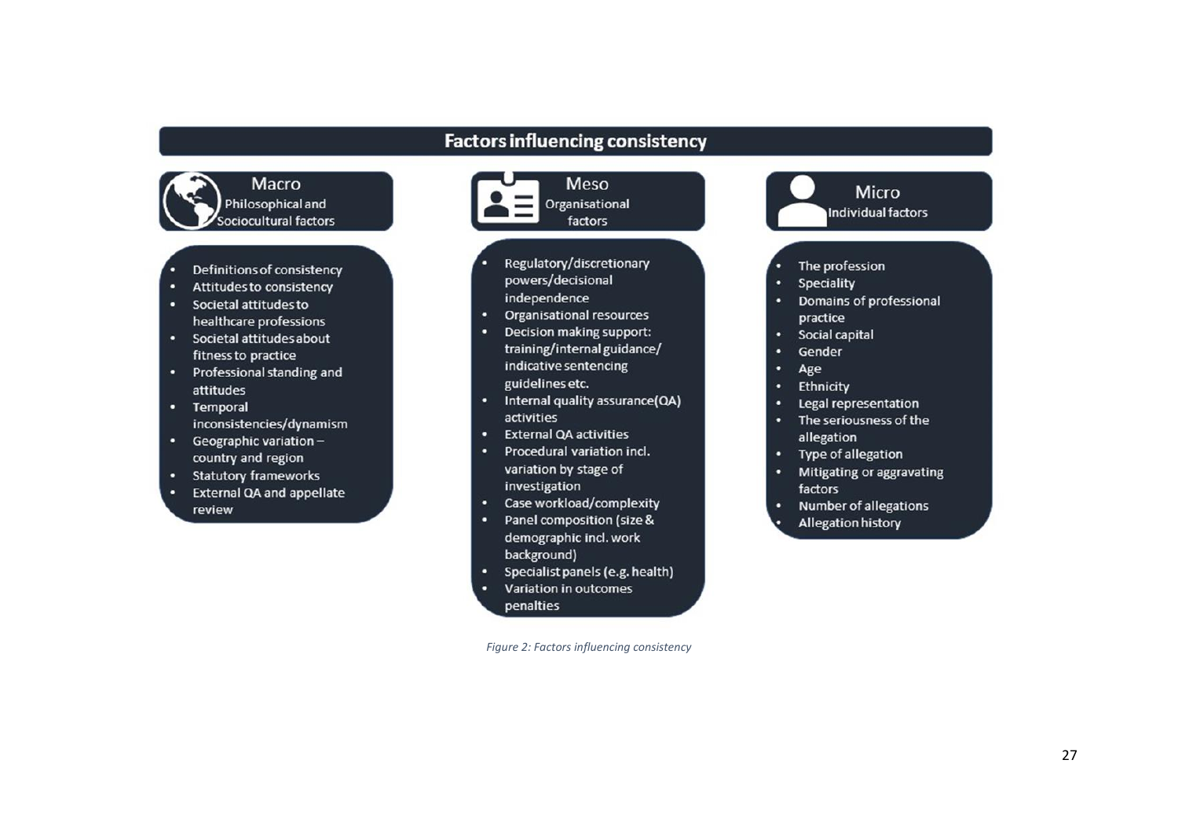# Factors influencing consistency

## Macro
Philosophical and Sociocultural factors

- Definitions of consistency
- Attitudes to consistency
- Societal attitudes to healthcare professions
- Societal attitudes about fitness to practice
- Professional standing and attitudes
- Temporal inconsistencies/dynamism
- Geographic variation – country and region
- Statutory frameworks
- External QA and appellate review

## Meso
Organisational factors

- Regulatory/discretionary powers/decisional independence
- Organisational resources
- Decision making support: training/internal guidance/indicative sentencing guidelines etc.
- Internal quality assurance(QA) activities
- External QA activities
- Procedural variation incl. variation by stage of investigation
- Case workload/complexity
- Panel composition (size & demographic incl. work background)
- Specialist panels (e.g. health)
- Variation in outcomes penalties

## Micro
Individual factors

- The profession
- Speciality
- Domains of professional practice
- Social capital
- Gender
- Age
- Ethnicity
- Legal representation
- The seriousness of the allegation
- Type of allegation
- Mitigating or aggravating factors
- Number of allegations
- Allegation history

*Figure 2: Factors influencing consistency*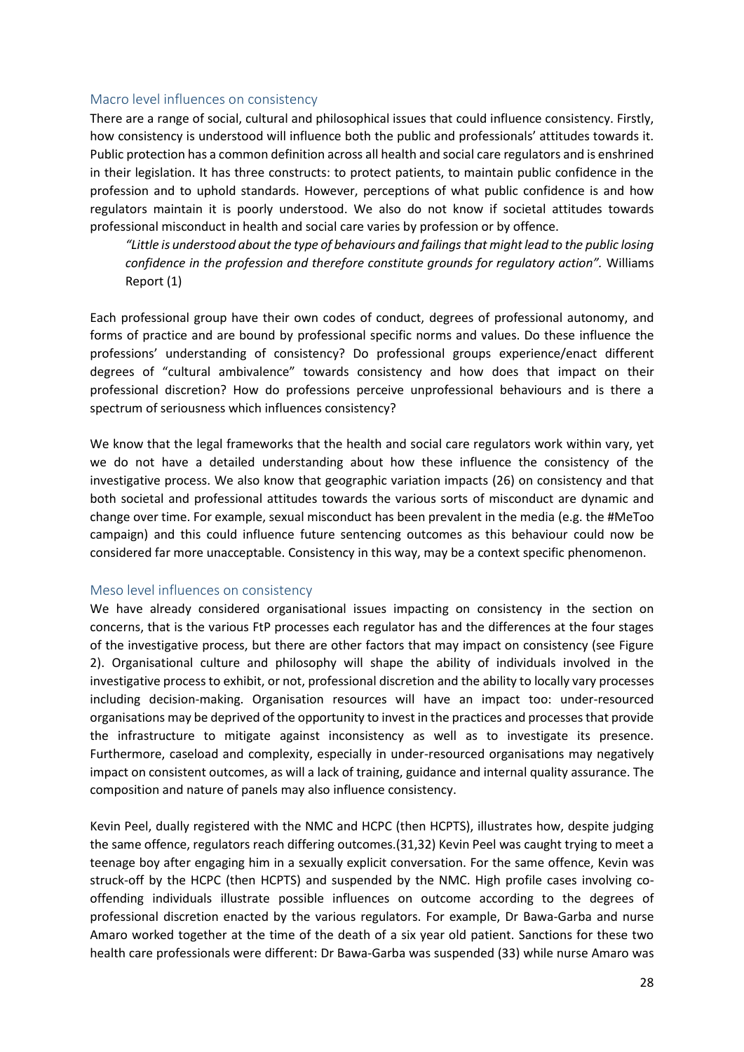## Macro level influences on consistency

There are a range of social, cultural and philosophical issues that could influence consistency. Firstly, how consistency is understood will influence both the public and professionals' attitudes towards it. Public protection has a common definition across all health and social care regulators and is enshrined in their legislation. It has three constructs: to protect patients, to maintain public confidence in the profession and to uphold standards. However, perceptions of what public confidence is and how regulators maintain it is poorly understood. We also do not know if societal attitudes towards professional misconduct in health and social care varies by profession or by offence.

> *"Little is understood about the type of behaviours and failings that might lead to the public losing confidence in the profession and therefore constitute grounds for regulatory action".* Williams Report (1)

Each professional group have their own codes of conduct, degrees of professional autonomy, and forms of practice and are bound by professional specific norms and values. Do these influence the professions' understanding of consistency? Do professional groups experience/enact different degrees of "cultural ambivalence" towards consistency and how does that impact on their professional discretion? How do professions perceive unprofessional behaviours and is there a spectrum of seriousness which influences consistency?

We know that the legal frameworks that the health and social care regulators work within vary, yet we do not have a detailed understanding about how these influence the consistency of the investigative process. We also know that geographic variation impacts (26) on consistency and that both societal and professional attitudes towards the various sorts of misconduct are dynamic and change over time. For example, sexual misconduct has been prevalent in the media (e.g. the #MeToo campaign) and this could influence future sentencing outcomes as this behaviour could now be considered far more unacceptable. Consistency in this way, may be a context specific phenomenon.

## Meso level influences on consistency

We have already considered organisational issues impacting on consistency in the section on concerns, that is the various FtP processes each regulator has and the differences at the four stages of the investigative process, but there are other factors that may impact on consistency (see Figure 2). Organisational culture and philosophy will shape the ability of individuals involved in the investigative process to exhibit, or not, professional discretion and the ability to locally vary processes including decision-making. Organisation resources will have an impact too: under-resourced organisations may be deprived of the opportunity to invest in the practices and processes that provide the infrastructure to mitigate against inconsistency as well as to investigate its presence. Furthermore, caseload and complexity, especially in under-resourced organisations may negatively impact on consistent outcomes, as will a lack of training, guidance and internal quality assurance. The composition and nature of panels may also influence consistency.

Kevin Peel, dually registered with the NMC and HCPC (then HCPTS), illustrates how, despite judging the same offence, regulators reach differing outcomes.(31,32) Kevin Peel was caught trying to meet a teenage boy after engaging him in a sexually explicit conversation. For the same offence, Kevin was struck-off by the HCPC (then HCPTS) and suspended by the NMC. High profile cases involving co-offending individuals illustrate possible influences on outcome according to the degrees of professional discretion enacted by the various regulators. For example, Dr Bawa-Garba and nurse Amaro worked together at the time of the death of a six year old patient. Sanctions for these two health care professionals were different: Dr Bawa-Garba was suspended (33) while nurse Amaro was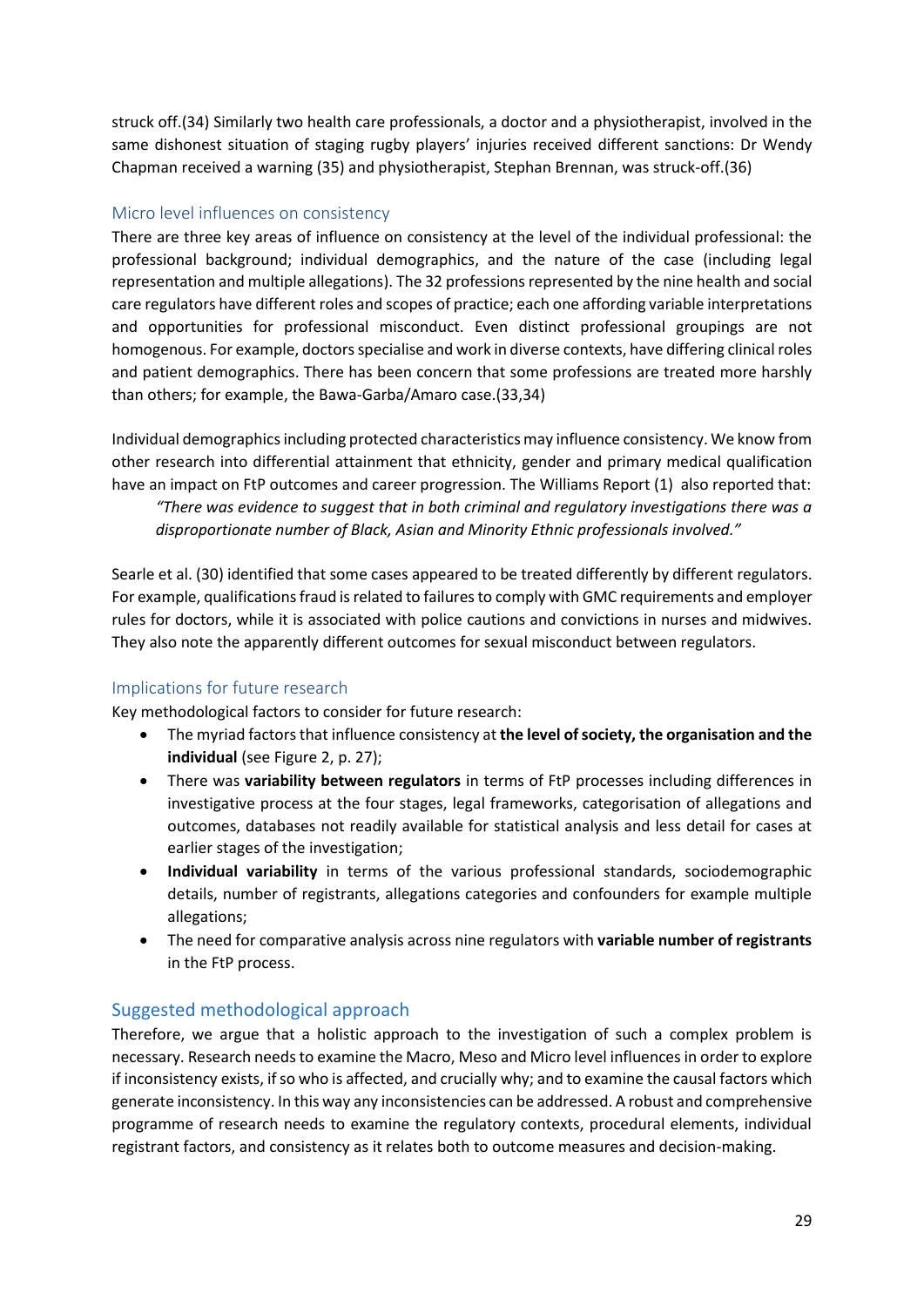struck off.(34) Similarly two health care professionals, a doctor and a physiotherapist, involved in the same dishonest situation of staging rugby players' injuries received different sanctions: Dr Wendy Chapman received a warning (35) and physiotherapist, Stephan Brennan, was struck-off.(36)

### Micro level influences on consistency

There are three key areas of influence on consistency at the level of the individual professional: the professional background; individual demographics, and the nature of the case (including legal representation and multiple allegations). The 32 professions represented by the nine health and social care regulators have different roles and scopes of practice; each one affording variable interpretations and opportunities for professional misconduct. Even distinct professional groupings are not homogenous. For example, doctors specialise and work in diverse contexts, have differing clinical roles and patient demographics. There has been concern that some professions are treated more harshly than others; for example, the Bawa-Garba/Amaro case.(33,34)

Individual demographics including protected characteristics may influence consistency. We know from other research into differential attainment that ethnicity, gender and primary medical qualification have an impact on FtP outcomes and career progression. The Williams Report (1) also reported that:

> *"There was evidence to suggest that in both criminal and regulatory investigations there was a disproportionate number of Black, Asian and Minority Ethnic professionals involved."*

Searle et al. (30) identified that some cases appeared to be treated differently by different regulators. For example, qualifications fraud is related to failures to comply with GMC requirements and employer rules for doctors, while it is associated with police cautions and convictions in nurses and midwives. They also note the apparently different outcomes for sexual misconduct between regulators.

### Implications for future research

Key methodological factors to consider for future research:

- The myriad factors that influence consistency at **the level of society, the organisation and the individual** (see Figure 2, p. 27);
- There was **variability between regulators** in terms of FtP processes including differences in investigative process at the four stages, legal frameworks, categorisation of allegations and outcomes, databases not readily available for statistical analysis and less detail for cases at earlier stages of the investigation;
- **Individual variability** in terms of the various professional standards, sociodemographic details, number of registrants, allegations categories and confounders for example multiple allegations;
- The need for comparative analysis across nine regulators with **variable number of registrants** in the FtP process.

## Suggested methodological approach

Therefore, we argue that a holistic approach to the investigation of such a complex problem is necessary. Research needs to examine the Macro, Meso and Micro level influences in order to explore if inconsistency exists, if so who is affected, and crucially why; and to examine the causal factors which generate inconsistency. In this way any inconsistencies can be addressed. A robust and comprehensive programme of research needs to examine the regulatory contexts, procedural elements, individual registrant factors, and consistency as it relates both to outcome measures and decision-making.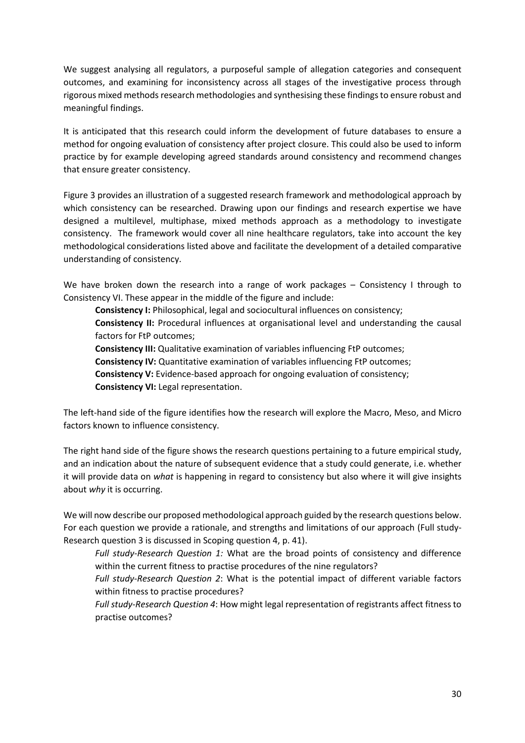We suggest analysing all regulators, a purposeful sample of allegation categories and consequent outcomes, and examining for inconsistency across all stages of the investigative process through rigorous mixed methods research methodologies and synthesising these findings to ensure robust and meaningful findings.

It is anticipated that this research could inform the development of future databases to ensure a method for ongoing evaluation of consistency after project closure. This could also be used to inform practice by for example developing agreed standards around consistency and recommend changes that ensure greater consistency.

Figure 3 provides an illustration of a suggested research framework and methodological approach by which consistency can be researched. Drawing upon our findings and research expertise we have designed a multilevel, multiphase, mixed methods approach as a methodology to investigate consistency. The framework would cover all nine healthcare regulators, take into account the key methodological considerations listed above and facilitate the development of a detailed comparative understanding of consistency.

We have broken down the research into a range of work packages – Consistency I through to Consistency VI. These appear in the middle of the figure and include:

- **Consistency I:** Philosophical, legal and sociocultural influences on consistency;
- **Consistency II:** Procedural influences at organisational level and understanding the causal factors for FtP outcomes;
- **Consistency III:** Qualitative examination of variables influencing FtP outcomes;
- **Consistency IV:** Quantitative examination of variables influencing FtP outcomes;
- **Consistency V:** Evidence-based approach for ongoing evaluation of consistency;
- **Consistency VI:** Legal representation.

The left-hand side of the figure identifies how the research will explore the Macro, Meso, and Micro factors known to influence consistency.

The right hand side of the figure shows the research questions pertaining to a future empirical study, and an indication about the nature of subsequent evidence that a study could generate, i.e. whether it will provide data on *what* is happening in regard to consistency but also where it will give insights about *why* it is occurring.

We will now describe our proposed methodological approach guided by the research questions below. For each question we provide a rationale, and strengths and limitations of our approach (Full study-Research question 3 is discussed in Scoping question 4, p. 41).

*Full study-Research Question 1:* What are the broad points of consistency and difference within the current fitness to practise procedures of the nine regulators?

*Full study-Research Question 2*: What is the potential impact of different variable factors within fitness to practise procedures?

*Full study-Research Question 4*: How might legal representation of registrants affect fitness to practise outcomes?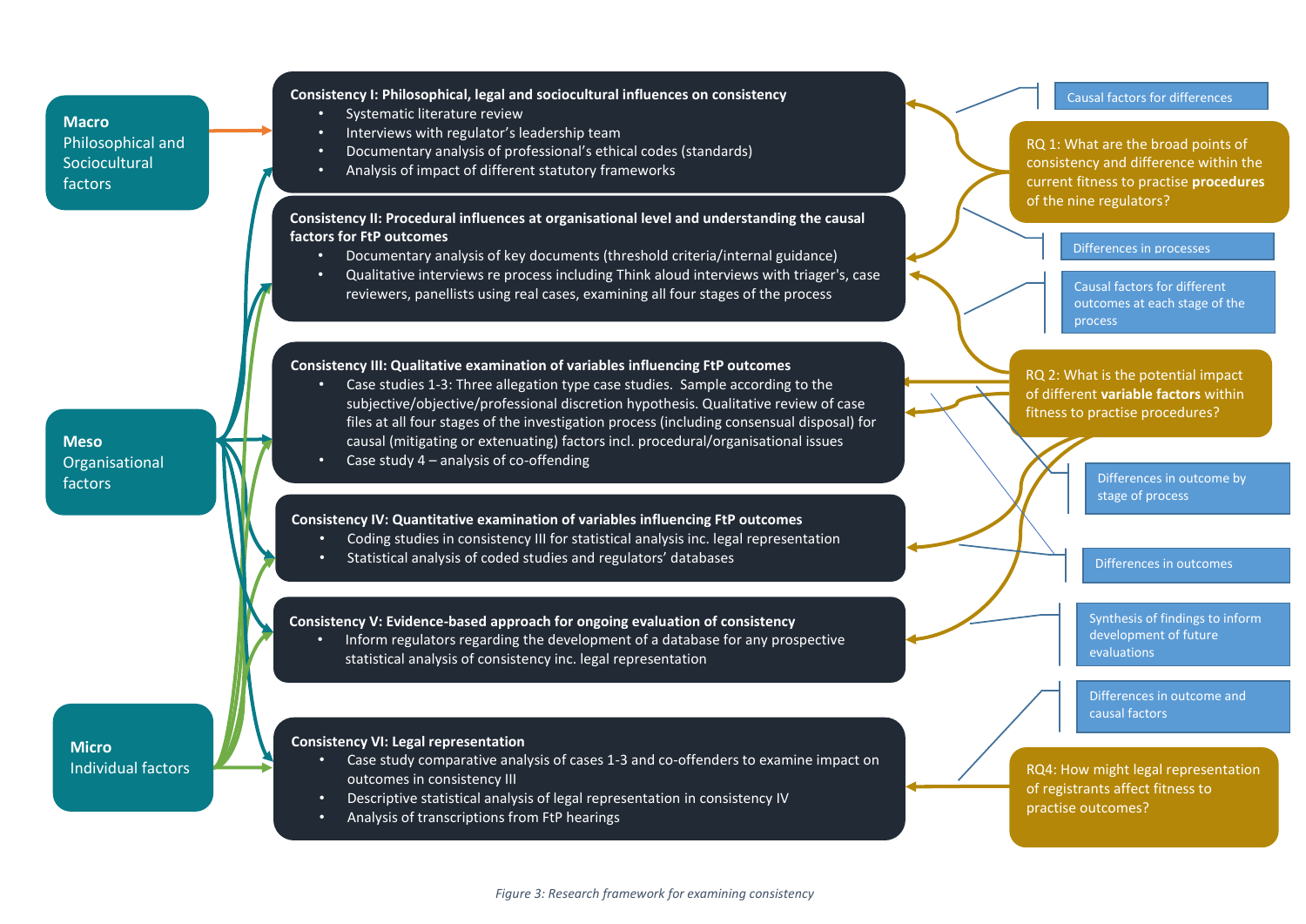**Macro**
Philosophical and Sociocultural factors

**Meso**
Organisational factors

**Micro**
Individual factors

**Consistency I: Philosophical, legal and sociocultural influences on consistency**

- Systematic literature review
- Interviews with regulator's leadership team
- Documentary analysis of professional's ethical codes (standards)
- Analysis of impact of different statutory frameworks

**Consistency II: Procedural influences at organisational level and understanding the causal factors for FtP outcomes**

- Documentary analysis of key documents (threshold criteria/internal guidance)
- Qualitative interviews re process including Think aloud interviews with triager's, case reviewers, panellists using real cases, examining all four stages of the process

**Consistency III: Qualitative examination of variables influencing FtP outcomes**

- Case studies 1-3: Three allegation type case studies. Sample according to the subjective/objective/professional discretion hypothesis. Qualitative review of case files at all four stages of the investigation process (including consensual disposal) for causal (mitigating or extenuating) factors incl. procedural/organisational issues
- Case study 4 – analysis of co-offending

**Consistency IV: Quantitative examination of variables influencing FtP outcomes**

- Coding studies in consistency III for statistical analysis inc. legal representation
- Statistical analysis of coded studies and regulators' databases

**Consistency V: Evidence-based approach for ongoing evaluation of consistency**

- Inform regulators regarding the development of a database for any prospective statistical analysis of consistency inc. legal representation

**Consistency VI: Legal representation**

- Case study comparative analysis of cases 1-3 and co-offenders to examine impact on outcomes in consistency III
- Descriptive statistical analysis of legal representation in consistency IV
- Analysis of transcriptions from FtP hearings

Causal factors for differences

RQ 1: What are the broad points of consistency and difference within the current fitness to practise **procedures** of the nine regulators?

Differences in processes

Causal factors for different outcomes at each stage of the process

RQ 2: What is the potential impact of different **variable factors** within fitness to practise procedures?

Differences in outcome by stage of process

Differences in outcomes

Synthesis of findings to inform development of future evaluations

Differences in outcome and causal factors

RQ4: How might legal representation of registrants affect fitness to practise outcomes?

*Figure 3: Research framework for examining consistency*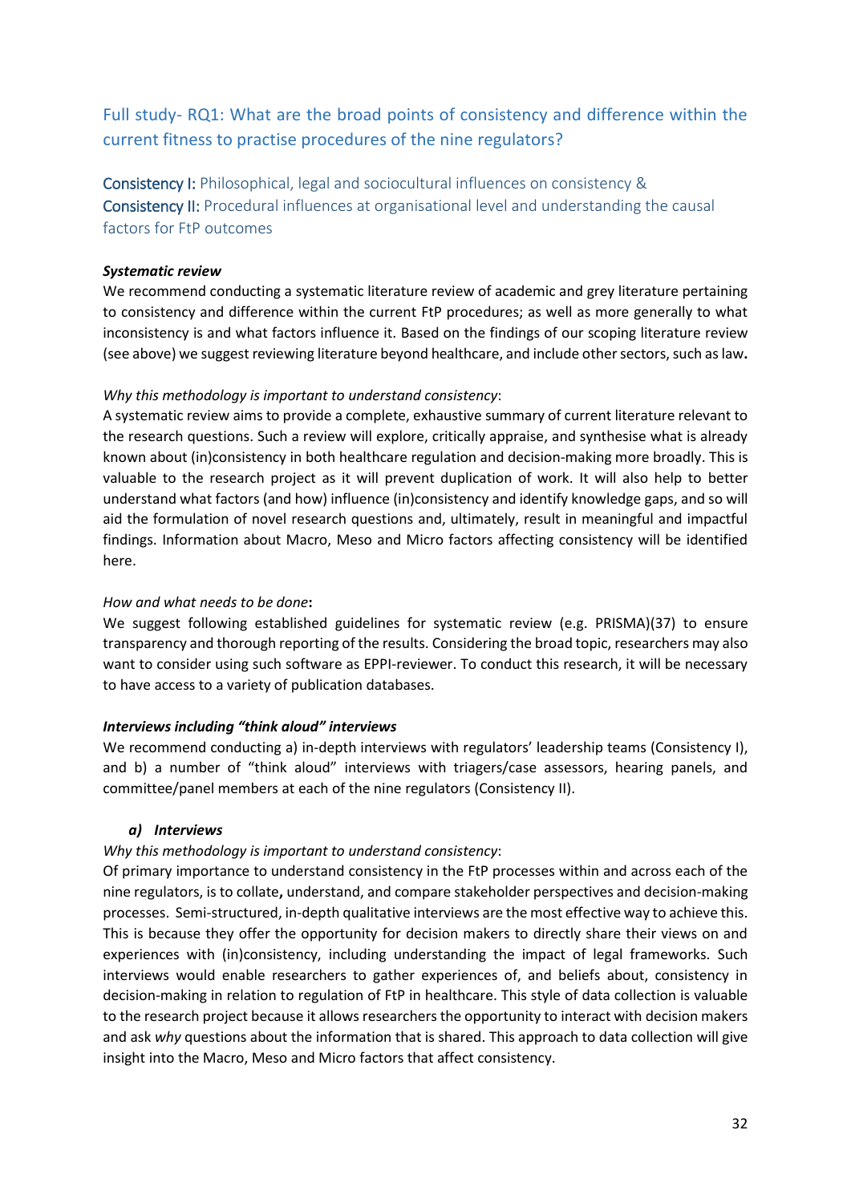## Full study- RQ1: What are the broad points of consistency and difference within the current fitness to practise procedures of the nine regulators?

### Consistency I: Philosophical, legal and sociocultural influences on consistency & Consistency II: Procedural influences at organisational level and understanding the causal factors for FtP outcomes

***Systematic review***

We recommend conducting a systematic literature review of academic and grey literature pertaining to consistency and difference within the current FtP procedures; as well as more generally to what inconsistency is and what factors influence it. Based on the findings of our scoping literature review (see above) we suggest reviewing literature beyond healthcare, and include other sectors, such as law**.**

*Why this methodology is important to understand consistency*:

A systematic review aims to provide a complete, exhaustive summary of current literature relevant to the research questions. Such a review will explore, critically appraise, and synthesise what is already known about (in)consistency in both healthcare regulation and decision-making more broadly. This is valuable to the research project as it will prevent duplication of work. It will also help to better understand what factors (and how) influence (in)consistency and identify knowledge gaps, and so will aid the formulation of novel research questions and, ultimately, result in meaningful and impactful findings. Information about Macro, Meso and Micro factors affecting consistency will be identified here.

*How and what needs to be done***:**

We suggest following established guidelines for systematic review (e.g. PRISMA)(37) to ensure transparency and thorough reporting of the results. Considering the broad topic, researchers may also want to consider using such software as EPPI-reviewer. To conduct this research, it will be necessary to have access to a variety of publication databases.

***Interviews including "think aloud" interviews***

We recommend conducting a) in-depth interviews with regulators' leadership teams (Consistency I), and b) a number of "think aloud" interviews with triagers/case assessors, hearing panels, and committee/panel members at each of the nine regulators (Consistency II).

***a) Interviews***

*Why this methodology is important to understand consistency*:

Of primary importance to understand consistency in the FtP processes within and across each of the nine regulators, is to collate**,** understand, and compare stakeholder perspectives and decision-making processes. Semi-structured, in-depth qualitative interviews are the most effective way to achieve this. This is because they offer the opportunity for decision makers to directly share their views on and experiences with (in)consistency, including understanding the impact of legal frameworks. Such interviews would enable researchers to gather experiences of, and beliefs about, consistency in decision-making in relation to regulation of FtP in healthcare. This style of data collection is valuable to the research project because it allows researchers the opportunity to interact with decision makers and ask *why* questions about the information that is shared. This approach to data collection will give insight into the Macro, Meso and Micro factors that affect consistency.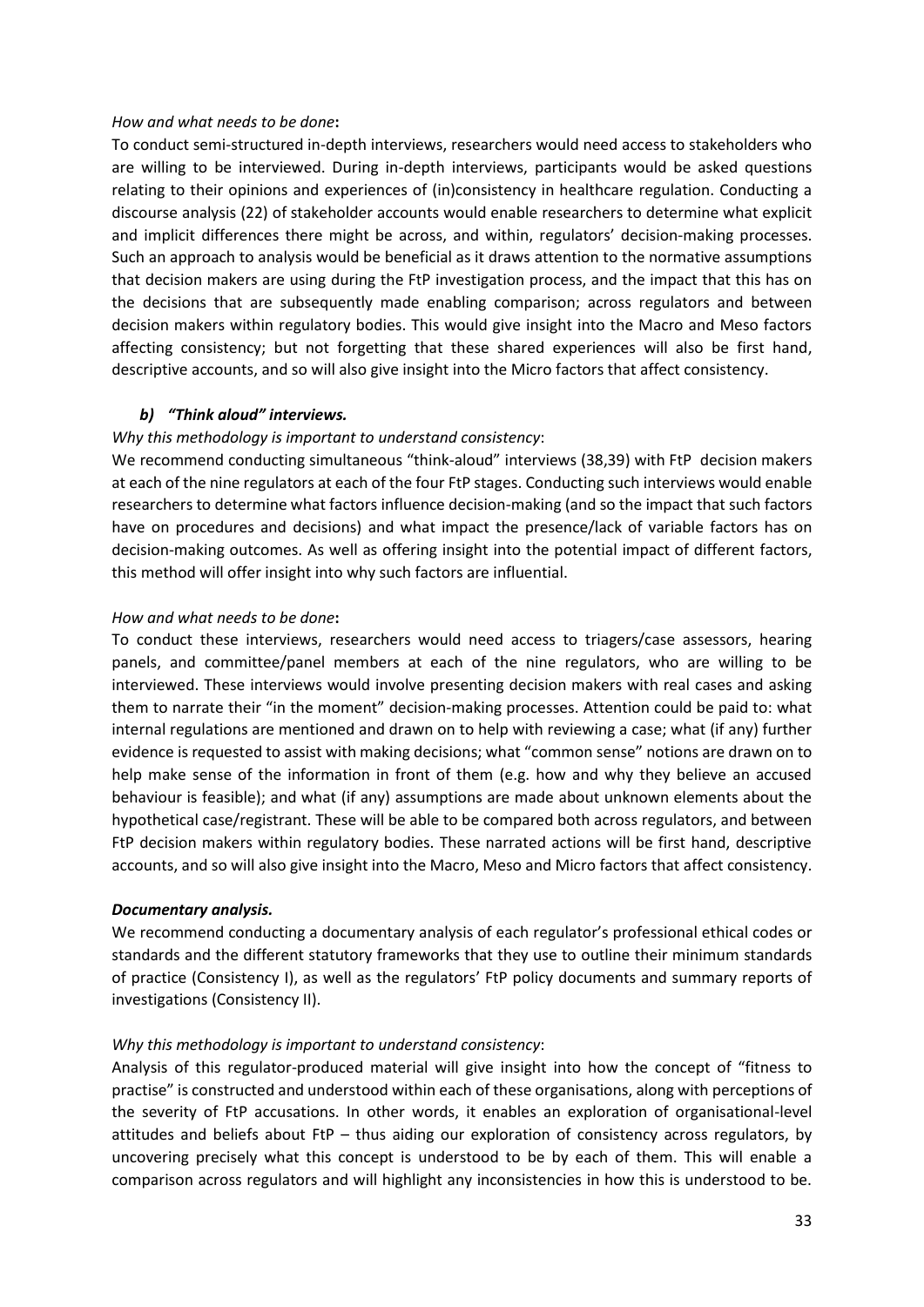*How and what needs to be done***:**

To conduct semi-structured in-depth interviews, researchers would need access to stakeholders who are willing to be interviewed. During in-depth interviews, participants would be asked questions relating to their opinions and experiences of (in)consistency in healthcare regulation. Conducting a discourse analysis (22) of stakeholder accounts would enable researchers to determine what explicit and implicit differences there might be across, and within, regulators' decision-making processes. Such an approach to analysis would be beneficial as it draws attention to the normative assumptions that decision makers are using during the FtP investigation process, and the impact that this has on the decisions that are subsequently made enabling comparison; across regulators and between decision makers within regulatory bodies. This would give insight into the Macro and Meso factors affecting consistency; but not forgetting that these shared experiences will also be first hand, descriptive accounts, and so will also give insight into the Micro factors that affect consistency.

***b) "Think aloud" interviews.***

*Why this methodology is important to understand consistency*:

We recommend conducting simultaneous "think-aloud" interviews (38,39) with FtP decision makers at each of the nine regulators at each of the four FtP stages. Conducting such interviews would enable researchers to determine what factors influence decision-making (and so the impact that such factors have on procedures and decisions) and what impact the presence/lack of variable factors has on decision-making outcomes. As well as offering insight into the potential impact of different factors, this method will offer insight into why such factors are influential.

*How and what needs to be done***:**

To conduct these interviews, researchers would need access to triagers/case assessors, hearing panels, and committee/panel members at each of the nine regulators, who are willing to be interviewed. These interviews would involve presenting decision makers with real cases and asking them to narrate their "in the moment" decision-making processes. Attention could be paid to: what internal regulations are mentioned and drawn on to help with reviewing a case; what (if any) further evidence is requested to assist with making decisions; what "common sense" notions are drawn on to help make sense of the information in front of them (e.g. how and why they believe an accused behaviour is feasible); and what (if any) assumptions are made about unknown elements about the hypothetical case/registrant. These will be able to be compared both across regulators, and between FtP decision makers within regulatory bodies. These narrated actions will be first hand, descriptive accounts, and so will also give insight into the Macro, Meso and Micro factors that affect consistency.

***Documentary analysis.***

We recommend conducting a documentary analysis of each regulator's professional ethical codes or standards and the different statutory frameworks that they use to outline their minimum standards of practice (Consistency I), as well as the regulators' FtP policy documents and summary reports of investigations (Consistency II).

*Why this methodology is important to understand consistency*:

Analysis of this regulator-produced material will give insight into how the concept of "fitness to practise" is constructed and understood within each of these organisations, along with perceptions of the severity of FtP accusations. In other words, it enables an exploration of organisational-level attitudes and beliefs about FtP – thus aiding our exploration of consistency across regulators, by uncovering precisely what this concept is understood to be by each of them. This will enable a comparison across regulators and will highlight any inconsistencies in how this is understood to be.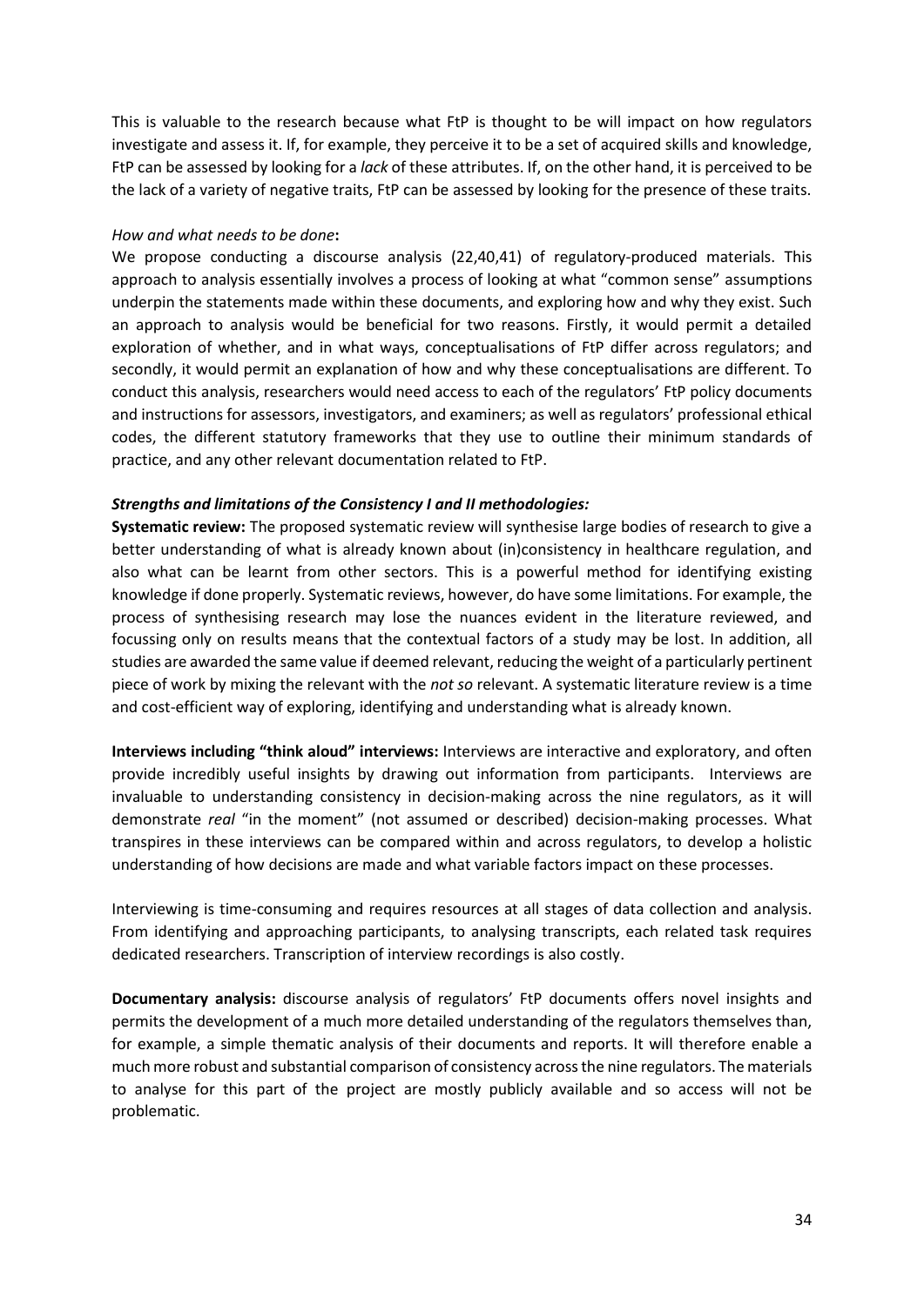This is valuable to the research because what FtP is thought to be will impact on how regulators investigate and assess it. If, for example, they perceive it to be a set of acquired skills and knowledge, FtP can be assessed by looking for a *lack* of these attributes. If, on the other hand, it is perceived to be the lack of a variety of negative traits, FtP can be assessed by looking for the presence of these traits.

*How and what needs to be done***:**

We propose conducting a discourse analysis (22,40,41) of regulatory-produced materials. This approach to analysis essentially involves a process of looking at what "common sense" assumptions underpin the statements made within these documents, and exploring how and why they exist. Such an approach to analysis would be beneficial for two reasons. Firstly, it would permit a detailed exploration of whether, and in what ways, conceptualisations of FtP differ across regulators; and secondly, it would permit an explanation of how and why these conceptualisations are different. To conduct this analysis, researchers would need access to each of the regulators' FtP policy documents and instructions for assessors, investigators, and examiners; as well as regulators' professional ethical codes, the different statutory frameworks that they use to outline their minimum standards of practice, and any other relevant documentation related to FtP.

***Strengths and limitations of the Consistency I and II methodologies:***

**Systematic review:** The proposed systematic review will synthesise large bodies of research to give a better understanding of what is already known about (in)consistency in healthcare regulation, and also what can be learnt from other sectors. This is a powerful method for identifying existing knowledge if done properly. Systematic reviews, however, do have some limitations. For example, the process of synthesising research may lose the nuances evident in the literature reviewed, and focussing only on results means that the contextual factors of a study may be lost. In addition, all studies are awarded the same value if deemed relevant, reducing the weight of a particularly pertinent piece of work by mixing the relevant with the *not so* relevant. A systematic literature review is a time and cost-efficient way of exploring, identifying and understanding what is already known.

**Interviews including "think aloud" interviews:** Interviews are interactive and exploratory, and often provide incredibly useful insights by drawing out information from participants. Interviews are invaluable to understanding consistency in decision-making across the nine regulators, as it will demonstrate *real* "in the moment" (not assumed or described) decision-making processes. What transpires in these interviews can be compared within and across regulators, to develop a holistic understanding of how decisions are made and what variable factors impact on these processes.

Interviewing is time-consuming and requires resources at all stages of data collection and analysis. From identifying and approaching participants, to analysing transcripts, each related task requires dedicated researchers. Transcription of interview recordings is also costly.

**Documentary analysis:** discourse analysis of regulators' FtP documents offers novel insights and permits the development of a much more detailed understanding of the regulators themselves than, for example, a simple thematic analysis of their documents and reports. It will therefore enable a much more robust and substantial comparison of consistency across the nine regulators. The materials to analyse for this part of the project are mostly publicly available and so access will not be problematic.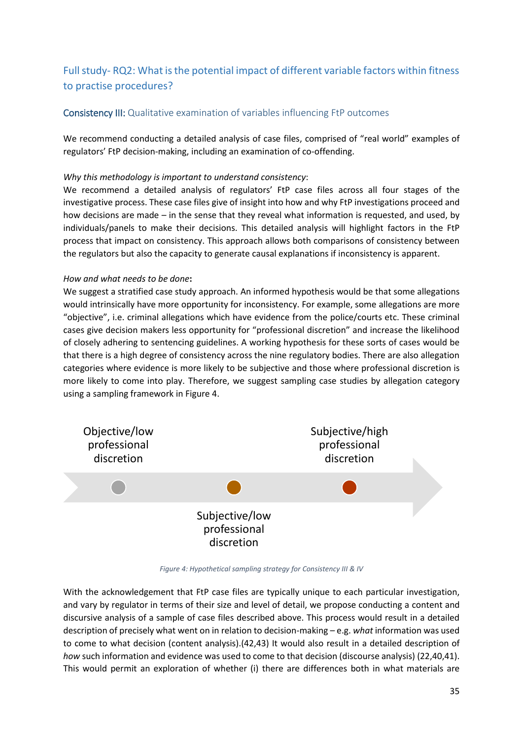## Full study- RQ2: What is the potential impact of different variable factors within fitness to practise procedures?

### Consistency III: Qualitative examination of variables influencing FtP outcomes

We recommend conducting a detailed analysis of case files, comprised of "real world" examples of regulators' FtP decision-making, including an examination of co-offending.

*Why this methodology is important to understand consistency*:
We recommend a detailed analysis of regulators' FtP case files across all four stages of the investigative process. These case files give of insight into how and why FtP investigations proceed and how decisions are made – in the sense that they reveal what information is requested, and used, by individuals/panels to make their decisions. This detailed analysis will highlight factors in the FtP process that impact on consistency. This approach allows both comparisons of consistency between the regulators but also the capacity to generate causal explanations if inconsistency is apparent.

*How and what needs to be done***:**
We suggest a stratified case study approach. An informed hypothesis would be that some allegations would intrinsically have more opportunity for inconsistency. For example, some allegations are more "objective", i.e. criminal allegations which have evidence from the police/courts etc. These criminal cases give decision makers less opportunity for "professional discretion" and increase the likelihood of closely adhering to sentencing guidelines. A working hypothesis for these sorts of cases would be that there is a high degree of consistency across the nine regulatory bodies. There are also allegation categories where evidence is more likely to be subjective and those where professional discretion is more likely to come into play. Therefore, we suggest sampling case studies by allegation category using a sampling framework in Figure 4.

Objective/low professional discretion

Subjective/low professional discretion

Subjective/high professional discretion

*Figure 4: Hypothetical sampling strategy for Consistency III & IV*

With the acknowledgement that FtP case files are typically unique to each particular investigation, and vary by regulator in terms of their size and level of detail, we propose conducting a content and discursive analysis of a sample of case files described above. This process would result in a detailed description of precisely what went on in relation to decision-making – e.g. *what* information was used to come to what decision (content analysis).(42,43) It would also result in a detailed description of *how* such information and evidence was used to come to that decision (discourse analysis) (22,40,41). This would permit an exploration of whether (i) there are differences both in what materials are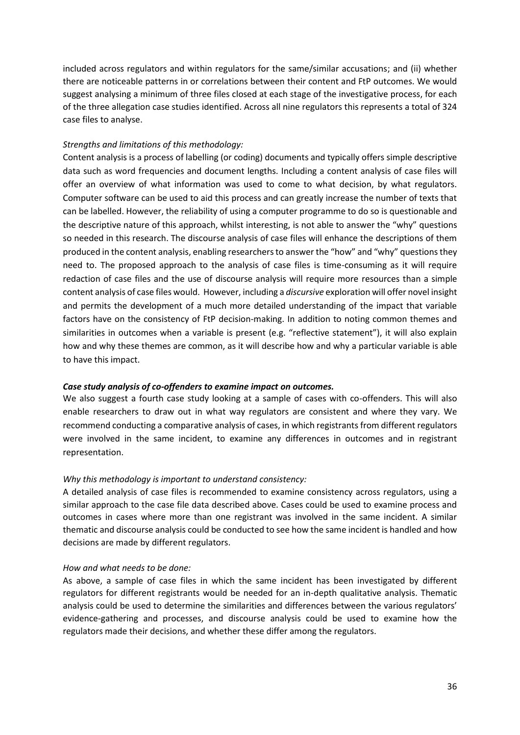included across regulators and within regulators for the same/similar accusations; and (ii) whether there are noticeable patterns in or correlations between their content and FtP outcomes. We would suggest analysing a minimum of three files closed at each stage of the investigative process, for each of the three allegation case studies identified. Across all nine regulators this represents a total of 324 case files to analyse.

*Strengths and limitations of this methodology:*

Content analysis is a process of labelling (or coding) documents and typically offers simple descriptive data such as word frequencies and document lengths. Including a content analysis of case files will offer an overview of what information was used to come to what decision, by what regulators. Computer software can be used to aid this process and can greatly increase the number of texts that can be labelled. However, the reliability of using a computer programme to do so is questionable and the descriptive nature of this approach, whilst interesting, is not able to answer the "why" questions so needed in this research. The discourse analysis of case files will enhance the descriptions of them produced in the content analysis, enabling researchers to answer the "how" and "why" questions they need to. The proposed approach to the analysis of case files is time-consuming as it will require redaction of case files and the use of discourse analysis will require more resources than a simple content analysis of case files would. However, including a *discursive* exploration will offer novel insight and permits the development of a much more detailed understanding of the impact that variable factors have on the consistency of FtP decision-making. In addition to noting common themes and similarities in outcomes when a variable is present (e.g. "reflective statement"), it will also explain how and why these themes are common, as it will describe how and why a particular variable is able to have this impact.

***Case study analysis of co-offenders to examine impact on outcomes.***

We also suggest a fourth case study looking at a sample of cases with co-offenders. This will also enable researchers to draw out in what way regulators are consistent and where they vary. We recommend conducting a comparative analysis of cases, in which registrants from different regulators were involved in the same incident, to examine any differences in outcomes and in registrant representation.

*Why this methodology is important to understand consistency:*

A detailed analysis of case files is recommended to examine consistency across regulators, using a similar approach to the case file data described above. Cases could be used to examine process and outcomes in cases where more than one registrant was involved in the same incident. A similar thematic and discourse analysis could be conducted to see how the same incident is handled and how decisions are made by different regulators.

*How and what needs to be done:*

As above, a sample of case files in which the same incident has been investigated by different regulators for different registrants would be needed for an in-depth qualitative analysis. Thematic analysis could be used to determine the similarities and differences between the various regulators' evidence-gathering and processes, and discourse analysis could be used to examine how the regulators made their decisions, and whether these differ among the regulators.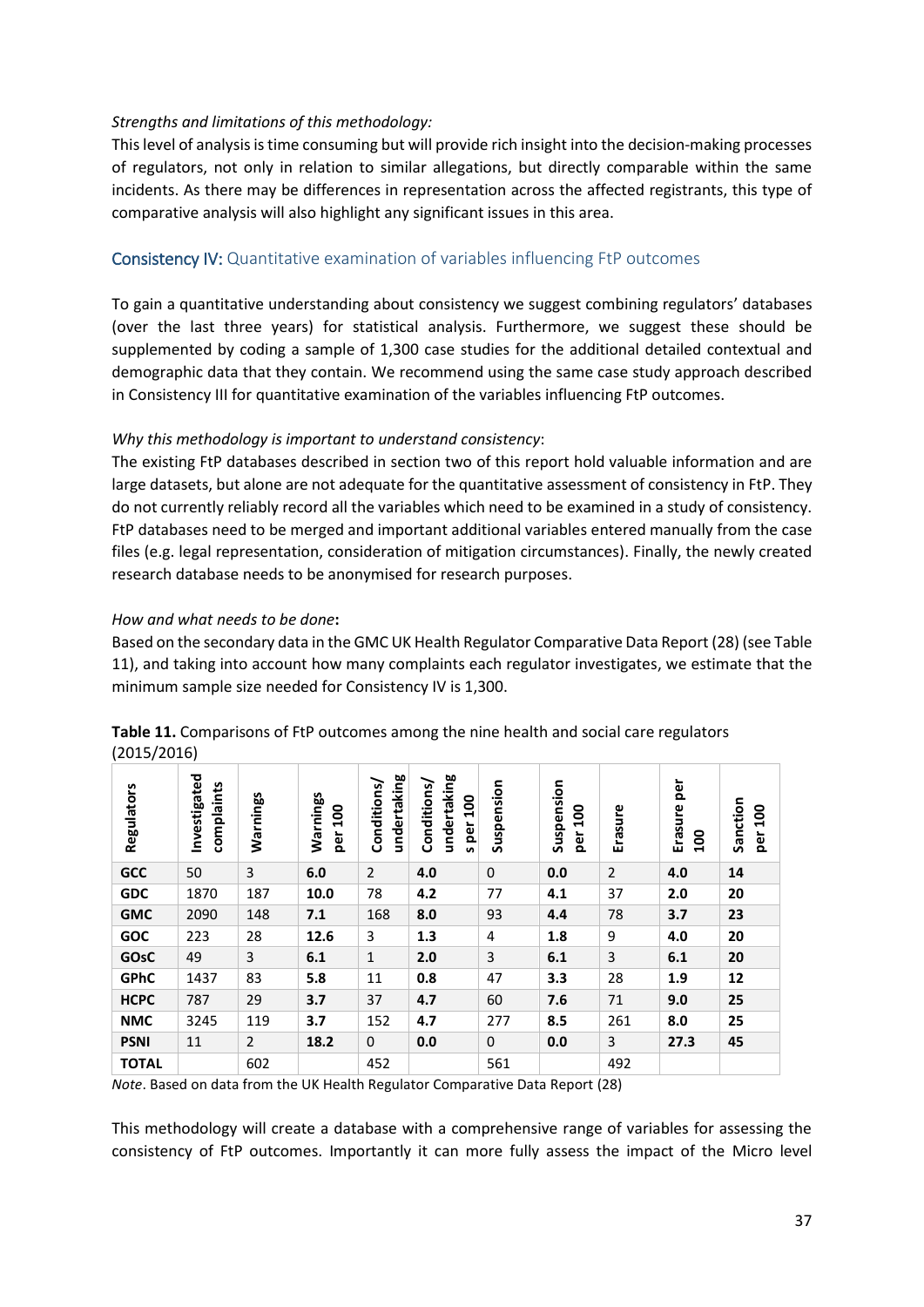*Strengths and limitations of this methodology:*
This level of analysis is time consuming but will provide rich insight into the decision-making processes of regulators, not only in relation to similar allegations, but directly comparable within the same incidents. As there may be differences in representation across the affected registrants, this type of comparative analysis will also highlight any significant issues in this area.

### Consistency IV: Quantitative examination of variables influencing FtP outcomes

To gain a quantitative understanding about consistency we suggest combining regulators' databases (over the last three years) for statistical analysis. Furthermore, we suggest these should be supplemented by coding a sample of 1,300 case studies for the additional detailed contextual and demographic data that they contain. We recommend using the same case study approach described in Consistency III for quantitative examination of the variables influencing FtP outcomes.

*Why this methodology is important to understand consistency*:
The existing FtP databases described in section two of this report hold valuable information and are large datasets, but alone are not adequate for the quantitative assessment of consistency in FtP. They do not currently reliably record all the variables which need to be examined in a study of consistency. FtP databases need to be merged and important additional variables entered manually from the case files (e.g. legal representation, consideration of mitigation circumstances). Finally, the newly created research database needs to be anonymised for research purposes.

*How and what needs to be done***:**
Based on the secondary data in the GMC UK Health Regulator Comparative Data Report (28) (see Table 11), and taking into account how many complaints each regulator investigates, we estimate that the minimum sample size needed for Consistency IV is 1,300.

**Table 11.** Comparisons of FtP outcomes among the nine health and social care regulators (2015/2016)

| Regulators | Investigated complaints | Warnings | Warnings per 100 | Conditions/ undertaking | Conditions/ undertakings per 100 | Suspension | Suspension per 100 | Erasure | Erasure per 100 | Sanction per 100 |
|---|---|---|---|---|---|---|---|---|---|---|
| **GCC** | 50 | 3 | **6.0** | 2 | **4.0** | 0 | **0.0** | 2 | **4.0** | **14** |
| **GDC** | 1870 | 187 | **10.0** | 78 | **4.2** | 77 | **4.1** | 37 | **2.0** | **20** |
| **GMC** | 2090 | 148 | **7.1** | 168 | **8.0** | 93 | **4.4** | 78 | **3.7** | **23** |
| **GOC** | 223 | 28 | **12.6** | 3 | **1.3** | 4 | **1.8** | 9 | **4.0** | **20** |
| **GOsC** | 49 | 3 | **6.1** | 1 | **2.0** | 3 | **6.1** | 3 | **6.1** | **20** |
| **GPhC** | 1437 | 83 | **5.8** | 11 | **0.8** | 47 | **3.3** | 28 | **1.9** | **12** |
| **HCPC** | 787 | 29 | **3.7** | 37 | **4.7** | 60 | **7.6** | 71 | **9.0** | **25** |
| **NMC** | 3245 | 119 | **3.7** | 152 | **4.7** | 277 | **8.5** | 261 | **8.0** | **25** |
| **PSNI** | 11 | 2 | **18.2** | 0 | **0.0** | 0 | **0.0** | 3 | **27.3** | **45** |
| **TOTAL** | | 602 | | 452 | | 561 | | 492 | | |

*Note*. Based on data from the UK Health Regulator Comparative Data Report (28)

This methodology will create a database with a comprehensive range of variables for assessing the consistency of FtP outcomes. Importantly it can more fully assess the impact of the Micro level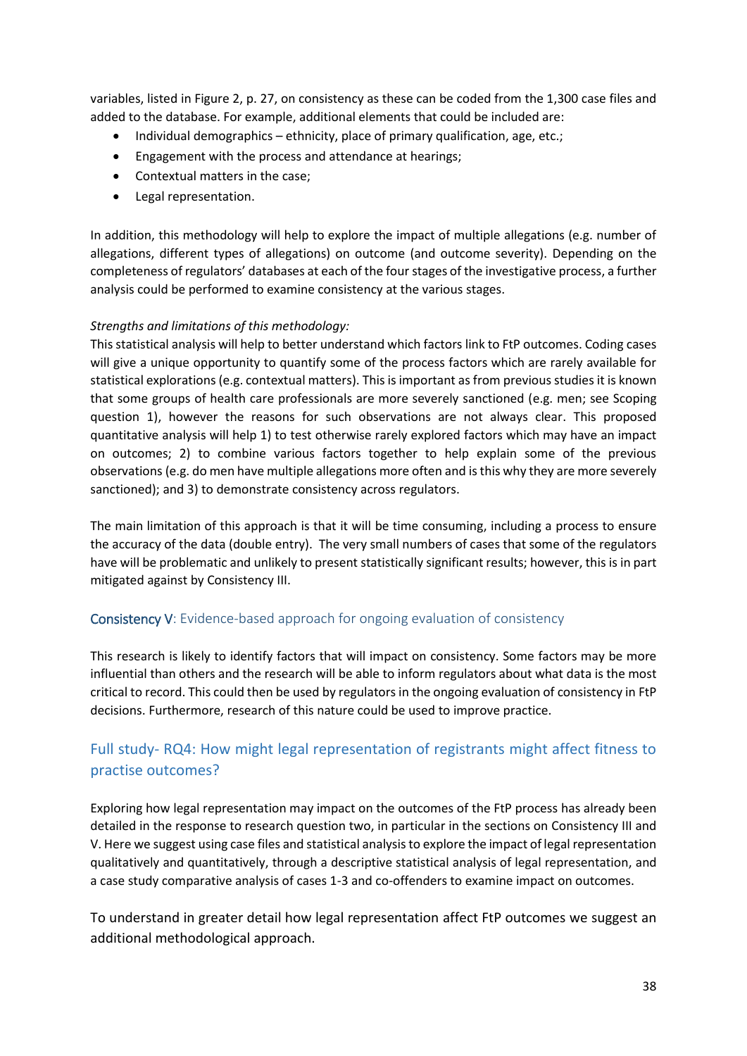variables, listed in Figure 2, p. 27, on consistency as these can be coded from the 1,300 case files and added to the database. For example, additional elements that could be included are:

- Individual demographics – ethnicity, place of primary qualification, age, etc.;
- Engagement with the process and attendance at hearings;
- Contextual matters in the case;
- Legal representation.

In addition, this methodology will help to explore the impact of multiple allegations (e.g. number of allegations, different types of allegations) on outcome (and outcome severity). Depending on the completeness of regulators' databases at each of the four stages of the investigative process, a further analysis could be performed to examine consistency at the various stages.

*Strengths and limitations of this methodology:*

This statistical analysis will help to better understand which factors link to FtP outcomes. Coding cases will give a unique opportunity to quantify some of the process factors which are rarely available for statistical explorations (e.g. contextual matters). This is important as from previous studies it is known that some groups of health care professionals are more severely sanctioned (e.g. men; see Scoping question 1), however the reasons for such observations are not always clear. This proposed quantitative analysis will help 1) to test otherwise rarely explored factors which may have an impact on outcomes; 2) to combine various factors together to help explain some of the previous observations (e.g. do men have multiple allegations more often and is this why they are more severely sanctioned); and 3) to demonstrate consistency across regulators.

The main limitation of this approach is that it will be time consuming, including a process to ensure the accuracy of the data (double entry). The very small numbers of cases that some of the regulators have will be problematic and unlikely to present statistically significant results; however, this is in part mitigated against by Consistency III.

### Consistency V: Evidence-based approach for ongoing evaluation of consistency

This research is likely to identify factors that will impact on consistency. Some factors may be more influential than others and the research will be able to inform regulators about what data is the most critical to record. This could then be used by regulators in the ongoing evaluation of consistency in FtP decisions. Furthermore, research of this nature could be used to improve practice.

## Full study- RQ4: How might legal representation of registrants might affect fitness to practise outcomes?

Exploring how legal representation may impact on the outcomes of the FtP process has already been detailed in the response to research question two, in particular in the sections on Consistency III and V. Here we suggest using case files and statistical analysis to explore the impact of legal representation qualitatively and quantitatively, through a descriptive statistical analysis of legal representation, and a case study comparative analysis of cases 1-3 and co-offenders to examine impact on outcomes.

To understand in greater detail how legal representation affect FtP outcomes we suggest an additional methodological approach.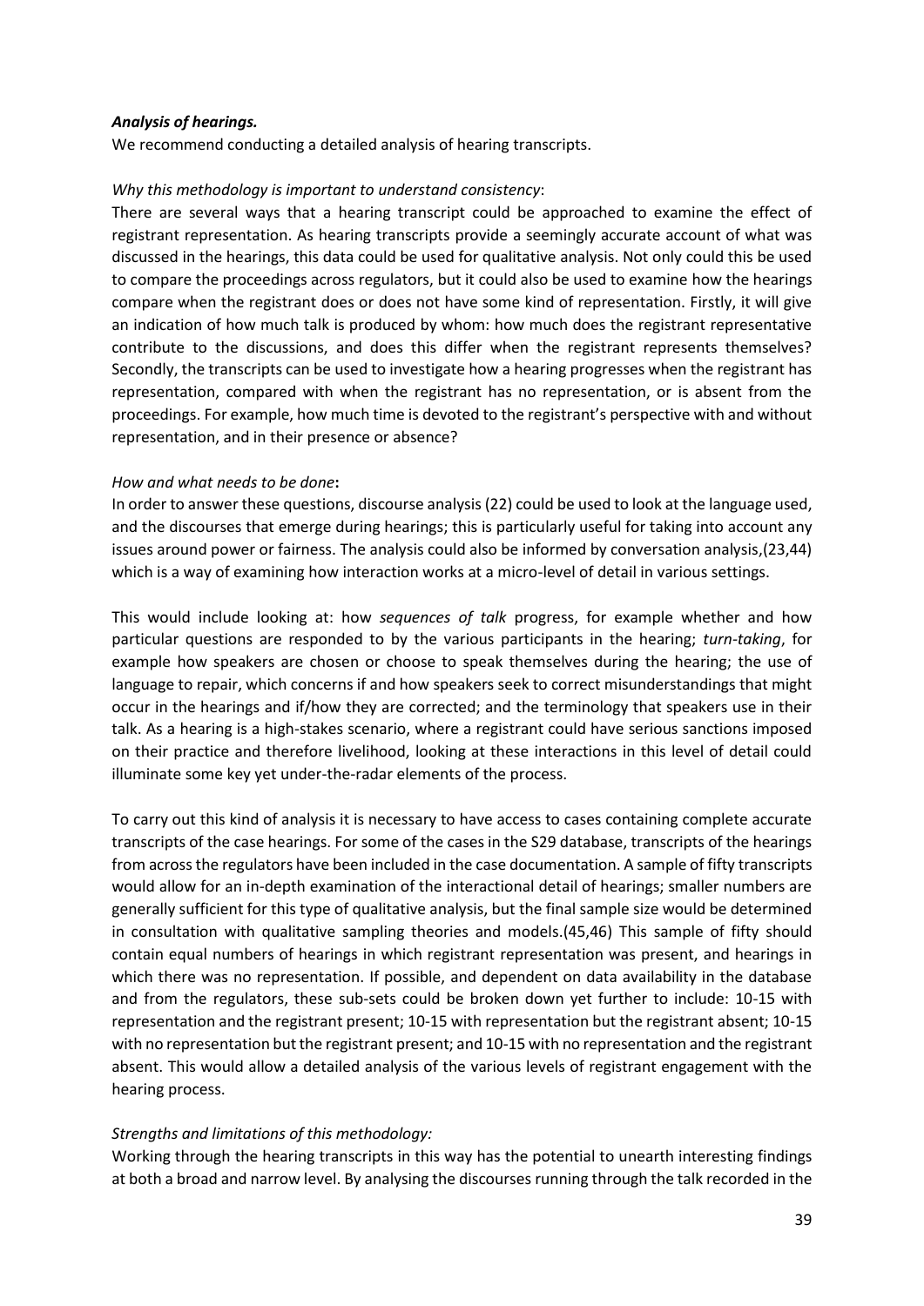***Analysis of hearings.***

We recommend conducting a detailed analysis of hearing transcripts.

*Why this methodology is important to understand consistency*:

There are several ways that a hearing transcript could be approached to examine the effect of registrant representation. As hearing transcripts provide a seemingly accurate account of what was discussed in the hearings, this data could be used for qualitative analysis. Not only could this be used to compare the proceedings across regulators, but it could also be used to examine how the hearings compare when the registrant does or does not have some kind of representation. Firstly, it will give an indication of how much talk is produced by whom: how much does the registrant representative contribute to the discussions, and does this differ when the registrant represents themselves? Secondly, the transcripts can be used to investigate how a hearing progresses when the registrant has representation, compared with when the registrant has no representation, or is absent from the proceedings. For example, how much time is devoted to the registrant's perspective with and without representation, and in their presence or absence?

*How and what needs to be done***:**

In order to answer these questions, discourse analysis (22) could be used to look at the language used, and the discourses that emerge during hearings; this is particularly useful for taking into account any issues around power or fairness. The analysis could also be informed by conversation analysis,(23,44) which is a way of examining how interaction works at a micro-level of detail in various settings.

This would include looking at: how *sequences of talk* progress, for example whether and how particular questions are responded to by the various participants in the hearing; *turn-taking*, for example how speakers are chosen or choose to speak themselves during the hearing; the use of language to repair, which concerns if and how speakers seek to correct misunderstandings that might occur in the hearings and if/how they are corrected; and the terminology that speakers use in their talk. As a hearing is a high-stakes scenario, where a registrant could have serious sanctions imposed on their practice and therefore livelihood, looking at these interactions in this level of detail could illuminate some key yet under-the-radar elements of the process.

To carry out this kind of analysis it is necessary to have access to cases containing complete accurate transcripts of the case hearings. For some of the cases in the S29 database, transcripts of the hearings from across the regulators have been included in the case documentation. A sample of fifty transcripts would allow for an in-depth examination of the interactional detail of hearings; smaller numbers are generally sufficient for this type of qualitative analysis, but the final sample size would be determined in consultation with qualitative sampling theories and models.(45,46) This sample of fifty should contain equal numbers of hearings in which registrant representation was present, and hearings in which there was no representation. If possible, and dependent on data availability in the database and from the regulators, these sub-sets could be broken down yet further to include: 10-15 with representation and the registrant present; 10-15 with representation but the registrant absent; 10-15 with no representation but the registrant present; and 10-15 with no representation and the registrant absent. This would allow a detailed analysis of the various levels of registrant engagement with the hearing process.

*Strengths and limitations of this methodology:*

Working through the hearing transcripts in this way has the potential to unearth interesting findings at both a broad and narrow level. By analysing the discourses running through the talk recorded in the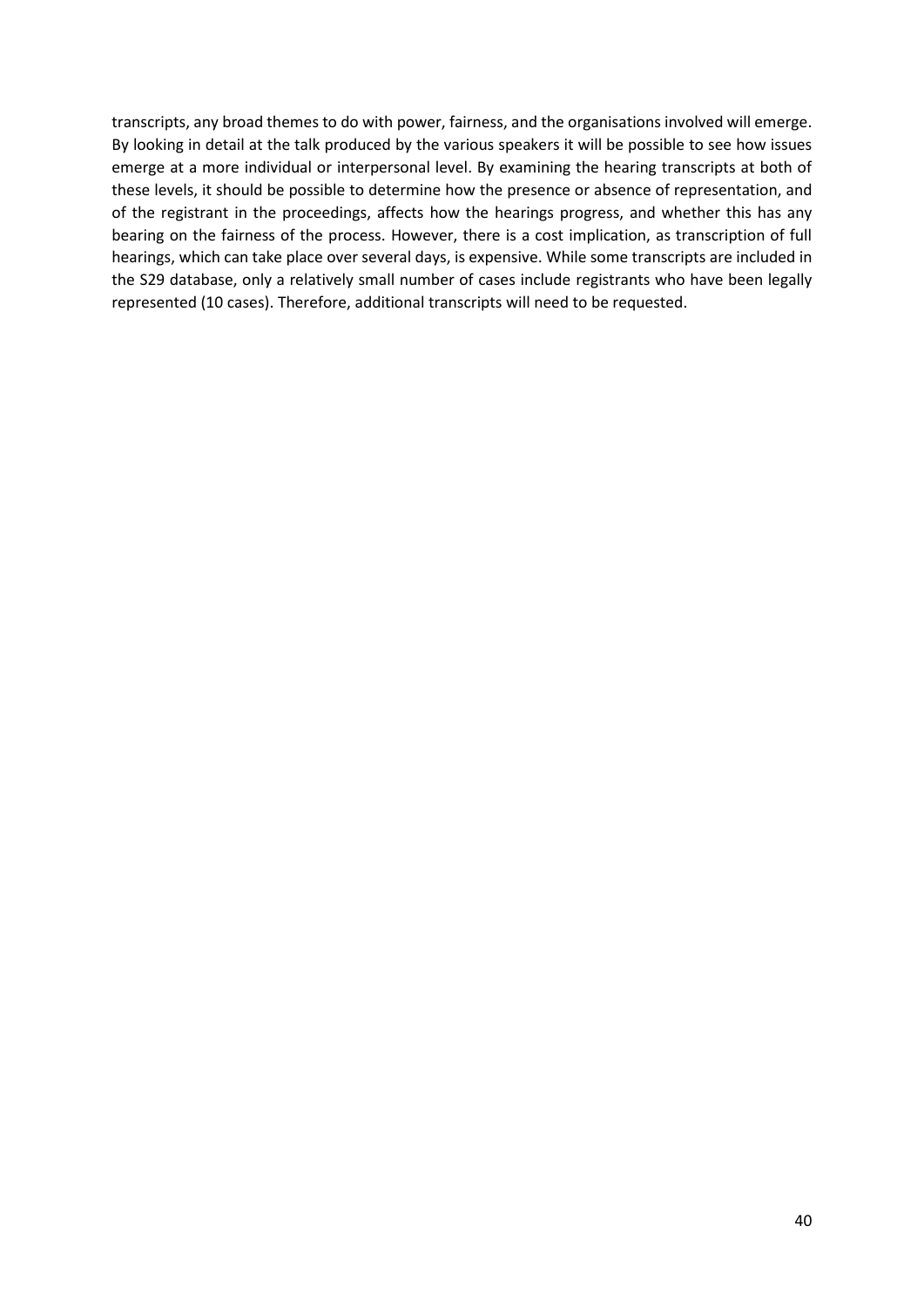transcripts, any broad themes to do with power, fairness, and the organisations involved will emerge. By looking in detail at the talk produced by the various speakers it will be possible to see how issues emerge at a more individual or interpersonal level. By examining the hearing transcripts at both of these levels, it should be possible to determine how the presence or absence of representation, and of the registrant in the proceedings, affects how the hearings progress, and whether this has any bearing on the fairness of the process. However, there is a cost implication, as transcription of full hearings, which can take place over several days, is expensive. While some transcripts are included in the S29 database, only a relatively small number of cases include registrants who have been legally represented (10 cases). Therefore, additional transcripts will need to be requested.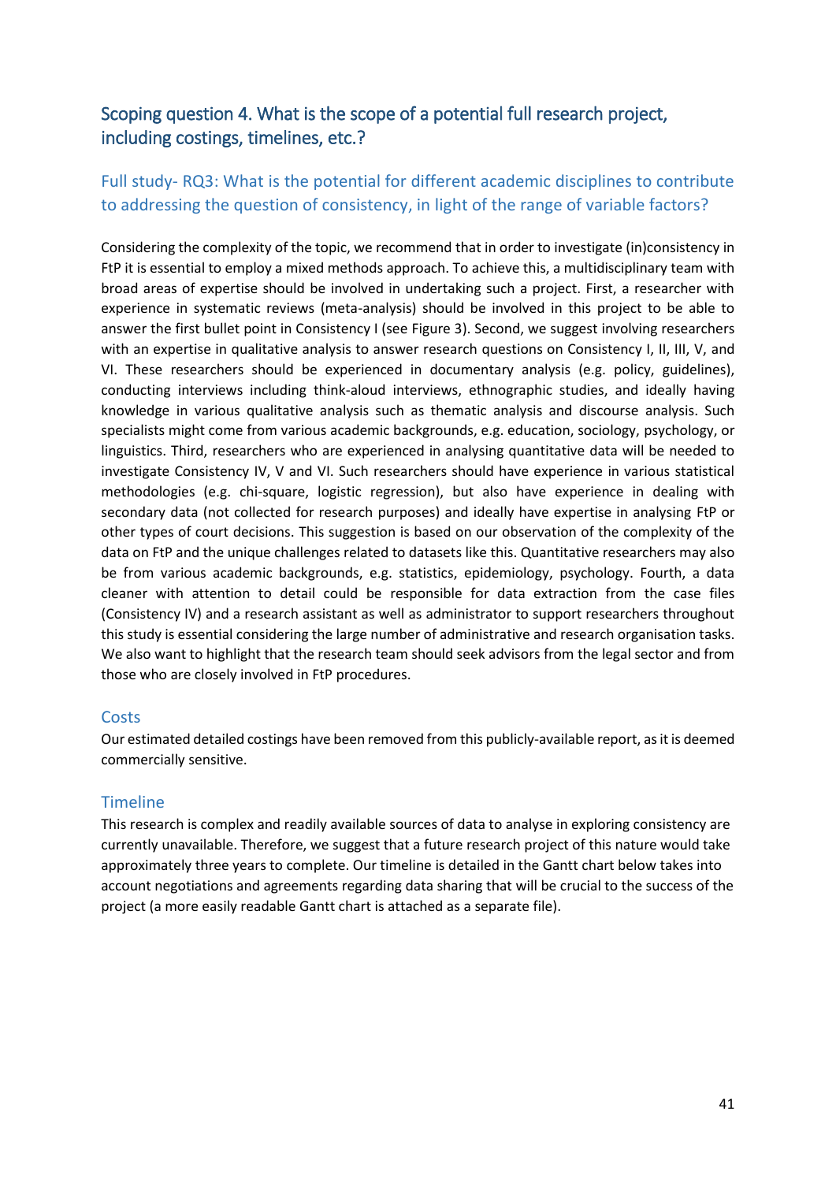## Scoping question 4. What is the scope of a potential full research project, including costings, timelines, etc.?

### Full study- RQ3: What is the potential for different academic disciplines to contribute to addressing the question of consistency, in light of the range of variable factors?

Considering the complexity of the topic, we recommend that in order to investigate (in)consistency in FtP it is essential to employ a mixed methods approach. To achieve this, a multidisciplinary team with broad areas of expertise should be involved in undertaking such a project. First, a researcher with experience in systematic reviews (meta-analysis) should be involved in this project to be able to answer the first bullet point in Consistency I (see Figure 3). Second, we suggest involving researchers with an expertise in qualitative analysis to answer research questions on Consistency I, II, III, V, and VI. These researchers should be experienced in documentary analysis (e.g. policy, guidelines), conducting interviews including think-aloud interviews, ethnographic studies, and ideally having knowledge in various qualitative analysis such as thematic analysis and discourse analysis. Such specialists might come from various academic backgrounds, e.g. education, sociology, psychology, or linguistics. Third, researchers who are experienced in analysing quantitative data will be needed to investigate Consistency IV, V and VI. Such researchers should have experience in various statistical methodologies (e.g. chi-square, logistic regression), but also have experience in dealing with secondary data (not collected for research purposes) and ideally have expertise in analysing FtP or other types of court decisions. This suggestion is based on our observation of the complexity of the data on FtP and the unique challenges related to datasets like this. Quantitative researchers may also be from various academic backgrounds, e.g. statistics, epidemiology, psychology. Fourth, a data cleaner with attention to detail could be responsible for data extraction from the case files (Consistency IV) and a research assistant as well as administrator to support researchers throughout this study is essential considering the large number of administrative and research organisation tasks. We also want to highlight that the research team should seek advisors from the legal sector and from those who are closely involved in FtP procedures.

### Costs

Our estimated detailed costings have been removed from this publicly-available report, as it is deemed commercially sensitive.

### Timeline

This research is complex and readily available sources of data to analyse in exploring consistency are currently unavailable. Therefore, we suggest that a future research project of this nature would take approximately three years to complete. Our timeline is detailed in the Gantt chart below takes into account negotiations and agreements regarding data sharing that will be crucial to the success of the project (a more easily readable Gantt chart is attached as a separate file).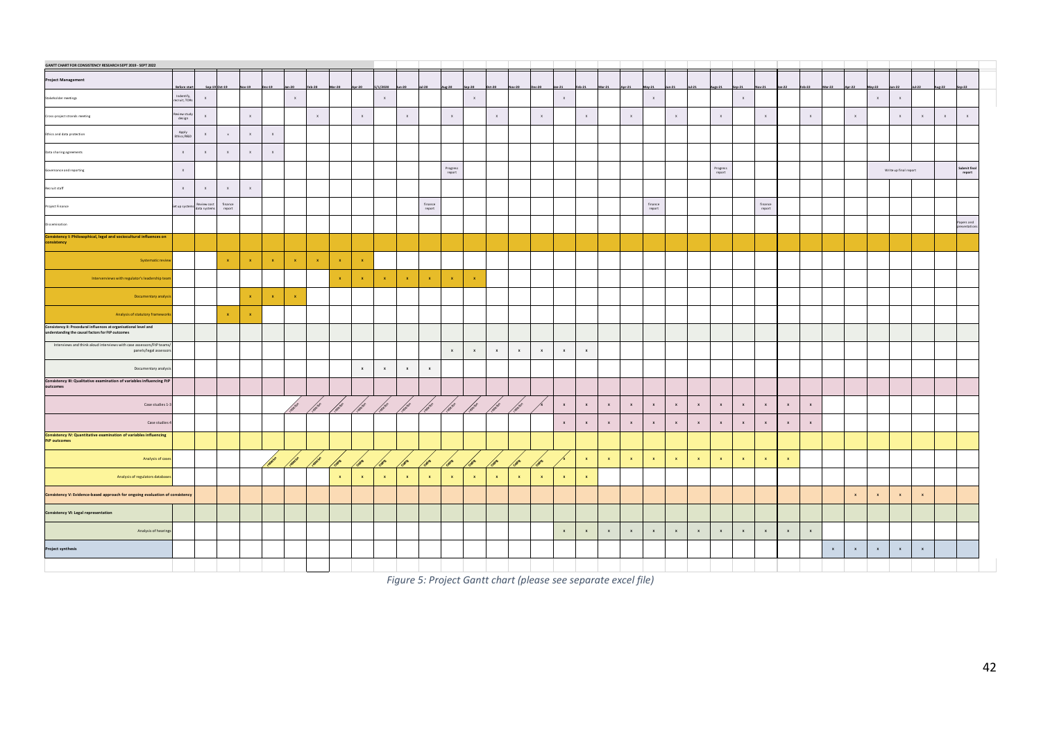GANTT CHART FOR CONSISTENCY RESEARCH SEPT 2019 - SEPT 2022

| Project Management | Before start | Sep-19 | Oct-19 | Nov-19 | Dec-19 | Jan-20 | Feb-20 | Mar-20 | Apr-20 | 5/1/2020 | Jun-20 | Jul-20 | Aug-20 | Sep-20 | Oct-20 | Nov-20 | Dec-20 | Jan-21 | Feb-21 | Mar-21 | Apr-21 | May-21 | Jun-21 | Jul-21 | Aug-21 | Sep-21 | Nov-21 | Jan-22 | Feb-22 | Mar-22 | Apr-22 | May-22 | Jun-22 | Jul-22 | Aug-22 | Sep-22 |
|---|---|---|---|---|---|---|---|---|---|---|---|---|---|---|---|---|---|---|---|---|---|---|---|---|---|---|---|---|---|---|---|---|---|---|---|---|
| Stakeholder meetings | Indentify, recruit, TORs | x | | | | x | | | | x | | | | x | | | | x | | | | x | | | | x | | | | | | x | x | | | |
| Cross-project strands meeting | Review study design | x | | x | | | x | | x | | x | | x | | x | | x | | x | | x | | x | | x | | x | | x | | x | | x | x | x | x |
| Ethics and data protection | Apply Ethics/R&D | x | x | x | x | | | | | | | | | | | | | | | | | | | | | | | | | | | | | | | |
| Data sharing agreements | x | x | x | x | x | | | | | | | | | | | | | | | | | | | | | | | | | | | | | | | |
| Governance and reporting | x | | | | | | | | | | | | Progress report | | | | | | | | | | | | Progress report | | | | | | | | Write up final report | | | Submit final report |
| Recruit staff | x | x | x | x | | | | | | | | | | | | | | | | | | | | | | | | | | | | | | | | |
| Project Finance | Set up systems | Review cost data systems | finance report | | | | | | | | | finance report | | | | | | | | | | finance report | | | | | finance report | | | | | | | | | |
| Dissemination | | | | | | | | | | | | | | | | | | | | | | | | | | | | | | | | | | | | Papers and presentations |
| **Consistency I: Philosophical, legal and sociocultural influences on consistency** | | | | | | | | | | | | | | | | | | | | | | | | | | | | | | | | | | | | |
| Systematic review | | | x | x | x | x | x | x | x | | | | | | | | | | | | | | | | | | | | | | | | | | | |
| Interviews with regulator's leadership team | | | | | | | | x | x | x | x | x | x | x | | | | | | | | | | | | | | | | | | | | | | |
| Documentary analysis | | | | x | x | x | | | | | | | | | | | | | | | | | | | | | | | | | | | | | | |
| Analysis of statutory frameworks | | | x | x | | | | | | | | | | | | | | | | | | | | | | | | | | | | | | | | |
| **Consistency II: Procedural influences at organisational level and understanding the causal factors for FtP outcomes** | | | | | | | | | | | | | | | | | | | | | | | | | | | | | | | | | | | | |
| Interviews and think aloud interviews with case assessors/FtP teams/panels/legal assessors | | | | | | | | | | | | | x | x | x | x | x | x | x | | | | | | | | | | | | | | | | | |
| Documentary analysis | | | | | | | | | x | x | x | x | | | | | | | | | | | | | | | | | | | | | | | | |
| **Consistency III: Qualitative examination of variables influencing FtP outcomes** | | | | | | | | | | | | | | | | | | | | | | | | | | | | | | | | | | | | |
| Case studies 1-3 | | | | | | ethics | ethics | ethics | ethics | ethics | ethics | ethics | ethics | ethics | ethics | ethics | x | x | x | x | x | x | x | x | x | x | x | x | x | | | | | | | |
| Case studies 4 | | | | | | | | | | | | | | | | | | x | x | x | x | x | x | x | x | x | x | x | x | | | | | | | |
| **Consistency IV: Quantitative examination of variables influencing FtP outcomes** | | | | | | | | | | | | | | | | | | | | | | | | | | | | | | | | | | | | |
| Analysis of cases | | | | | redaction | redaction | redaction | coding | coding | coding | coding | coding | coding | coding | coding | coding | coding | x | x | x | x | x | x | x | x | x | x | x | | | | | | | | |
| Analysis of regulators databases | | | | | | | | x | x | x | x | x | x | x | x | x | x | x | x | | | | | | | | | | | | | | | | | |
| **Consistency V: Evidence-based approach for ongoing evaluation of consistency** | | | | | | | | | | | | | | | | | | | | | | | | | | | | | | | x | x | x | x | | |
| **Consistency VI: Legal representation** | | | | | | | | | | | | | | | | | | | | | | | | | | | | | | | | | | | | |
| Analysis of hearings | | | | | | | | | | | | | | | | | | x | x | x | x | x | x | x | x | x | x | x | x | | | | | | | |
| **Project synthesis** | | | | | | | | | | | | | | | | | | | | | | | | | | | | | | x | x | x | x | x | | |

*Figure 5: Project Gantt chart (please see separate excel file)*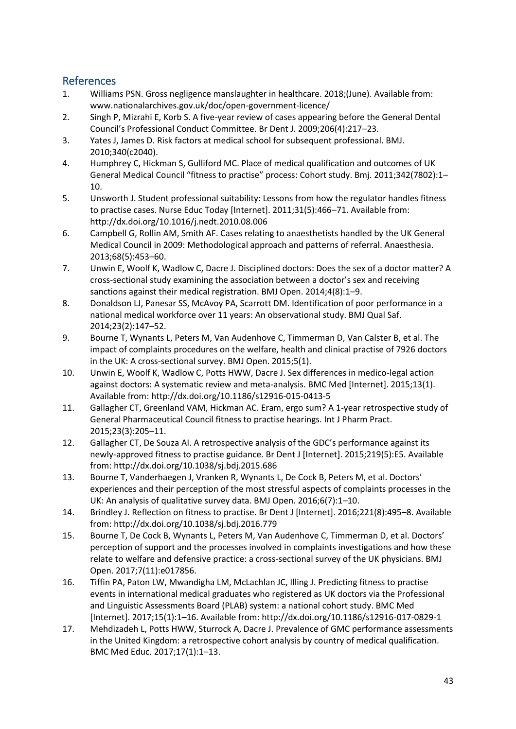## References

1. Williams PSN. Gross negligence manslaughter in healthcare. 2018;(June). Available from: www.nationalarchives.gov.uk/doc/open-government-licence/
2. Singh P, Mizrahi E, Korb S. A five-year review of cases appearing before the General Dental Council's Professional Conduct Committee. Br Dent J. 2009;206(4):217–23.
3. Yates J, James D. Risk factors at medical school for subsequent professional. BMJ. 2010;340(c2040).
4. Humphrey C, Hickman S, Gulliford MC. Place of medical qualification and outcomes of UK General Medical Council "fitness to practise" process: Cohort study. Bmj. 2011;342(7802):1–10.
5. Unsworth J. Student professional suitability: Lessons from how the regulator handles fitness to practise cases. Nurse Educ Today [Internet]. 2011;31(5):466–71. Available from: http://dx.doi.org/10.1016/j.nedt.2010.08.006
6. Campbell G, Rollin AM, Smith AF. Cases relating to anaesthetists handled by the UK General Medical Council in 2009: Methodological approach and patterns of referral. Anaesthesia. 2013;68(5):453–60.
7. Unwin E, Woolf K, Wadlow C, Dacre J. Disciplined doctors: Does the sex of a doctor matter? A cross-sectional study examining the association between a doctor's sex and receiving sanctions against their medical registration. BMJ Open. 2014;4(8):1–9.
8. Donaldson LJ, Panesar SS, McAvoy PA, Scarrott DM. Identification of poor performance in a national medical workforce over 11 years: An observational study. BMJ Qual Saf. 2014;23(2):147–52.
9. Bourne T, Wynants L, Peters M, Van Audenhove C, Timmerman D, Van Calster B, et al. The impact of complaints procedures on the welfare, health and clinical practise of 7926 doctors in the UK: A cross-sectional survey. BMJ Open. 2015;5(1).
10. Unwin E, Woolf K, Wadlow C, Potts HWW, Dacre J. Sex differences in medico-legal action against doctors: A systematic review and meta-analysis. BMC Med [Internet]. 2015;13(1). Available from: http://dx.doi.org/10.1186/s12916-015-0413-5
11. Gallagher CT, Greenland VAM, Hickman AC. Eram, ergo sum? A 1-year retrospective study of General Pharmaceutical Council fitness to practise hearings. Int J Pharm Pract. 2015;23(3):205–11.
12. Gallagher CT, De Souza AI. A retrospective analysis of the GDC's performance against its newly-approved fitness to practise guidance. Br Dent J [Internet]. 2015;219(5):E5. Available from: http://dx.doi.org/10.1038/sj.bdj.2015.686
13. Bourne T, Vanderhaegen J, Vranken R, Wynants L, De Cock B, Peters M, et al. Doctors' experiences and their perception of the most stressful aspects of complaints processes in the UK: An analysis of qualitative survey data. BMJ Open. 2016;6(7):1–10.
14. Brindley J. Reflection on fitness to practise. Br Dent J [Internet]. 2016;221(8):495–8. Available from: http://dx.doi.org/10.1038/sj.bdj.2016.779
15. Bourne T, De Cock B, Wynants L, Peters M, Van Audenhove C, Timmerman D, et al. Doctors' perception of support and the processes involved in complaints investigations and how these relate to welfare and defensive practice: a cross-sectional survey of the UK physicians. BMJ Open. 2017;7(11):e017856.
16. Tiffin PA, Paton LW, Mwandigha LM, McLachlan JC, Illing J. Predicting fitness to practise events in international medical graduates who registered as UK doctors via the Professional and Linguistic Assessments Board (PLAB) system: a national cohort study. BMC Med [Internet]. 2017;15(1):1–16. Available from: http://dx.doi.org/10.1186/s12916-017-0829-1
17. Mehdizadeh L, Potts HWW, Sturrock A, Dacre J. Prevalence of GMC performance assessments in the United Kingdom: a retrospective cohort analysis by country of medical qualification. BMC Med Educ. 2017;17(1):1–13.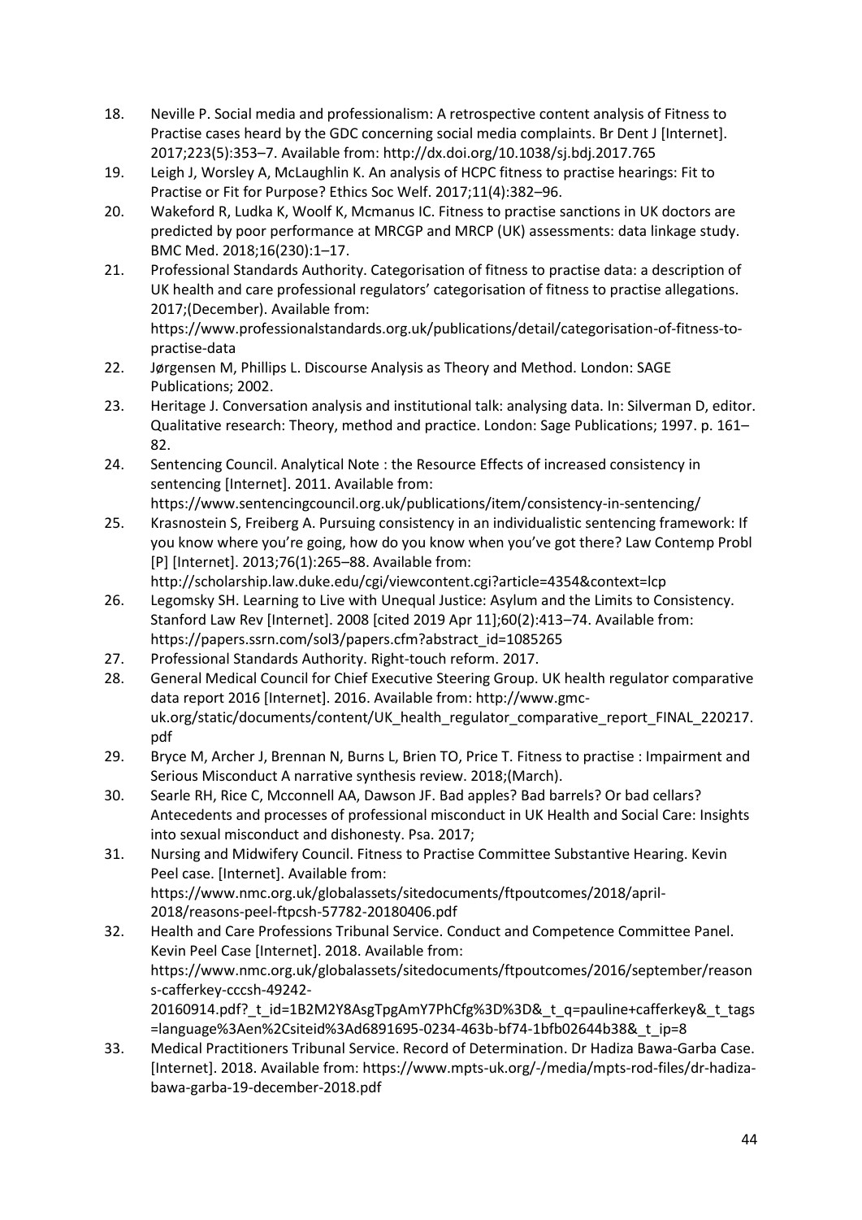18. Neville P. Social media and professionalism: A retrospective content analysis of Fitness to Practise cases heard by the GDC concerning social media complaints. Br Dent J [Internet]. 2017;223(5):353–7. Available from: http://dx.doi.org/10.1038/sj.bdj.2017.765
19. Leigh J, Worsley A, McLaughlin K. An analysis of HCPC fitness to practise hearings: Fit to Practise or Fit for Purpose? Ethics Soc Welf. 2017;11(4):382–96.
20. Wakeford R, Ludka K, Woolf K, Mcmanus IC. Fitness to practise sanctions in UK doctors are predicted by poor performance at MRCGP and MRCP (UK) assessments: data linkage study. BMC Med. 2018;16(230):1–17.
21. Professional Standards Authority. Categorisation of fitness to practise data: a description of UK health and care professional regulators' categorisation of fitness to practise allegations. 2017;(December). Available from: https://www.professionalstandards.org.uk/publications/detail/categorisation-of-fitness-to-practise-data
22. Jørgensen M, Phillips L. Discourse Analysis as Theory and Method. London: SAGE Publications; 2002.
23. Heritage J. Conversation analysis and institutional talk: analysing data. In: Silverman D, editor. Qualitative research: Theory, method and practice. London: Sage Publications; 1997. p. 161–82.
24. Sentencing Council. Analytical Note : the Resource Effects of increased consistency in sentencing [Internet]. 2011. Available from: https://www.sentencingcouncil.org.uk/publications/item/consistency-in-sentencing/
25. Krasnostein S, Freiberg A. Pursuing consistency in an individualistic sentencing framework: If you know where you're going, how do you know when you've got there? Law Contemp Probl [P] [Internet]. 2013;76(1):265–88. Available from: http://scholarship.law.duke.edu/cgi/viewcontent.cgi?article=4354&context=lcp
26. Legomsky SH. Learning to Live with Unequal Justice: Asylum and the Limits to Consistency. Stanford Law Rev [Internet]. 2008 [cited 2019 Apr 11];60(2):413–74. Available from: https://papers.ssrn.com/sol3/papers.cfm?abstract_id=1085265
27. Professional Standards Authority. Right-touch reform. 2017.
28. General Medical Council for Chief Executive Steering Group. UK health regulator comparative data report 2016 [Internet]. 2016. Available from: http://www.gmc-uk.org/static/documents/content/UK_health_regulator_comparative_report_FINAL_220217.pdf
29. Bryce M, Archer J, Brennan N, Burns L, Brien TO, Price T. Fitness to practise : Impairment and Serious Misconduct A narrative synthesis review. 2018;(March).
30. Searle RH, Rice C, Mcconnell AA, Dawson JF. Bad apples? Bad barrels? Or bad cellars? Antecedents and processes of professional misconduct in UK Health and Social Care: Insights into sexual misconduct and dishonesty. Psa. 2017;
31. Nursing and Midwifery Council. Fitness to Practise Committee Substantive Hearing. Kevin Peel case. [Internet]. Available from: https://www.nmc.org.uk/globalassets/sitedocuments/ftpoutcomes/2018/april-2018/reasons-peel-ftpcsh-57782-20180406.pdf
32. Health and Care Professions Tribunal Service. Conduct and Competence Committee Panel. Kevin Peel Case [Internet]. 2018. Available from: https://www.nmc.org.uk/globalassets/sitedocuments/ftpoutcomes/2016/september/reasons-cafferkey-cccsh-49242-20160914.pdf?_t_id=1B2M2Y8AsgTpgAmY7PhCfg%3D%3D&_t_q=pauline+cafferkey&_t_tags=language%3Aen%2Csiteid%3Ad6891695-0234-463b-bf74-1bfb02644b38&_t_ip=8
33. Medical Practitioners Tribunal Service. Record of Determination. Dr Hadiza Bawa-Garba Case. [Internet]. 2018. Available from: https://www.mpts-uk.org/-/media/mpts-rod-files/dr-hadiza-bawa-garba-19-december-2018.pdf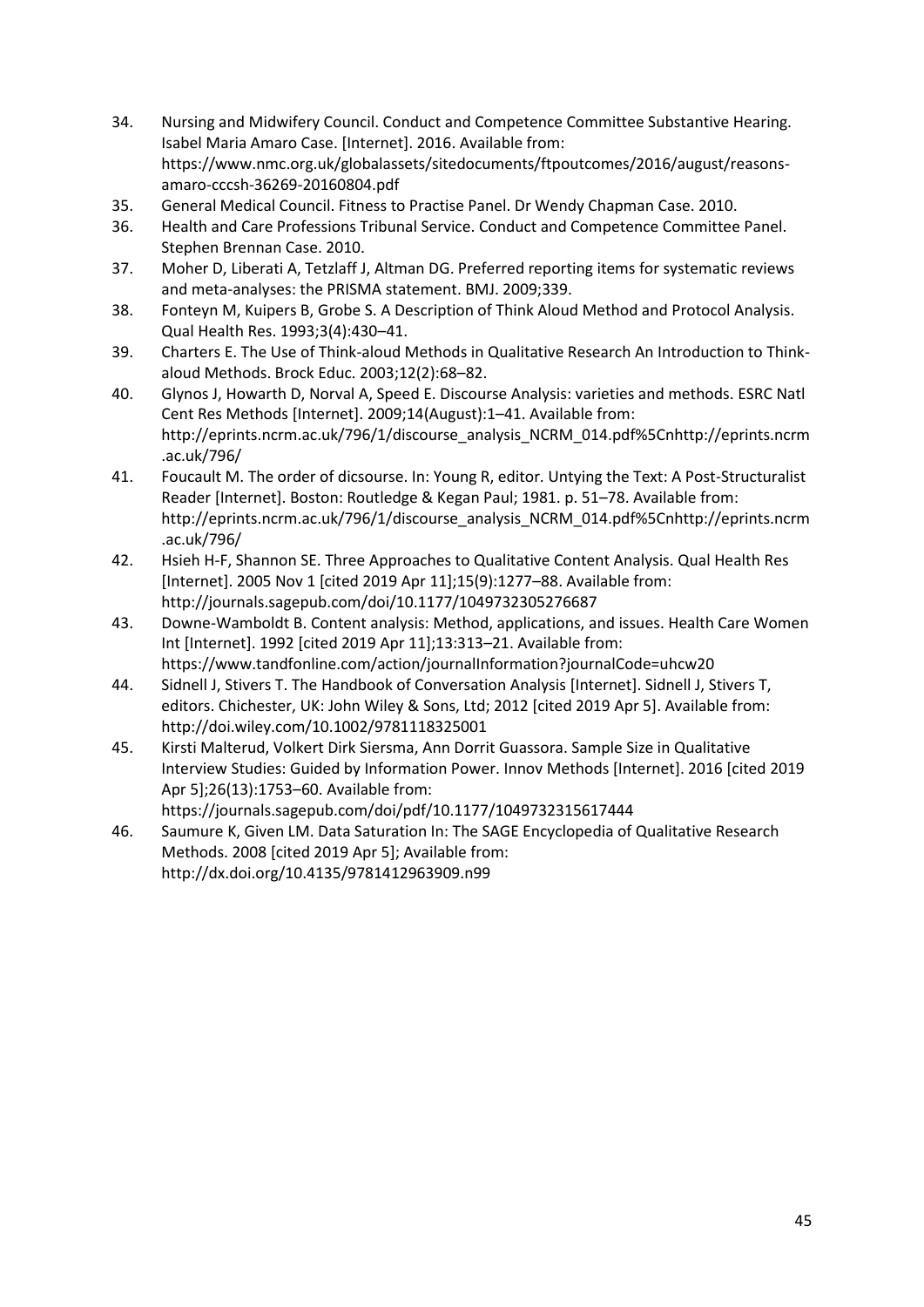34. Nursing and Midwifery Council. Conduct and Competence Committee Substantive Hearing. Isabel Maria Amaro Case. [Internet]. 2016. Available from: https://www.nmc.org.uk/globalassets/sitedocuments/ftpoutcomes/2016/august/reasons-amaro-cccsh-36269-20160804.pdf
35. General Medical Council. Fitness to Practise Panel. Dr Wendy Chapman Case. 2010.
36. Health and Care Professions Tribunal Service. Conduct and Competence Committee Panel. Stephen Brennan Case. 2010.
37. Moher D, Liberati A, Tetzlaff J, Altman DG. Preferred reporting items for systematic reviews and meta-analyses: the PRISMA statement. BMJ. 2009;339.
38. Fonteyn M, Kuipers B, Grobe S. A Description of Think Aloud Method and Protocol Analysis. Qual Health Res. 1993;3(4):430–41.
39. Charters E. The Use of Think-aloud Methods in Qualitative Research An Introduction to Think-aloud Methods. Brock Educ. 2003;12(2):68–82.
40. Glynos J, Howarth D, Norval A, Speed E. Discourse Analysis: varieties and methods. ESRC Natl Cent Res Methods [Internet]. 2009;14(August):1–41. Available from: http://eprints.ncrm.ac.uk/796/1/discourse_analysis_NCRM_014.pdf%5Cnhttp://eprints.ncrm.ac.uk/796/
41. Foucault M. The order of dicsourse. In: Young R, editor. Untying the Text: A Post-Structuralist Reader [Internet]. Boston: Routledge & Kegan Paul; 1981. p. 51–78. Available from: http://eprints.ncrm.ac.uk/796/1/discourse_analysis_NCRM_014.pdf%5Cnhttp://eprints.ncrm.ac.uk/796/
42. Hsieh H-F, Shannon SE. Three Approaches to Qualitative Content Analysis. Qual Health Res [Internet]. 2005 Nov 1 [cited 2019 Apr 11];15(9):1277–88. Available from: http://journals.sagepub.com/doi/10.1177/1049732305276687
43. Downe-Wamboldt B. Content analysis: Method, applications, and issues. Health Care Women Int [Internet]. 1992 [cited 2019 Apr 11];13:313–21. Available from: https://www.tandfonline.com/action/journalInformation?journalCode=uhcw20
44. Sidnell J, Stivers T. The Handbook of Conversation Analysis [Internet]. Sidnell J, Stivers T, editors. Chichester, UK: John Wiley & Sons, Ltd; 2012 [cited 2019 Apr 5]. Available from: http://doi.wiley.com/10.1002/9781118325001
45. Kirsti Malterud, Volkert Dirk Siersma, Ann Dorrit Guassora. Sample Size in Qualitative Interview Studies: Guided by Information Power. Innov Methods [Internet]. 2016 [cited 2019 Apr 5];26(13):1753–60. Available from: https://journals.sagepub.com/doi/pdf/10.1177/1049732315617444
46. Saumure K, Given LM. Data Saturation In: The SAGE Encyclopedia of Qualitative Research Methods. 2008 [cited 2019 Apr 5]; Available from: http://dx.doi.org/10.4135/9781412963909.n99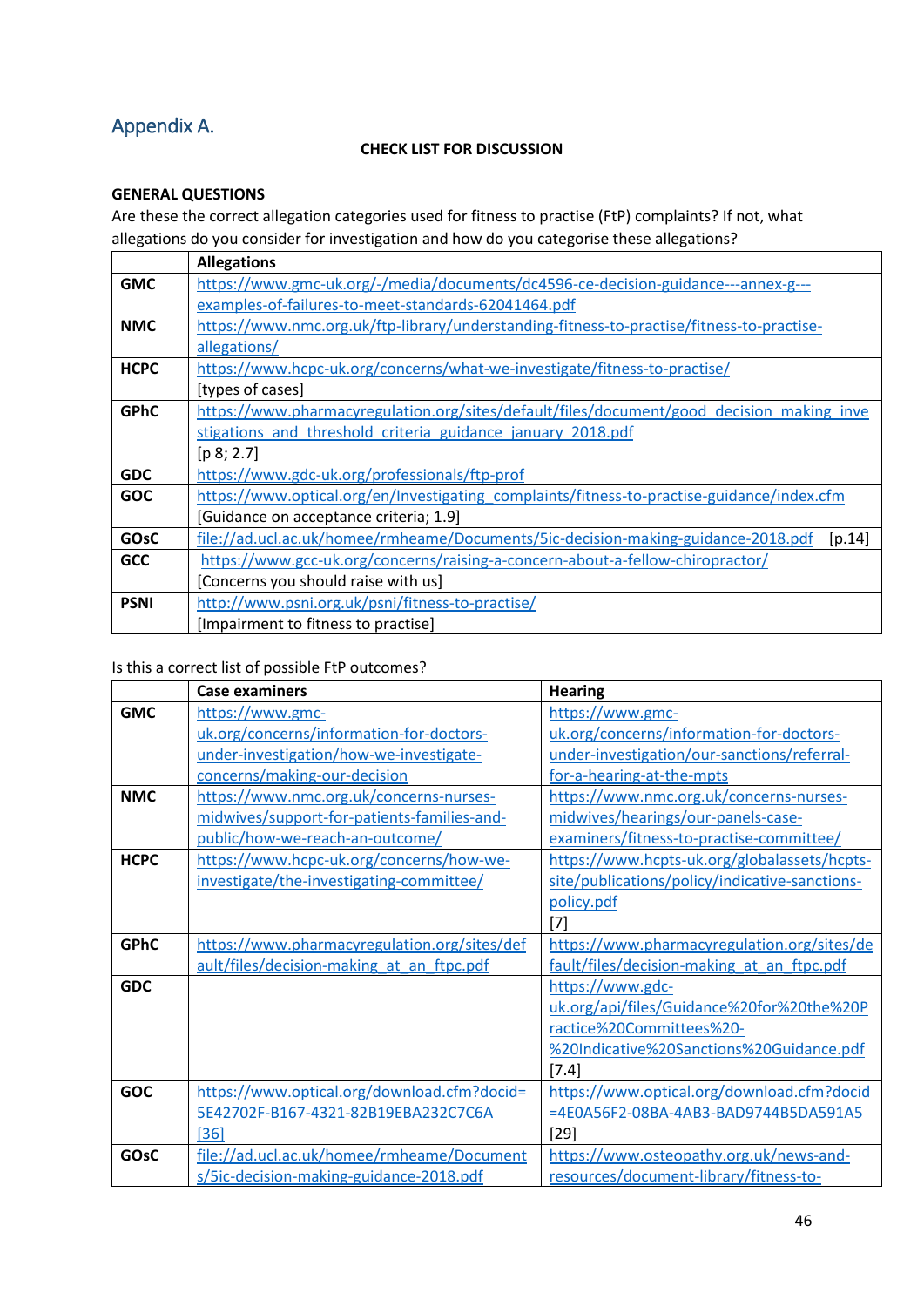## Appendix A.

**CHECK LIST FOR DISCUSSION**

**GENERAL QUESTIONS**

Are these the correct allegation categories used for fitness to practise (FtP) complaints? If not, what allegations do you consider for investigation and how do you categorise these allegations?

| | Allegations |
|---|---|
| **GMC** | https://www.gmc-uk.org/-/media/documents/dc4596-ce-decision-guidance---annex-g---examples-of-failures-to-meet-standards-62041464.pdf |
| **NMC** | https://www.nmc.org.uk/ftp-library/understanding-fitness-to-practise/fitness-to-practise-allegations/ |
| **HCPC** | https://www.hcpc-uk.org/concerns/what-we-investigate/fitness-to-practise/ [types of cases] |
| **GPhC** | https://www.pharmacyregulation.org/sites/default/files/document/good_decision_making_investigations_and_threshold_criteria_guidance_january_2018.pdf [p 8; 2.7] |
| **GDC** | https://www.gdc-uk.org/professionals/ftp-prof |
| **GOC** | https://www.optical.org/en/Investigating_complaints/fitness-to-practise-guidance/index.cfm [Guidance on acceptance criteria; 1.9] |
| **GOsC** | file://ad.ucl.ac.uk/homee/rmheame/Documents/5ic-decision-making-guidance-2018.pdf [p.14] |
| **GCC** | https://www.gcc-uk.org/concerns/raising-a-concern-about-a-fellow-chiropractor/ [Concerns you should raise with us] |
| **PSNI** | http://www.psni.org.uk/psni/fitness-to-practise/ [Impairment to fitness to practise] |

Is this a correct list of possible FtP outcomes?

| | Case examiners | Hearing |
|---|---|---|
| **GMC** | https://www.gmc-uk.org/concerns/information-for-doctors-under-investigation/how-we-investigate-concerns/making-our-decision | https://www.gmc-uk.org/concerns/information-for-doctors-under-investigation/our-sanctions/referral-for-a-hearing-at-the-mpts |
| **NMC** | https://www.nmc.org.uk/concerns-nurses-midwives/support-for-patients-families-and-public/how-we-reach-an-outcome/ | https://www.nmc.org.uk/concerns-nurses-midwives/hearings/our-panels-case-examiners/fitness-to-practise-committee/ |
| **HCPC** | https://www.hcpc-uk.org/concerns/how-we-investigate/the-investigating-committee/ | https://www.hcpts-uk.org/globalassets/hcpts-site/publications/policy/indicative-sanctions-policy.pdf [7] |
| **GPhC** | https://www.pharmacyregulation.org/sites/default/files/decision-making_at_an_ftpc.pdf | https://www.pharmacyregulation.org/sites/default/files/decision-making_at_an_ftpc.pdf |
| **GDC** | | https://www.gdc-uk.org/api/files/Guidance%20for%20the%20Practice%20Committees%20-%20Indicative%20Sanctions%20Guidance.pdf [7.4] |
| **GOC** | https://www.optical.org/download.cfm?docid=5E42702F-B167-4321-82B19EBA232C7C6A [36] | https://www.optical.org/download.cfm?docid=4E0A56F2-08BA-4AB3-BAD9744B5DA591A5 [29] |
| **GOsC** | file://ad.ucl.ac.uk/homee/rmheame/Documents/5ic-decision-making-guidance-2018.pdf | https://www.osteopathy.org.uk/news-and-resources/document-library/fitness-to- |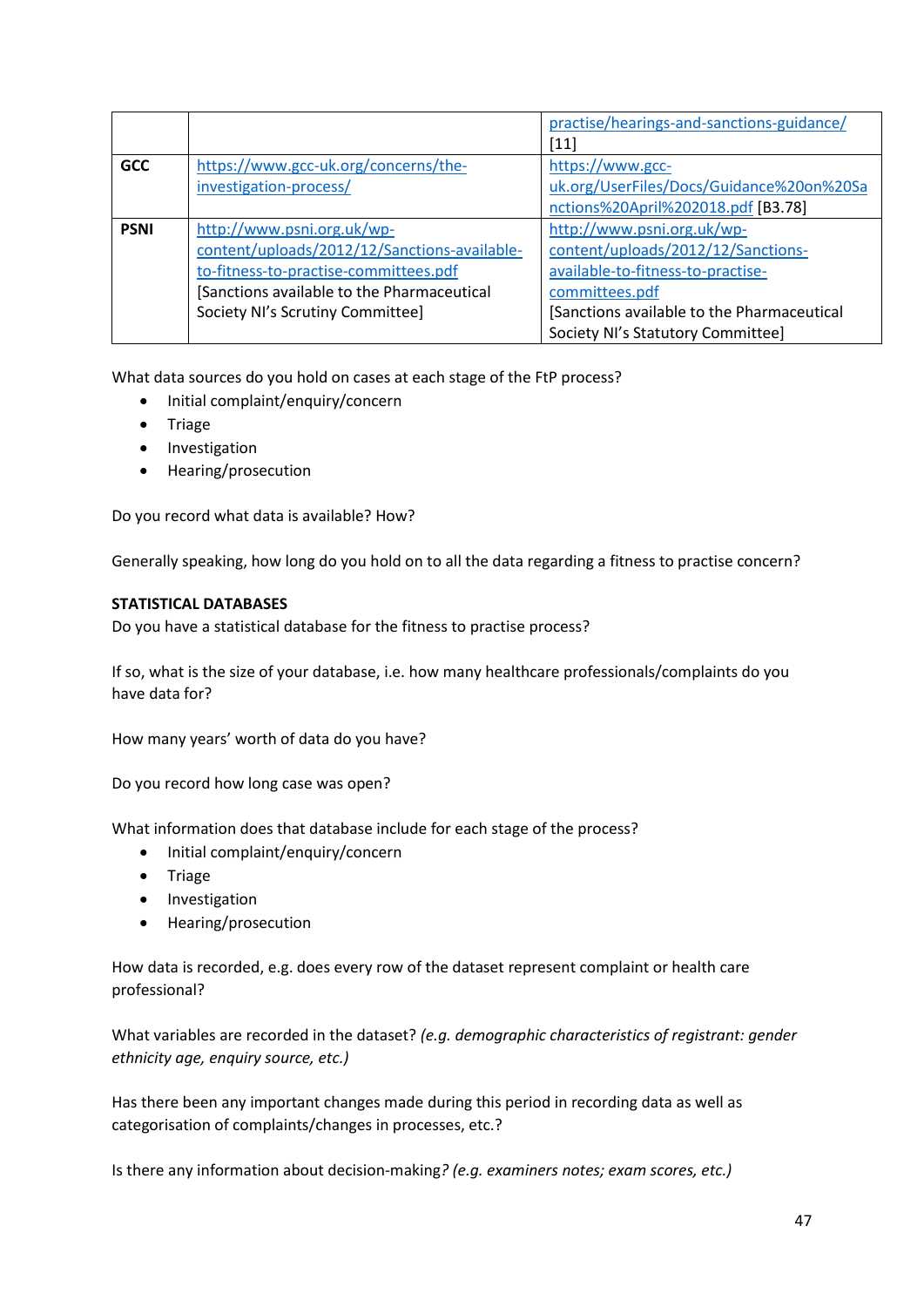| | | |
|---|---|---|
| | | practise/hearings-and-sanctions-guidance/ [11] |
| **GCC** | https://www.gcc-uk.org/concerns/the-investigation-process/ | https://www.gcc-uk.org/UserFiles/Docs/Guidance%20on%20Sanctions%20April%202018.pdf [B3.78] |
| **PSNI** | http://www.psni.org.uk/wp-content/uploads/2012/12/Sanctions-available-to-fitness-to-practise-committees.pdf [Sanctions available to the Pharmaceutical Society NI's Scrutiny Committee] | http://www.psni.org.uk/wp-content/uploads/2012/12/Sanctions-available-to-fitness-to-practise-committees.pdf [Sanctions available to the Pharmaceutical Society NI's Statutory Committee] |

What data sources do you hold on cases at each stage of the FtP process?

- Initial complaint/enquiry/concern
- Triage
- Investigation
- Hearing/prosecution

Do you record what data is available? How?

Generally speaking, how long do you hold on to all the data regarding a fitness to practise concern?

**STATISTICAL DATABASES**

Do you have a statistical database for the fitness to practise process?

If so, what is the size of your database, i.e. how many healthcare professionals/complaints do you have data for?

How many years' worth of data do you have?

Do you record how long case was open?

What information does that database include for each stage of the process?

- Initial complaint/enquiry/concern
- Triage
- Investigation
- Hearing/prosecution

How data is recorded, e.g. does every row of the dataset represent complaint or health care professional?

What variables are recorded in the dataset? *(e.g. demographic characteristics of registrant: gender ethnicity age, enquiry source, etc.)*

Has there been any important changes made during this period in recording data as well as categorisation of complaints/changes in processes, etc.?

Is there any information about decision-making*? (e.g. examiners notes; exam scores, etc.)*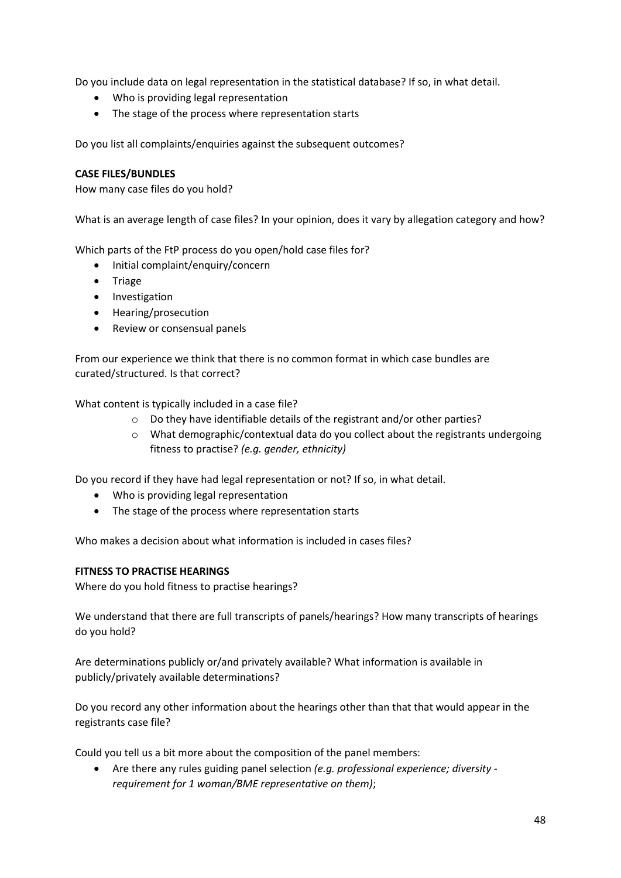Do you include data on legal representation in the statistical database? If so, in what detail.

- Who is providing legal representation
- The stage of the process where representation starts

Do you list all complaints/enquiries against the subsequent outcomes?

**CASE FILES/BUNDLES**

How many case files do you hold?

What is an average length of case files? In your opinion, does it vary by allegation category and how?

Which parts of the FtP process do you open/hold case files for?

- Initial complaint/enquiry/concern
- Triage
- Investigation
- Hearing/prosecution
- Review or consensual panels

From our experience we think that there is no common format in which case bundles are curated/structured. Is that correct?

What content is typically included in a case file?

- Do they have identifiable details of the registrant and/or other parties?
- What demographic/contextual data do you collect about the registrants undergoing fitness to practise? *(e.g. gender, ethnicity)*

Do you record if they have had legal representation or not? If so, in what detail.

- Who is providing legal representation
- The stage of the process where representation starts

Who makes a decision about what information is included in cases files?

**FITNESS TO PRACTISE HEARINGS**

Where do you hold fitness to practise hearings?

We understand that there are full transcripts of panels/hearings? How many transcripts of hearings do you hold?

Are determinations publicly or/and privately available? What information is available in publicly/privately available determinations?

Do you record any other information about the hearings other than that that would appear in the registrants case file?

Could you tell us a bit more about the composition of the panel members:

- Are there any rules guiding panel selection *(e.g. professional experience; diversity - requirement for 1 woman/BME representative on them)*;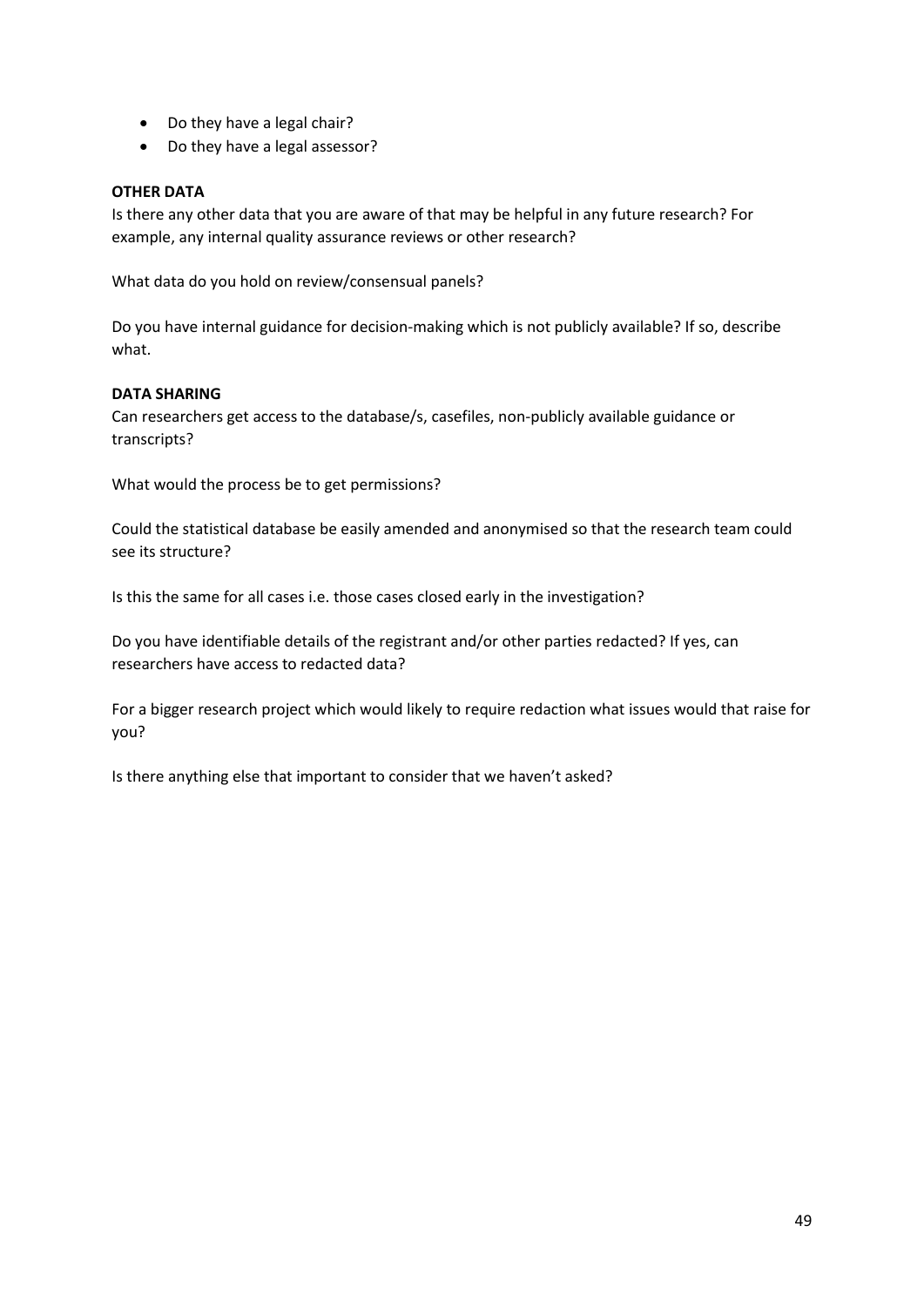- Do they have a legal chair?
- Do they have a legal assessor?

**OTHER DATA**

Is there any other data that you are aware of that may be helpful in any future research? For example, any internal quality assurance reviews or other research?

What data do you hold on review/consensual panels?

Do you have internal guidance for decision-making which is not publicly available? If so, describe what.

**DATA SHARING**

Can researchers get access to the database/s, casefiles, non-publicly available guidance or transcripts?

What would the process be to get permissions?

Could the statistical database be easily amended and anonymised so that the research team could see its structure?

Is this the same for all cases i.e. those cases closed early in the investigation?

Do you have identifiable details of the registrant and/or other parties redacted? If yes, can researchers have access to redacted data?

For a bigger research project which would likely to require redaction what issues would that raise for you?

Is there anything else that important to consider that we haven't asked?